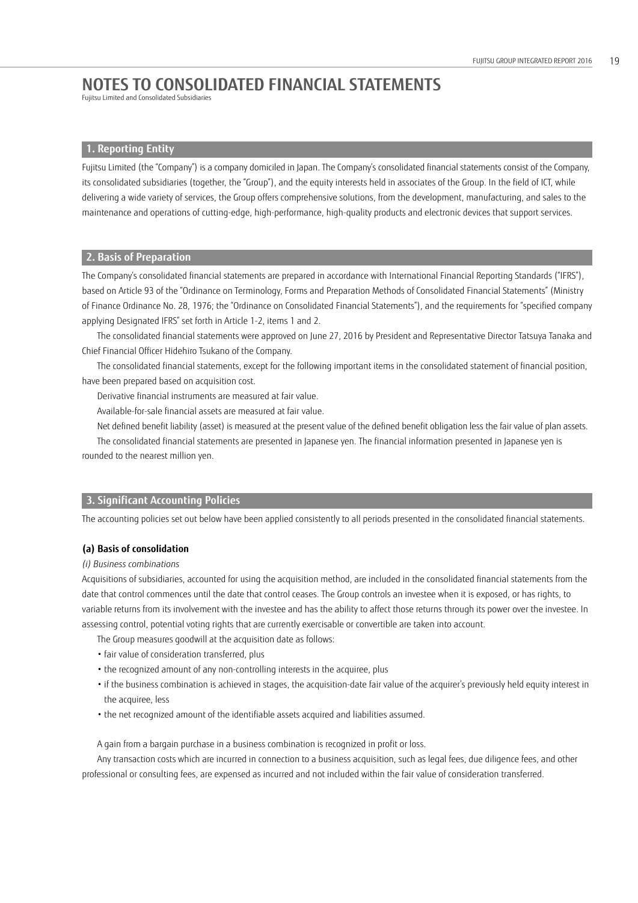# NOTES TO CONSOLIDATED FINANCIAL STATEMENTS

Fujitsu Limited and Consolidated Subsidiaries

## 1. Reporting Entity

Fujitsu Limited (the "Company") is a company domiciled in Japan. The Company's consolidated financial statements consist of the Company, its consolidated subsidiaries (together, the "Group"), and the equity interests held in associates of the Group. In the field of ICT, while delivering a wide variety of services, the Group offers comprehensive solutions, from the development, manufacturing, and sales to the maintenance and operations of cutting-edge, high-performance, high-quality products and electronic devices that support services.

## 2. Basis of Preparation

The Company's consolidated financial statements are prepared in accordance with International Financial Reporting Standards ("IFRS"), based on Article 93 of the "Ordinance on Terminology, Forms and Preparation Methods of Consolidated Financial Statements" (Ministry of Finance Ordinance No. 28, 1976; the "Ordinance on Consolidated Financial Statements"), and the requirements for "specified company applying Designated IFRS" set forth in Article 1-2, items 1 and 2.

The consolidated financial statements were approved on June 27, 2016 by President and Representative Director Tatsuya Tanaka and Chief Financial Officer Hidehiro Tsukano of the Company.

The consolidated financial statements, except for the following important items in the consolidated statement of financial position, have been prepared based on acquisition cost.

Derivative financial instruments are measured at fair value.

Available-for-sale financial assets are measured at fair value.

Net defined benefit liability (asset) is measured at the present value of the defined benefit obligation less the fair value of plan assets.

The consolidated financial statements are presented in Japanese yen. The financial information presented in Japanese yen is rounded to the nearest million yen.

## 3. Significant Accounting Policies

The accounting policies set out below have been applied consistently to all periods presented in the consolidated financial statements.

### (a) Basis of consolidation

*(i) Business combinations*

Acquisitions of subsidiaries, accounted for using the acquisition method, are included in the consolidated financial statements from the date that control commences until the date that control ceases. The Group controls an investee when it is exposed, or has rights, to variable returns from its involvement with the investee and has the ability to affect those returns through its power over the investee. In assessing control, potential voting rights that are currently exercisable or convertible are taken into account.

The Group measures goodwill at the acquisition date as follows:

- fair value of consideration transferred, plus
- the recognized amount of any non-controlling interests in the acquiree, plus
- if the business combination is achieved in stages, the acquisition-date fair value of the acquirer's previously held equity interest in the acquiree, less
- the net recognized amount of the identifiable assets acquired and liabilities assumed.

A gain from a bargain purchase in a business combination is recognized in profit or loss.

Any transaction costs which are incurred in connection to a business acquisition, such as legal fees, due diligence fees, and other professional or consulting fees, are expensed as incurred and not included within the fair value of consideration transferred.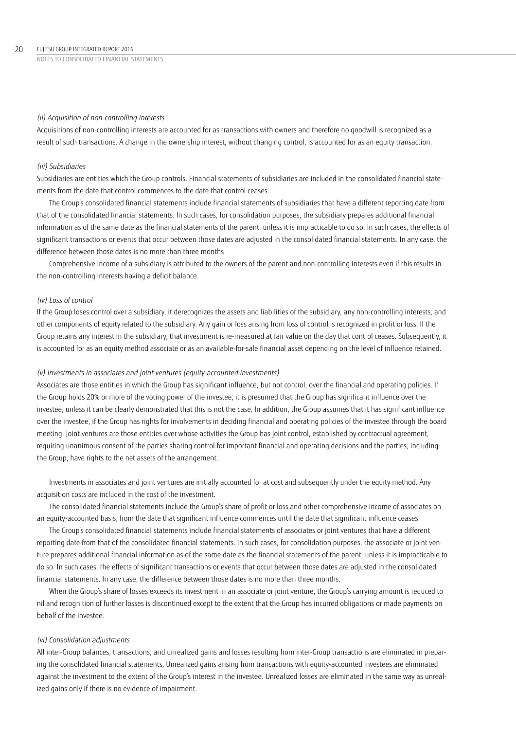*(ii) Acquisition of non-controlling interests*

Acquisitions of non-controlling interests are accounted for as transactions with owners and therefore no goodwill is recognized as a result of such transactions. A change in the ownership interest, without changing control, is accounted for as an equity transaction.

*(iii) Subsidiaries*

Subsidiaries are entities which the Group controls. Financial statements of subsidiaries are included in the consolidated financial statements from the date that control commences to the date that control ceases.

The Group's consolidated financial statements include financial statements of subsidiaries that have a different reporting date from that of the consolidated financial statements. In such cases, for consolidation purposes, the subsidiary prepares additional financial information as of the same date as the financial statements of the parent, unless it is impracticable to do so. In such cases, the effects of significant transactions or events that occur between those dates are adjusted in the consolidated financial statements. In any case, the difference between those dates is no more than three months.

Comprehensive income of a subsidiary is attributed to the owners of the parent and non-controlling interests even if this results in the non-controlling interests having a deficit balance.

*(iv) Loss of control*

If the Group loses control over a subsidiary, it derecognizes the assets and liabilities of the subsidiary, any non-controlling interests, and other components of equity related to the subsidiary. Any gain or loss arising from loss of control is recognized in profit or loss. If the Group retains any interest in the subsidiary, that investment is re-measured at fair value on the day that control ceases. Subsequently, it is accounted for as an equity method associate or as an available-for-sale financial asset depending on the level of influence retained.

*(v) Investments in associates and joint ventures (equity-accounted investments)*

Associates are those entities in which the Group has significant influence, but not control, over the financial and operating policies. If the Group holds 20% or more of the voting power of the investee, it is presumed that the Group has significant influence over the investee, unless it can be clearly demonstrated that this is not the case. In addition, the Group assumes that it has significant influence over the investee, if the Group has rights for involvements in deciding financial and operating policies of the investee through the board meeting. Joint ventures are those entities over whose activities the Group has joint control, established by contractual agreement, requiring unanimous consent of the parties sharing control for important financial and operating decisions and the parties, including the Group, have rights to the net assets of the arrangement.

Investments in associates and joint ventures are initially accounted for at cost and subsequently under the equity method. Any acquisition costs are included in the cost of the investment.

The consolidated financial statements include the Group's share of profit or loss and other comprehensive income of associates on an equity-accounted basis, from the date that significant influence commences until the date that significant influence ceases.

The Group's consolidated financial statements include financial statements of associates or joint ventures that have a different reporting date from that of the consolidated financial statements. In such cases, for consolidation purposes, the associate or joint venture prepares additional financial information as of the same date as the financial statements of the parent, unless it is impracticable to do so. In such cases, the effects of significant transactions or events that occur between those dates are adjusted in the consolidated financial statements. In any case, the difference between those dates is no more than three months.

When the Group's share of losses exceeds its investment in an associate or joint venture, the Group's carrying amount is reduced to nil and recognition of further losses is discontinued except to the extent that the Group has incurred obligations or made payments on behalf of the investee.

*(vi) Consolidation adjustments*

All inter-Group balances, transactions, and unrealized gains and losses resulting from inter-Group transactions are eliminated in preparing the consolidated financial statements. Unrealized gains arising from transactions with equity-accounted investees are eliminated against the investment to the extent of the Group's interest in the investee. Unrealized losses are eliminated in the same way as unrealized gains only if there is no evidence of impairment.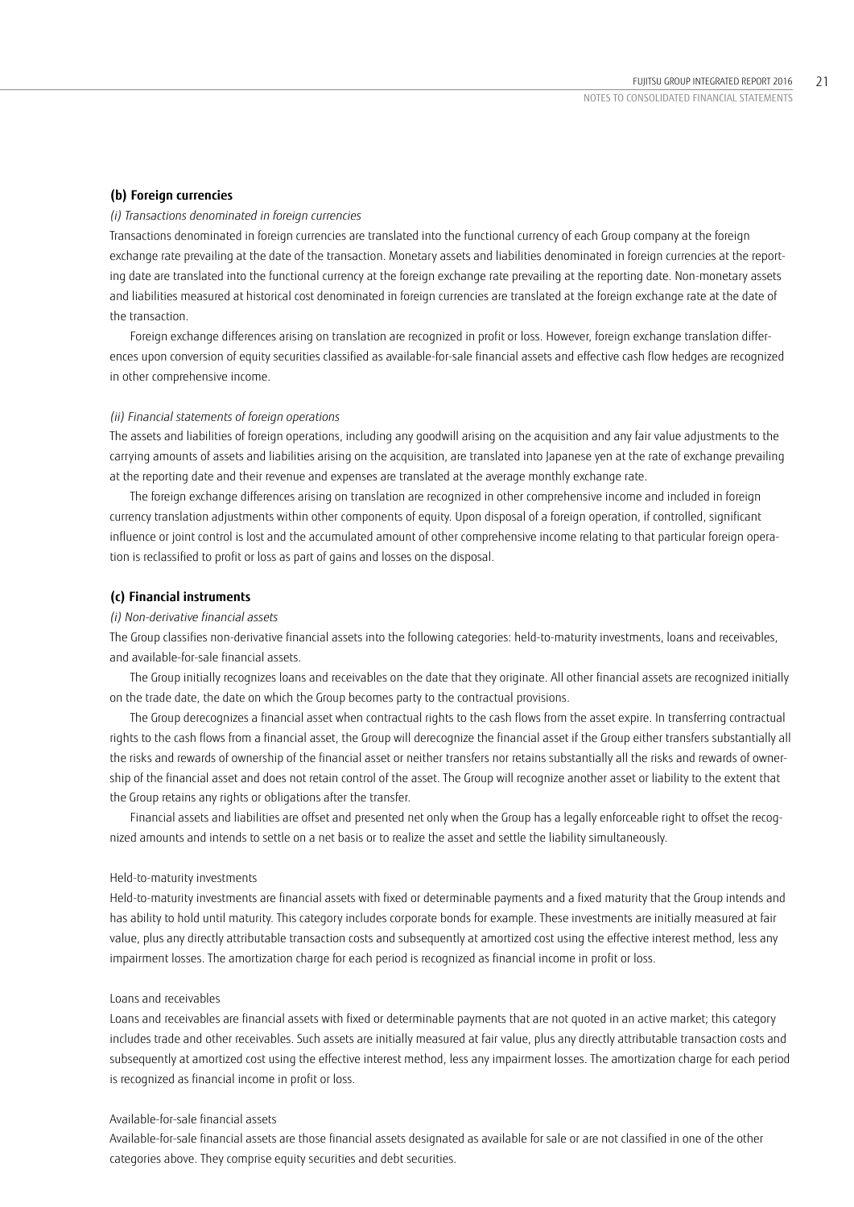### (b) Foreign currencies

*(i) Transactions denominated in foreign currencies*

Transactions denominated in foreign currencies are translated into the functional currency of each Group company at the foreign exchange rate prevailing at the date of the transaction. Monetary assets and liabilities denominated in foreign currencies at the reporting date are translated into the functional currency at the foreign exchange rate prevailing at the reporting date. Non-monetary assets and liabilities measured at historical cost denominated in foreign currencies are translated at the foreign exchange rate at the date of the transaction.

Foreign exchange differences arising on translation are recognized in profit or loss. However, foreign exchange translation differences upon conversion of equity securities classified as available-for-sale financial assets and effective cash flow hedges are recognized in other comprehensive income.

*(ii) Financial statements of foreign operations*

The assets and liabilities of foreign operations, including any goodwill arising on the acquisition and any fair value adjustments to the carrying amounts of assets and liabilities arising on the acquisition, are translated into Japanese yen at the rate of exchange prevailing at the reporting date and their revenue and expenses are translated at the average monthly exchange rate.

The foreign exchange differences arising on translation are recognized in other comprehensive income and included in foreign currency translation adjustments within other components of equity. Upon disposal of a foreign operation, if controlled, significant influence or joint control is lost and the accumulated amount of other comprehensive income relating to that particular foreign operation is reclassified to profit or loss as part of gains and losses on the disposal.

### (c) Financial instruments

*(i) Non-derivative financial assets*

The Group classifies non-derivative financial assets into the following categories: held-to-maturity investments, loans and receivables, and available-for-sale financial assets.

The Group initially recognizes loans and receivables on the date that they originate. All other financial assets are recognized initially on the trade date, the date on which the Group becomes party to the contractual provisions.

The Group derecognizes a financial asset when contractual rights to the cash flows from the asset expire. In transferring contractual rights to the cash flows from a financial asset, the Group will derecognize the financial asset if the Group either transfers substantially all the risks and rewards of ownership of the financial asset or neither transfers nor retains substantially all the risks and rewards of ownership of the financial asset and does not retain control of the asset. The Group will recognize another asset or liability to the extent that the Group retains any rights or obligations after the transfer.

Financial assets and liabilities are offset and presented net only when the Group has a legally enforceable right to offset the recognized amounts and intends to settle on a net basis or to realize the asset and settle the liability simultaneously.

Held-to-maturity investments

Held-to-maturity investments are financial assets with fixed or determinable payments and a fixed maturity that the Group intends and has ability to hold until maturity. This category includes corporate bonds for example. These investments are initially measured at fair value, plus any directly attributable transaction costs and subsequently at amortized cost using the effective interest method, less any impairment losses. The amortization charge for each period is recognized as financial income in profit or loss.

Loans and receivables

Loans and receivables are financial assets with fixed or determinable payments that are not quoted in an active market; this category includes trade and other receivables. Such assets are initially measured at fair value, plus any directly attributable transaction costs and subsequently at amortized cost using the effective interest method, less any impairment losses. The amortization charge for each period is recognized as financial income in profit or loss.

Available-for-sale financial assets

Available-for-sale financial assets are those financial assets designated as available for sale or are not classified in one of the other categories above. They comprise equity securities and debt securities.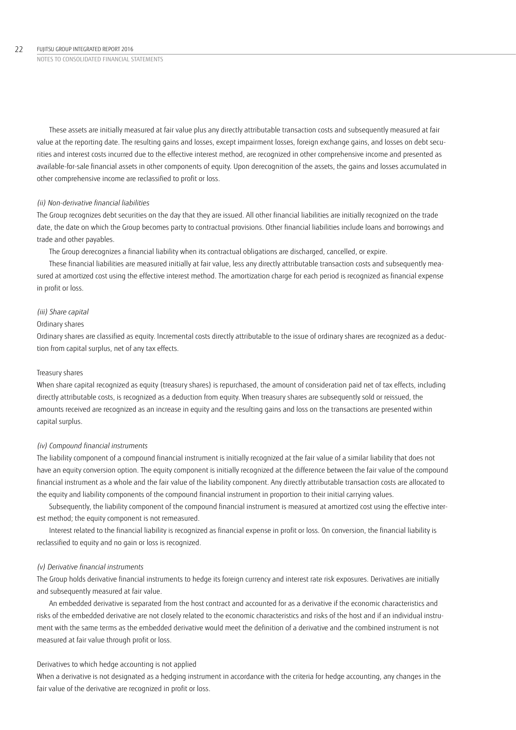These assets are initially measured at fair value plus any directly attributable transaction costs and subsequently measured at fair value at the reporting date. The resulting gains and losses, except impairment losses, foreign exchange gains, and losses on debt securities and interest costs incurred due to the effective interest method, are recognized in other comprehensive income and presented as available-for-sale financial assets in other components of equity. Upon derecognition of the assets, the gains and losses accumulated in other comprehensive income are reclassified to profit or loss.

*(ii) Non-derivative financial liabilities*

The Group recognizes debt securities on the day that they are issued. All other financial liabilities are initially recognized on the trade date, the date on which the Group becomes party to contractual provisions. Other financial liabilities include loans and borrowings and trade and other payables.

The Group derecognizes a financial liability when its contractual obligations are discharged, cancelled, or expire.

These financial liabilities are measured initially at fair value, less any directly attributable transaction costs and subsequently measured at amortized cost using the effective interest method. The amortization charge for each period is recognized as financial expense in profit or loss.

*(iii) Share capital*

Ordinary shares

Ordinary shares are classified as equity. Incremental costs directly attributable to the issue of ordinary shares are recognized as a deduction from capital surplus, net of any tax effects.

Treasury shares

When share capital recognized as equity (treasury shares) is repurchased, the amount of consideration paid net of tax effects, including directly attributable costs, is recognized as a deduction from equity. When treasury shares are subsequently sold or reissued, the amounts received are recognized as an increase in equity and the resulting gains and loss on the transactions are presented within capital surplus.

*(iv) Compound financial instruments*

The liability component of a compound financial instrument is initially recognized at the fair value of a similar liability that does not have an equity conversion option. The equity component is initially recognized at the difference between the fair value of the compound financial instrument as a whole and the fair value of the liability component. Any directly attributable transaction costs are allocated to the equity and liability components of the compound financial instrument in proportion to their initial carrying values.

Subsequently, the liability component of the compound financial instrument is measured at amortized cost using the effective interest method; the equity component is not remeasured.

Interest related to the financial liability is recognized as financial expense in profit or loss. On conversion, the financial liability is reclassified to equity and no gain or loss is recognized.

*(v) Derivative financial instruments*

The Group holds derivative financial instruments to hedge its foreign currency and interest rate risk exposures. Derivatives are initially and subsequently measured at fair value.

An embedded derivative is separated from the host contract and accounted for as a derivative if the economic characteristics and risks of the embedded derivative are not closely related to the economic characteristics and risks of the host and if an individual instrument with the same terms as the embedded derivative would meet the definition of a derivative and the combined instrument is not measured at fair value through profit or loss.

Derivatives to which hedge accounting is not applied

When a derivative is not designated as a hedging instrument in accordance with the criteria for hedge accounting, any changes in the fair value of the derivative are recognized in profit or loss.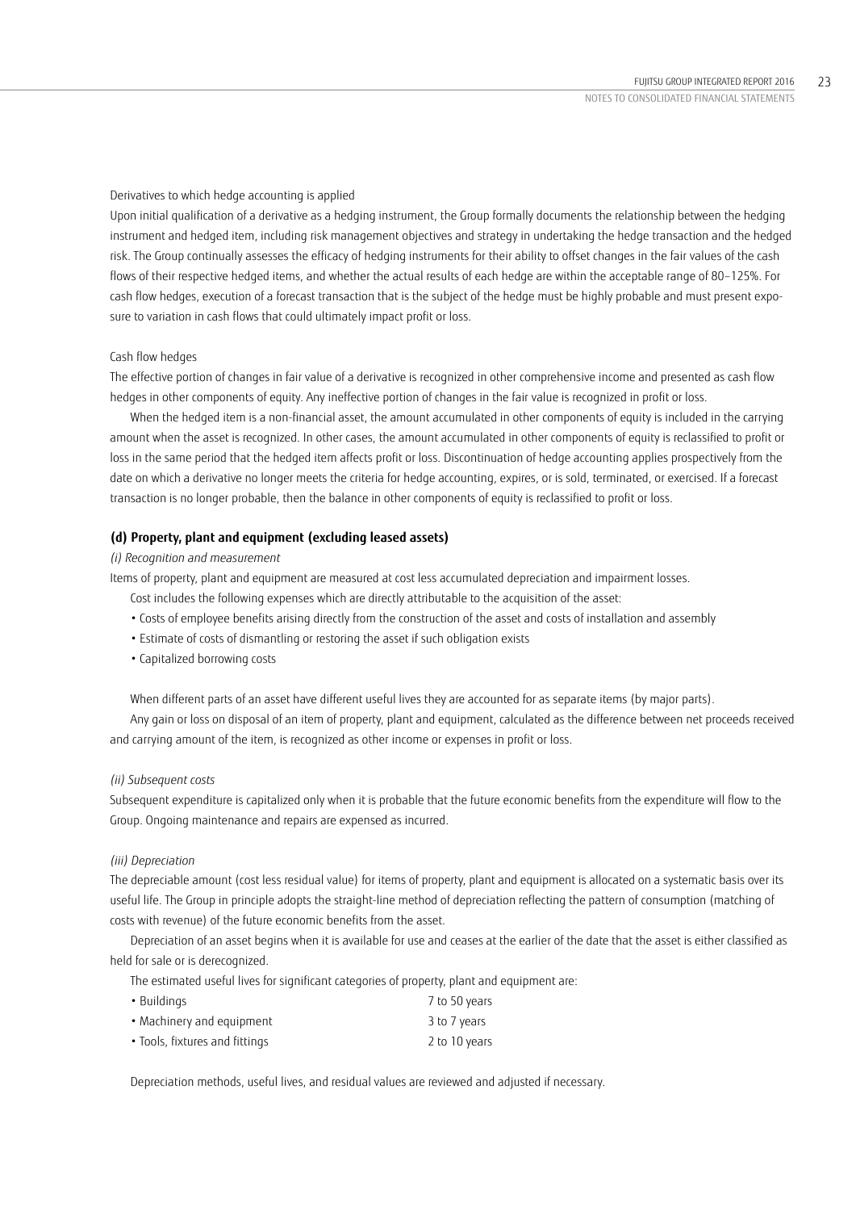Derivatives to which hedge accounting is applied

Upon initial qualification of a derivative as a hedging instrument, the Group formally documents the relationship between the hedging instrument and hedged item, including risk management objectives and strategy in undertaking the hedge transaction and the hedged risk. The Group continually assesses the efficacy of hedging instruments for their ability to offset changes in the fair values of the cash flows of their respective hedged items, and whether the actual results of each hedge are within the acceptable range of 80–125%. For cash flow hedges, execution of a forecast transaction that is the subject of the hedge must be highly probable and must present exposure to variation in cash flows that could ultimately impact profit or loss.

Cash flow hedges

The effective portion of changes in fair value of a derivative is recognized in other comprehensive income and presented as cash flow hedges in other components of equity. Any ineffective portion of changes in the fair value is recognized in profit or loss.

When the hedged item is a non-financial asset, the amount accumulated in other components of equity is included in the carrying amount when the asset is recognized. In other cases, the amount accumulated in other components of equity is reclassified to profit or loss in the same period that the hedged item affects profit or loss. Discontinuation of hedge accounting applies prospectively from the date on which a derivative no longer meets the criteria for hedge accounting, expires, or is sold, terminated, or exercised. If a forecast transaction is no longer probable, then the balance in other components of equity is reclassified to profit or loss.

### (d) Property, plant and equipment (excluding leased assets)

*(i) Recognition and measurement*

Items of property, plant and equipment are measured at cost less accumulated depreciation and impairment losses.

Cost includes the following expenses which are directly attributable to the acquisition of the asset:

- Costs of employee benefits arising directly from the construction of the asset and costs of installation and assembly
- Estimate of costs of dismantling or restoring the asset if such obligation exists
- Capitalized borrowing costs

When different parts of an asset have different useful lives they are accounted for as separate items (by major parts).

Any gain or loss on disposal of an item of property, plant and equipment, calculated as the difference between net proceeds received and carrying amount of the item, is recognized as other income or expenses in profit or loss.

*(ii) Subsequent costs*

Subsequent expenditure is capitalized only when it is probable that the future economic benefits from the expenditure will flow to the Group. Ongoing maintenance and repairs are expensed as incurred.

*(iii) Depreciation*

The depreciable amount (cost less residual value) for items of property, plant and equipment is allocated on a systematic basis over its useful life. The Group in principle adopts the straight-line method of depreciation reflecting the pattern of consumption (matching of costs with revenue) of the future economic benefits from the asset.

Depreciation of an asset begins when it is available for use and ceases at the earlier of the date that the asset is either classified as held for sale or is derecognized.

The estimated useful lives for significant categories of property, plant and equipment are:

| | |
|---|---|
| • Buildings | 7 to 50 years |
| • Machinery and equipment | 3 to 7 years |
| • Tools, fixtures and fittings | 2 to 10 years |

Depreciation methods, useful lives, and residual values are reviewed and adjusted if necessary.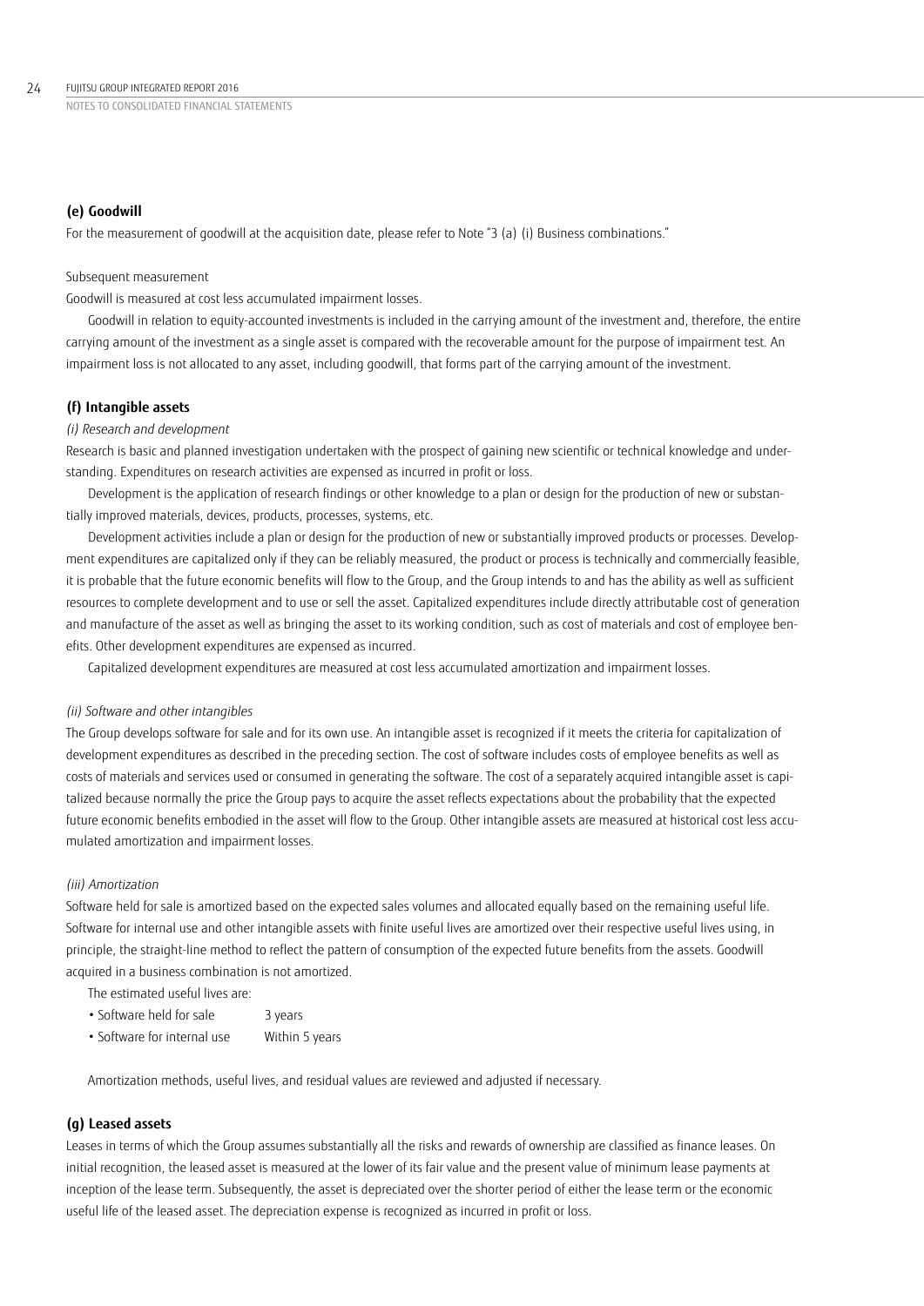### (e) Goodwill

For the measurement of goodwill at the acquisition date, please refer to Note "3 (a) (i) Business combinations."

Subsequent measurement

Goodwill is measured at cost less accumulated impairment losses.

Goodwill in relation to equity-accounted investments is included in the carrying amount of the investment and, therefore, the entire carrying amount of the investment as a single asset is compared with the recoverable amount for the purpose of impairment test. An impairment loss is not allocated to any asset, including goodwill, that forms part of the carrying amount of the investment.

### (f) Intangible assets

*(i) Research and development*

Research is basic and planned investigation undertaken with the prospect of gaining new scientific or technical knowledge and understanding. Expenditures on research activities are expensed as incurred in profit or loss.

Development is the application of research findings or other knowledge to a plan or design for the production of new or substantially improved materials, devices, products, processes, systems, etc.

Development activities include a plan or design for the production of new or substantially improved products or processes. Development expenditures are capitalized only if they can be reliably measured, the product or process is technically and commercially feasible, it is probable that the future economic benefits will flow to the Group, and the Group intends to and has the ability as well as sufficient resources to complete development and to use or sell the asset. Capitalized expenditures include directly attributable cost of generation and manufacture of the asset as well as bringing the asset to its working condition, such as cost of materials and cost of employee benefits. Other development expenditures are expensed as incurred.

Capitalized development expenditures are measured at cost less accumulated amortization and impairment losses.

*(ii) Software and other intangibles*

The Group develops software for sale and for its own use. An intangible asset is recognized if it meets the criteria for capitalization of development expenditures as described in the preceding section. The cost of software includes costs of employee benefits as well as costs of materials and services used or consumed in generating the software. The cost of a separately acquired intangible asset is capitalized because normally the price the Group pays to acquire the asset reflects expectations about the probability that the expected future economic benefits embodied in the asset will flow to the Group. Other intangible assets are measured at historical cost less accumulated amortization and impairment losses.

*(iii) Amortization*

Software held for sale is amortized based on the expected sales volumes and allocated equally based on the remaining useful life. Software for internal use and other intangible assets with finite useful lives are amortized over their respective useful lives using, in principle, the straight-line method to reflect the pattern of consumption of the expected future benefits from the assets. Goodwill acquired in a business combination is not amortized.

The estimated useful lives are:

- Software held for sale: 3 years
- Software for internal use: Within 5 years

Amortization methods, useful lives, and residual values are reviewed and adjusted if necessary.

### (g) Leased assets

Leases in terms of which the Group assumes substantially all the risks and rewards of ownership are classified as finance leases. On initial recognition, the leased asset is measured at the lower of its fair value and the present value of minimum lease payments at inception of the lease term. Subsequently, the asset is depreciated over the shorter period of either the lease term or the economic useful life of the leased asset. The depreciation expense is recognized as incurred in profit or loss.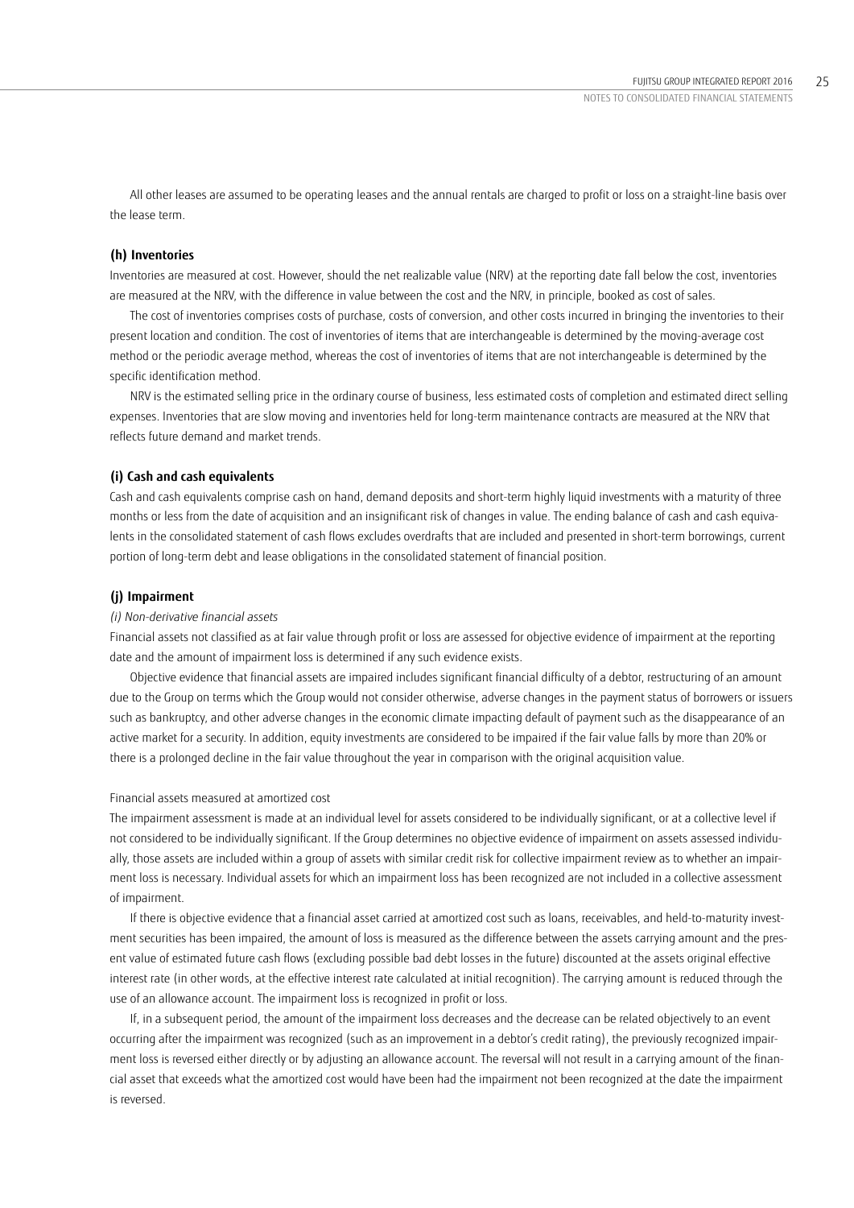All other leases are assumed to be operating leases and the annual rentals are charged to profit or loss on a straight-line basis over the lease term.

### (h) Inventories

Inventories are measured at cost. However, should the net realizable value (NRV) at the reporting date fall below the cost, inventories are measured at the NRV, with the difference in value between the cost and the NRV, in principle, booked as cost of sales.

The cost of inventories comprises costs of purchase, costs of conversion, and other costs incurred in bringing the inventories to their present location and condition. The cost of inventories of items that are interchangeable is determined by the moving-average cost method or the periodic average method, whereas the cost of inventories of items that are not interchangeable is determined by the specific identification method.

NRV is the estimated selling price in the ordinary course of business, less estimated costs of completion and estimated direct selling expenses. Inventories that are slow moving and inventories held for long-term maintenance contracts are measured at the NRV that reflects future demand and market trends.

### (i) Cash and cash equivalents

Cash and cash equivalents comprise cash on hand, demand deposits and short-term highly liquid investments with a maturity of three months or less from the date of acquisition and an insignificant risk of changes in value. The ending balance of cash and cash equivalents in the consolidated statement of cash flows excludes overdrafts that are included and presented in short-term borrowings, current portion of long-term debt and lease obligations in the consolidated statement of financial position.

### (j) Impairment

*(i) Non-derivative financial assets*

Financial assets not classified as at fair value through profit or loss are assessed for objective evidence of impairment at the reporting date and the amount of impairment loss is determined if any such evidence exists.

Objective evidence that financial assets are impaired includes significant financial difficulty of a debtor, restructuring of an amount due to the Group on terms which the Group would not consider otherwise, adverse changes in the payment status of borrowers or issuers such as bankruptcy, and other adverse changes in the economic climate impacting default of payment such as the disappearance of an active market for a security. In addition, equity investments are considered to be impaired if the fair value falls by more than 20% or there is a prolonged decline in the fair value throughout the year in comparison with the original acquisition value.

Financial assets measured at amortized cost

The impairment assessment is made at an individual level for assets considered to be individually significant, or at a collective level if not considered to be individually significant. If the Group determines no objective evidence of impairment on assets assessed individually, those assets are included within a group of assets with similar credit risk for collective impairment review as to whether an impairment loss is necessary. Individual assets for which an impairment loss has been recognized are not included in a collective assessment of impairment.

If there is objective evidence that a financial asset carried at amortized cost such as loans, receivables, and held-to-maturity investment securities has been impaired, the amount of loss is measured as the difference between the assets carrying amount and the present value of estimated future cash flows (excluding possible bad debt losses in the future) discounted at the assets original effective interest rate (in other words, at the effective interest rate calculated at initial recognition). The carrying amount is reduced through the use of an allowance account. The impairment loss is recognized in profit or loss.

If, in a subsequent period, the amount of the impairment loss decreases and the decrease can be related objectively to an event occurring after the impairment was recognized (such as an improvement in a debtor's credit rating), the previously recognized impairment loss is reversed either directly or by adjusting an allowance account. The reversal will not result in a carrying amount of the financial asset that exceeds what the amortized cost would have been had the impairment not been recognized at the date the impairment is reversed.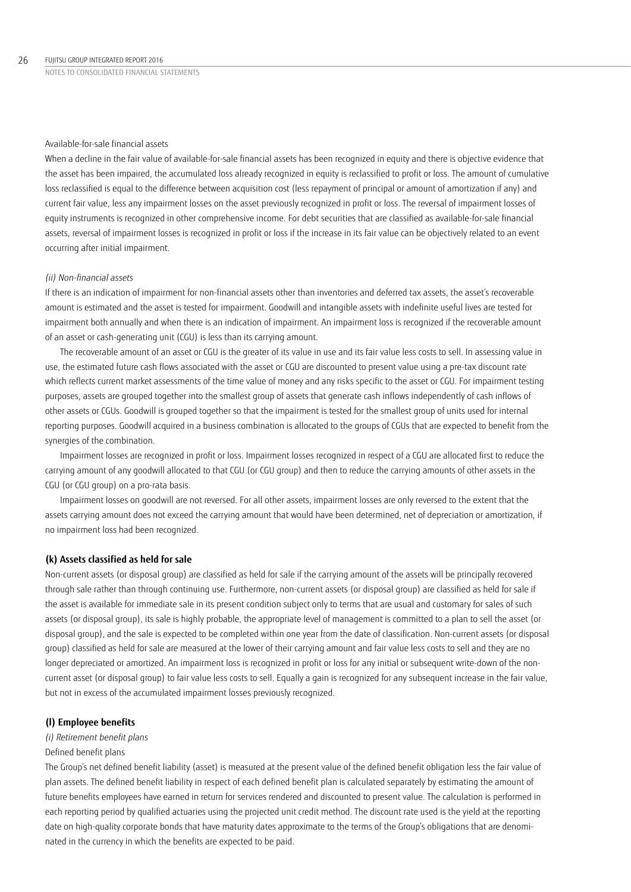Available-for-sale financial assets

When a decline in the fair value of available-for-sale financial assets has been recognized in equity and there is objective evidence that the asset has been impaired, the accumulated loss already recognized in equity is reclassified to profit or loss. The amount of cumulative loss reclassified is equal to the difference between acquisition cost (less repayment of principal or amount of amortization if any) and current fair value, less any impairment losses on the asset previously recognized in profit or loss. The reversal of impairment losses of equity instruments is recognized in other comprehensive income. For debt securities that are classified as available-for-sale financial assets, reversal of impairment losses is recognized in profit or loss if the increase in its fair value can be objectively related to an event occurring after initial impairment.

*(ii) Non-financial assets*

If there is an indication of impairment for non-financial assets other than inventories and deferred tax assets, the asset's recoverable amount is estimated and the asset is tested for impairment. Goodwill and intangible assets with indefinite useful lives are tested for impairment both annually and when there is an indication of impairment. An impairment loss is recognized if the recoverable amount of an asset or cash-generating unit (CGU) is less than its carrying amount.

The recoverable amount of an asset or CGU is the greater of its value in use and its fair value less costs to sell. In assessing value in use, the estimated future cash flows associated with the asset or CGU are discounted to present value using a pre-tax discount rate which reflects current market assessments of the time value of money and any risks specific to the asset or CGU. For impairment testing purposes, assets are grouped together into the smallest group of assets that generate cash inflows independently of cash inflows of other assets or CGUs. Goodwill is grouped together so that the impairment is tested for the smallest group of units used for internal reporting purposes. Goodwill acquired in a business combination is allocated to the groups of CGUs that are expected to benefit from the synergies of the combination.

Impairment losses are recognized in profit or loss. Impairment losses recognized in respect of a CGU are allocated first to reduce the carrying amount of any goodwill allocated to that CGU (or CGU group) and then to reduce the carrying amounts of other assets in the CGU (or CGU group) on a pro-rata basis.

Impairment losses on goodwill are not reversed. For all other assets, impairment losses are only reversed to the extent that the assets carrying amount does not exceed the carrying amount that would have been determined, net of depreciation or amortization, if no impairment loss had been recognized.

**(k) Assets classified as held for sale**

Non-current assets (or disposal group) are classified as held for sale if the carrying amount of the assets will be principally recovered through sale rather than through continuing use. Furthermore, non-current assets (or disposal group) are classified as held for sale if the asset is available for immediate sale in its present condition subject only to terms that are usual and customary for sales of such assets (or disposal group), its sale is highly probable, the appropriate level of management is committed to a plan to sell the asset (or disposal group), and the sale is expected to be completed within one year from the date of classification. Non-current assets (or disposal group) classified as held for sale are measured at the lower of their carrying amount and fair value less costs to sell and they are no longer depreciated or amortized. An impairment loss is recognized in profit or loss for any initial or subsequent write-down of the non-current asset (or disposal group) to fair value less costs to sell. Equally a gain is recognized for any subsequent increase in the fair value, but not in excess of the accumulated impairment losses previously recognized.

**(l) Employee benefits**

*(i) Retirement benefit plans*

Defined benefit plans

The Group's net defined benefit liability (asset) is measured at the present value of the defined benefit obligation less the fair value of plan assets. The defined benefit liability in respect of each defined benefit plan is calculated separately by estimating the amount of future benefits employees have earned in return for services rendered and discounted to present value. The calculation is performed in each reporting period by qualified actuaries using the projected unit credit method. The discount rate used is the yield at the reporting date on high-quality corporate bonds that have maturity dates approximate to the terms of the Group's obligations that are denominated in the currency in which the benefits are expected to be paid.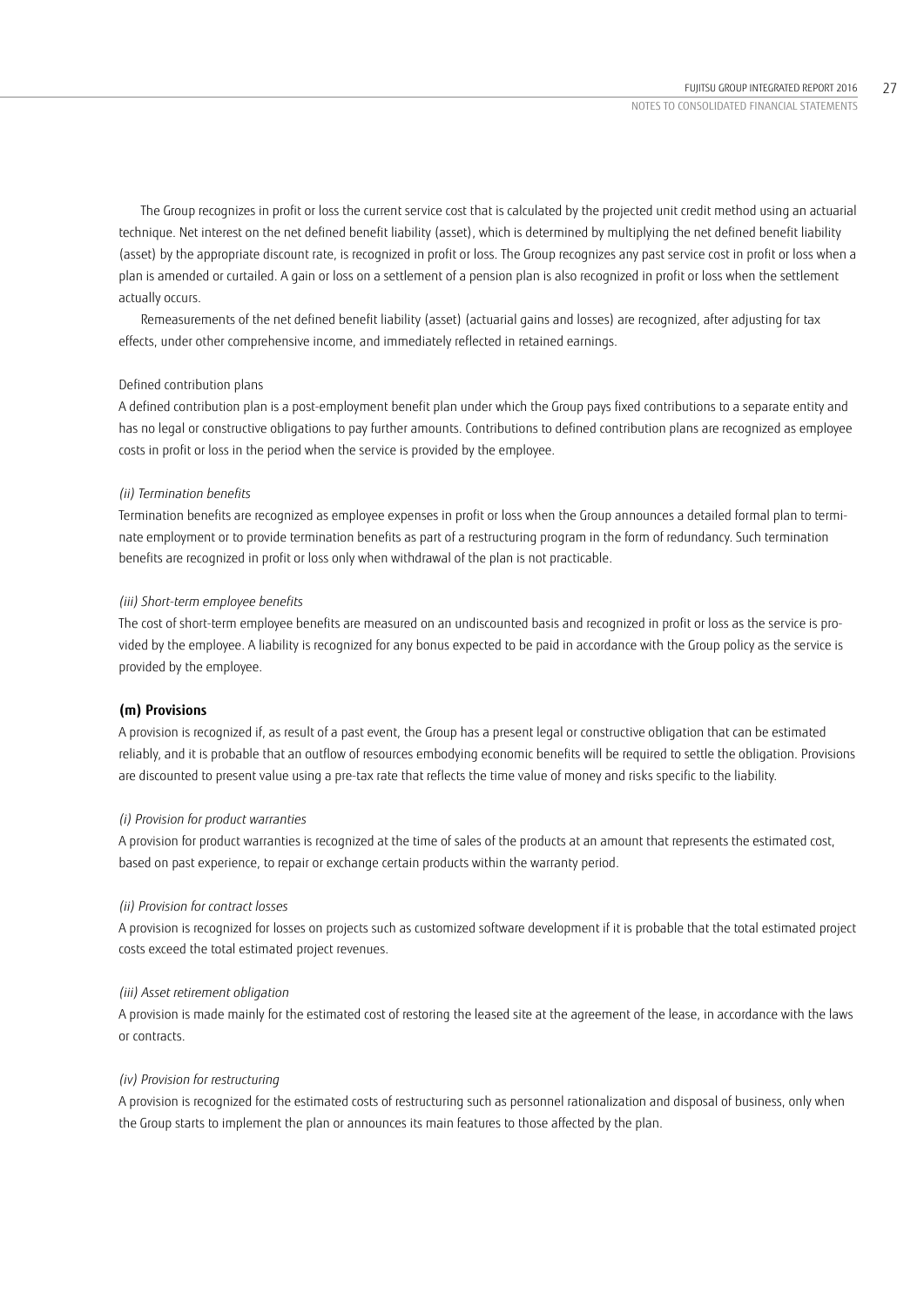The Group recognizes in profit or loss the current service cost that is calculated by the projected unit credit method using an actuarial technique. Net interest on the net defined benefit liability (asset), which is determined by multiplying the net defined benefit liability (asset) by the appropriate discount rate, is recognized in profit or loss. The Group recognizes any past service cost in profit or loss when a plan is amended or curtailed. A gain or loss on a settlement of a pension plan is also recognized in profit or loss when the settlement actually occurs.

Remeasurements of the net defined benefit liability (asset) (actuarial gains and losses) are recognized, after adjusting for tax effects, under other comprehensive income, and immediately reflected in retained earnings.

Defined contribution plans

A defined contribution plan is a post-employment benefit plan under which the Group pays fixed contributions to a separate entity and has no legal or constructive obligations to pay further amounts. Contributions to defined contribution plans are recognized as employee costs in profit or loss in the period when the service is provided by the employee.

*(ii) Termination benefits*

Termination benefits are recognized as employee expenses in profit or loss when the Group announces a detailed formal plan to terminate employment or to provide termination benefits as part of a restructuring program in the form of redundancy. Such termination benefits are recognized in profit or loss only when withdrawal of the plan is not practicable.

*(iii) Short-term employee benefits*

The cost of short-term employee benefits are measured on an undiscounted basis and recognized in profit or loss as the service is provided by the employee. A liability is recognized for any bonus expected to be paid in accordance with the Group policy as the service is provided by the employee.

**(m) Provisions**

A provision is recognized if, as result of a past event, the Group has a present legal or constructive obligation that can be estimated reliably, and it is probable that an outflow of resources embodying economic benefits will be required to settle the obligation. Provisions are discounted to present value using a pre-tax rate that reflects the time value of money and risks specific to the liability.

*(i) Provision for product warranties*

A provision for product warranties is recognized at the time of sales of the products at an amount that represents the estimated cost, based on past experience, to repair or exchange certain products within the warranty period.

*(ii) Provision for contract losses*

A provision is recognized for losses on projects such as customized software development if it is probable that the total estimated project costs exceed the total estimated project revenues.

*(iii) Asset retirement obligation*

A provision is made mainly for the estimated cost of restoring the leased site at the agreement of the lease, in accordance with the laws or contracts.

*(iv) Provision for restructuring*

A provision is recognized for the estimated costs of restructuring such as personnel rationalization and disposal of business, only when the Group starts to implement the plan or announces its main features to those affected by the plan.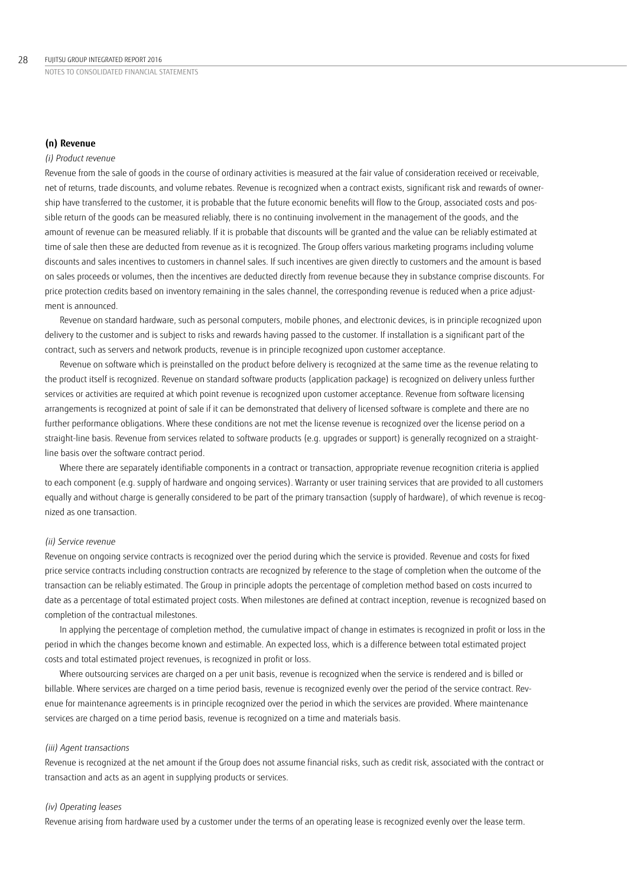### (n) Revenue

*(i) Product revenue*

Revenue from the sale of goods in the course of ordinary activities is measured at the fair value of consideration received or receivable, net of returns, trade discounts, and volume rebates. Revenue is recognized when a contract exists, significant risk and rewards of ownership have transferred to the customer, it is probable that the future economic benefits will flow to the Group, associated costs and possible return of the goods can be measured reliably, there is no continuing involvement in the management of the goods, and the amount of revenue can be measured reliably. If it is probable that discounts will be granted and the value can be reliably estimated at time of sale then these are deducted from revenue as it is recognized. The Group offers various marketing programs including volume discounts and sales incentives to customers in channel sales. If such incentives are given directly to customers and the amount is based on sales proceeds or volumes, then the incentives are deducted directly from revenue because they in substance comprise discounts. For price protection credits based on inventory remaining in the sales channel, the corresponding revenue is reduced when a price adjustment is announced.

Revenue on standard hardware, such as personal computers, mobile phones, and electronic devices, is in principle recognized upon delivery to the customer and is subject to risks and rewards having passed to the customer. If installation is a significant part of the contract, such as servers and network products, revenue is in principle recognized upon customer acceptance.

Revenue on software which is preinstalled on the product before delivery is recognized at the same time as the revenue relating to the product itself is recognized. Revenue on standard software products (application package) is recognized on delivery unless further services or activities are required at which point revenue is recognized upon customer acceptance. Revenue from software licensing arrangements is recognized at point of sale if it can be demonstrated that delivery of licensed software is complete and there are no further performance obligations. Where these conditions are not met the license revenue is recognized over the license period on a straight-line basis. Revenue from services related to software products (e.g. upgrades or support) is generally recognized on a straight-line basis over the software contract period.

Where there are separately identifiable components in a contract or transaction, appropriate revenue recognition criteria is applied to each component (e.g. supply of hardware and ongoing services). Warranty or user training services that are provided to all customers equally and without charge is generally considered to be part of the primary transaction (supply of hardware), of which revenue is recognized as one transaction.

*(ii) Service revenue*

Revenue on ongoing service contracts is recognized over the period during which the service is provided. Revenue and costs for fixed price service contracts including construction contracts are recognized by reference to the stage of completion when the outcome of the transaction can be reliably estimated. The Group in principle adopts the percentage of completion method based on costs incurred to date as a percentage of total estimated project costs. When milestones are defined at contract inception, revenue is recognized based on completion of the contractual milestones.

In applying the percentage of completion method, the cumulative impact of change in estimates is recognized in profit or loss in the period in which the changes become known and estimable. An expected loss, which is a difference between total estimated project costs and total estimated project revenues, is recognized in profit or loss.

Where outsourcing services are charged on a per unit basis, revenue is recognized when the service is rendered and is billed or billable. Where services are charged on a time period basis, revenue is recognized evenly over the period of the service contract. Revenue for maintenance agreements is in principle recognized over the period in which the services are provided. Where maintenance services are charged on a time period basis, revenue is recognized on a time and materials basis.

*(iii) Agent transactions*

Revenue is recognized at the net amount if the Group does not assume financial risks, such as credit risk, associated with the contract or transaction and acts as an agent in supplying products or services.

*(iv) Operating leases*

Revenue arising from hardware used by a customer under the terms of an operating lease is recognized evenly over the lease term.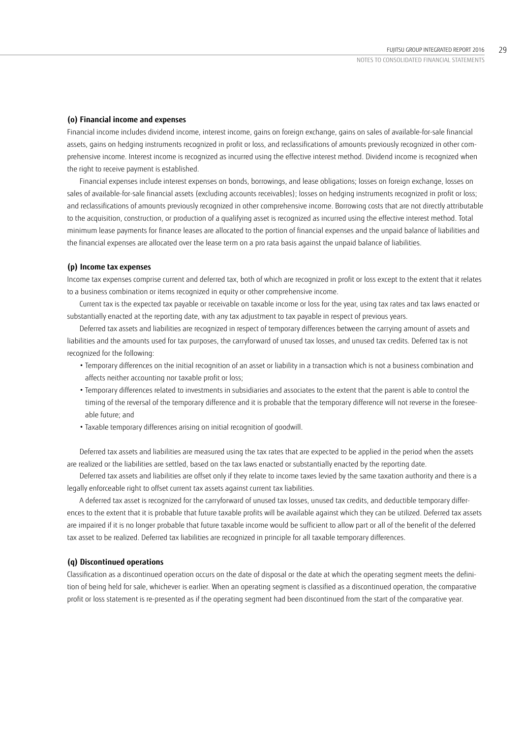### (o) Financial income and expenses

Financial income includes dividend income, interest income, gains on foreign exchange, gains on sales of available-for-sale financial assets, gains on hedging instruments recognized in profit or loss, and reclassifications of amounts previously recognized in other comprehensive income. Interest income is recognized as incurred using the effective interest method. Dividend income is recognized when the right to receive payment is established.

Financial expenses include interest expenses on bonds, borrowings, and lease obligations; losses on foreign exchange, losses on sales of available-for-sale financial assets (excluding accounts receivables); losses on hedging instruments recognized in profit or loss; and reclassifications of amounts previously recognized in other comprehensive income. Borrowing costs that are not directly attributable to the acquisition, construction, or production of a qualifying asset is recognized as incurred using the effective interest method. Total minimum lease payments for finance leases are allocated to the portion of financial expenses and the unpaid balance of liabilities and the financial expenses are allocated over the lease term on a pro rata basis against the unpaid balance of liabilities.

### (p) Income tax expenses

Income tax expenses comprise current and deferred tax, both of which are recognized in profit or loss except to the extent that it relates to a business combination or items recognized in equity or other comprehensive income.

Current tax is the expected tax payable or receivable on taxable income or loss for the year, using tax rates and tax laws enacted or substantially enacted at the reporting date, with any tax adjustment to tax payable in respect of previous years.

Deferred tax assets and liabilities are recognized in respect of temporary differences between the carrying amount of assets and liabilities and the amounts used for tax purposes, the carryforward of unused tax losses, and unused tax credits. Deferred tax is not recognized for the following:

- Temporary differences on the initial recognition of an asset or liability in a transaction which is not a business combination and affects neither accounting nor taxable profit or loss;
- Temporary differences related to investments in subsidiaries and associates to the extent that the parent is able to control the timing of the reversal of the temporary difference and it is probable that the temporary difference will not reverse in the foreseeable future; and
- Taxable temporary differences arising on initial recognition of goodwill.

Deferred tax assets and liabilities are measured using the tax rates that are expected to be applied in the period when the assets are realized or the liabilities are settled, based on the tax laws enacted or substantially enacted by the reporting date.

Deferred tax assets and liabilities are offset only if they relate to income taxes levied by the same taxation authority and there is a legally enforceable right to offset current tax assets against current tax liabilities.

A deferred tax asset is recognized for the carryforward of unused tax losses, unused tax credits, and deductible temporary differences to the extent that it is probable that future taxable profits will be available against which they can be utilized. Deferred tax assets are impaired if it is no longer probable that future taxable income would be sufficient to allow part or all of the benefit of the deferred tax asset to be realized. Deferred tax liabilities are recognized in principle for all taxable temporary differences.

### (q) Discontinued operations

Classification as a discontinued operation occurs on the date of disposal or the date at which the operating segment meets the definition of being held for sale, whichever is earlier. When an operating segment is classified as a discontinued operation, the comparative profit or loss statement is re-presented as if the operating segment had been discontinued from the start of the comparative year.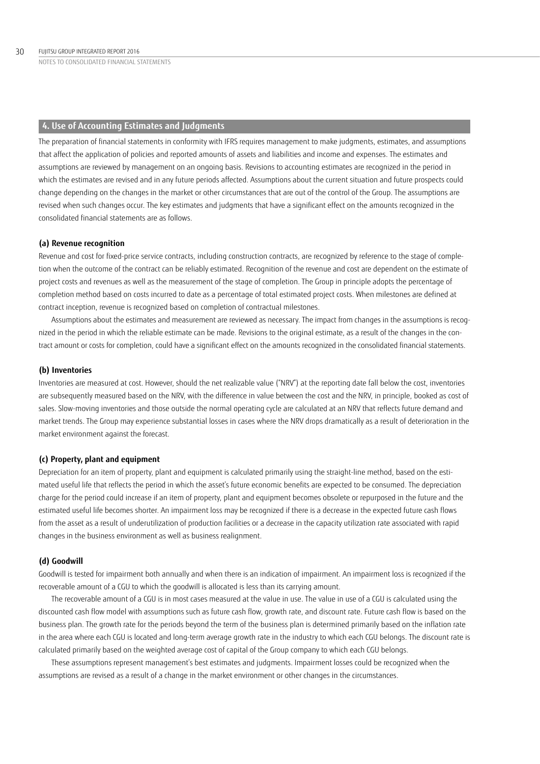## 4. Use of Accounting Estimates and Judgments

The preparation of financial statements in conformity with IFRS requires management to make judgments, estimates, and assumptions that affect the application of policies and reported amounts of assets and liabilities and income and expenses. The estimates and assumptions are reviewed by management on an ongoing basis. Revisions to accounting estimates are recognized in the period in which the estimates are revised and in any future periods affected. Assumptions about the current situation and future prospects could change depending on the changes in the market or other circumstances that are out of the control of the Group. The assumptions are revised when such changes occur. The key estimates and judgments that have a significant effect on the amounts recognized in the consolidated financial statements are as follows.

### (a) Revenue recognition

Revenue and cost for fixed-price service contracts, including construction contracts, are recognized by reference to the stage of completion when the outcome of the contract can be reliably estimated. Recognition of the revenue and cost are dependent on the estimate of project costs and revenues as well as the measurement of the stage of completion. The Group in principle adopts the percentage of completion method based on costs incurred to date as a percentage of total estimated project costs. When milestones are defined at contract inception, revenue is recognized based on completion of contractual milestones.

Assumptions about the estimates and measurement are reviewed as necessary. The impact from changes in the assumptions is recognized in the period in which the reliable estimate can be made. Revisions to the original estimate, as a result of the changes in the contract amount or costs for completion, could have a significant effect on the amounts recognized in the consolidated financial statements.

### (b) Inventories

Inventories are measured at cost. However, should the net realizable value ("NRV") at the reporting date fall below the cost, inventories are subsequently measured based on the NRV, with the difference in value between the cost and the NRV, in principle, booked as cost of sales. Slow-moving inventories and those outside the normal operating cycle are calculated at an NRV that reflects future demand and market trends. The Group may experience substantial losses in cases where the NRV drops dramatically as a result of deterioration in the market environment against the forecast.

### (c) Property, plant and equipment

Depreciation for an item of property, plant and equipment is calculated primarily using the straight-line method, based on the estimated useful life that reflects the period in which the asset's future economic benefits are expected to be consumed. The depreciation charge for the period could increase if an item of property, plant and equipment becomes obsolete or repurposed in the future and the estimated useful life becomes shorter. An impairment loss may be recognized if there is a decrease in the expected future cash flows from the asset as a result of underutilization of production facilities or a decrease in the capacity utilization rate associated with rapid changes in the business environment as well as business realignment.

### (d) Goodwill

Goodwill is tested for impairment both annually and when there is an indication of impairment. An impairment loss is recognized if the recoverable amount of a CGU to which the goodwill is allocated is less than its carrying amount.

The recoverable amount of a CGU is in most cases measured at the value in use. The value in use of a CGU is calculated using the discounted cash flow model with assumptions such as future cash flow, growth rate, and discount rate. Future cash flow is based on the business plan. The growth rate for the periods beyond the term of the business plan is determined primarily based on the inflation rate in the area where each CGU is located and long-term average growth rate in the industry to which each CGU belongs. The discount rate is calculated primarily based on the weighted average cost of capital of the Group company to which each CGU belongs.

These assumptions represent management's best estimates and judgments. Impairment losses could be recognized when the assumptions are revised as a result of a change in the market environment or other changes in the circumstances.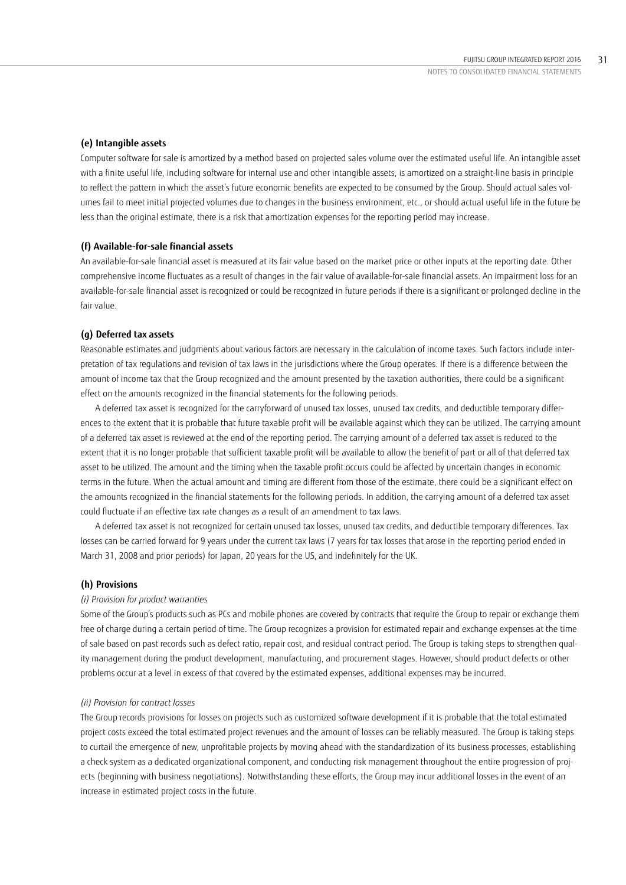### (e) Intangible assets

Computer software for sale is amortized by a method based on projected sales volume over the estimated useful life. An intangible asset with a finite useful life, including software for internal use and other intangible assets, is amortized on a straight-line basis in principle to reflect the pattern in which the asset's future economic benefits are expected to be consumed by the Group. Should actual sales volumes fail to meet initial projected volumes due to changes in the business environment, etc., or should actual useful life in the future be less than the original estimate, there is a risk that amortization expenses for the reporting period may increase.

### (f) Available-for-sale financial assets

An available-for-sale financial asset is measured at its fair value based on the market price or other inputs at the reporting date. Other comprehensive income fluctuates as a result of changes in the fair value of available-for-sale financial assets. An impairment loss for an available-for-sale financial asset is recognized or could be recognized in future periods if there is a significant or prolonged decline in the fair value.

### (g) Deferred tax assets

Reasonable estimates and judgments about various factors are necessary in the calculation of income taxes. Such factors include interpretation of tax regulations and revision of tax laws in the jurisdictions where the Group operates. If there is a difference between the amount of income tax that the Group recognized and the amount presented by the taxation authorities, there could be a significant effect on the amounts recognized in the financial statements for the following periods.

A deferred tax asset is recognized for the carryforward of unused tax losses, unused tax credits, and deductible temporary differences to the extent that it is probable that future taxable profit will be available against which they can be utilized. The carrying amount of a deferred tax asset is reviewed at the end of the reporting period. The carrying amount of a deferred tax asset is reduced to the extent that it is no longer probable that sufficient taxable profit will be available to allow the benefit of part or all of that deferred tax asset to be utilized. The amount and the timing when the taxable profit occurs could be affected by uncertain changes in economic terms in the future. When the actual amount and timing are different from those of the estimate, there could be a significant effect on the amounts recognized in the financial statements for the following periods. In addition, the carrying amount of a deferred tax asset could fluctuate if an effective tax rate changes as a result of an amendment to tax laws.

A deferred tax asset is not recognized for certain unused tax losses, unused tax credits, and deductible temporary differences. Tax losses can be carried forward for 9 years under the current tax laws (7 years for tax losses that arose in the reporting period ended in March 31, 2008 and prior periods) for Japan, 20 years for the US, and indefinitely for the UK.

### (h) Provisions

*(i) Provision for product warranties*

Some of the Group's products such as PCs and mobile phones are covered by contracts that require the Group to repair or exchange them free of charge during a certain period of time. The Group recognizes a provision for estimated repair and exchange expenses at the time of sale based on past records such as defect ratio, repair cost, and residual contract period. The Group is taking steps to strengthen quality management during the product development, manufacturing, and procurement stages. However, should product defects or other problems occur at a level in excess of that covered by the estimated expenses, additional expenses may be incurred.

*(ii) Provision for contract losses*

The Group records provisions for losses on projects such as customized software development if it is probable that the total estimated project costs exceed the total estimated project revenues and the amount of losses can be reliably measured. The Group is taking steps to curtail the emergence of new, unprofitable projects by moving ahead with the standardization of its business processes, establishing a check system as a dedicated organizational component, and conducting risk management throughout the entire progression of projects (beginning with business negotiations). Notwithstanding these efforts, the Group may incur additional losses in the event of an increase in estimated project costs in the future.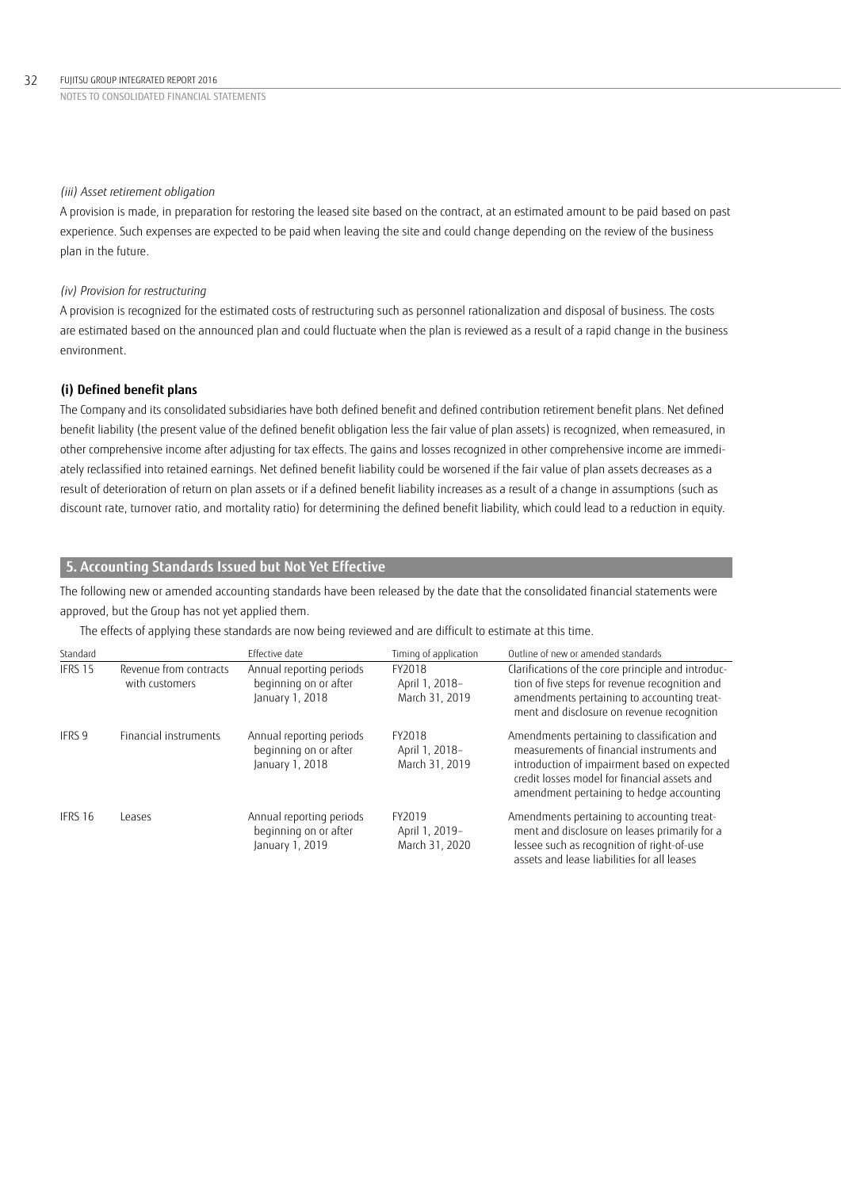*(iii) Asset retirement obligation*

A provision is made, in preparation for restoring the leased site based on the contract, at an estimated amount to be paid based on past experience. Such expenses are expected to be paid when leaving the site and could change depending on the review of the business plan in the future.

*(iv) Provision for restructuring*

A provision is recognized for the estimated costs of restructuring such as personnel rationalization and disposal of business. The costs are estimated based on the announced plan and could fluctuate when the plan is reviewed as a result of a rapid change in the business environment.

**(i) Defined benefit plans**

The Company and its consolidated subsidiaries have both defined benefit and defined contribution retirement benefit plans. Net defined benefit liability (the present value of the defined benefit obligation less the fair value of plan assets) is recognized, when remeasured, in other comprehensive income after adjusting for tax effects. The gains and losses recognized in other comprehensive income are immediately reclassified into retained earnings. Net defined benefit liability could be worsened if the fair value of plan assets decreases as a result of deterioration of return on plan assets or if a defined benefit liability increases as a result of a change in assumptions (such as discount rate, turnover ratio, and mortality ratio) for determining the defined benefit liability, which could lead to a reduction in equity.

## 5. Accounting Standards Issued but Not Yet Effective

The following new or amended accounting standards have been released by the date that the consolidated financial statements were approved, but the Group has not yet applied them.

The effects of applying these standards are now being reviewed and are difficult to estimate at this time.

| Standard | | Effective date | Timing of application | Outline of new or amended standards |
|---|---|---|---|---|
| IFRS 15 | Revenue from contracts with customers | Annual reporting periods beginning on or after January 1, 2018 | FY2018 April 1, 2018– March 31, 2019 | Clarifications of the core principle and introduction of five steps for revenue recognition and amendments pertaining to accounting treatment and disclosure on revenue recognition |
| IFRS 9 | Financial instruments | Annual reporting periods beginning on or after January 1, 2018 | FY2018 April 1, 2018– March 31, 2019 | Amendments pertaining to classification and measurements of financial instruments and introduction of impairment based on expected credit losses model for financial assets and amendment pertaining to hedge accounting |
| IFRS 16 | Leases | Annual reporting periods beginning on or after January 1, 2019 | FY2019 April 1, 2019– March 31, 2020 | Amendments pertaining to accounting treatment and disclosure on leases primarily for a lessee such as recognition of right-of-use assets and lease liabilities for all leases |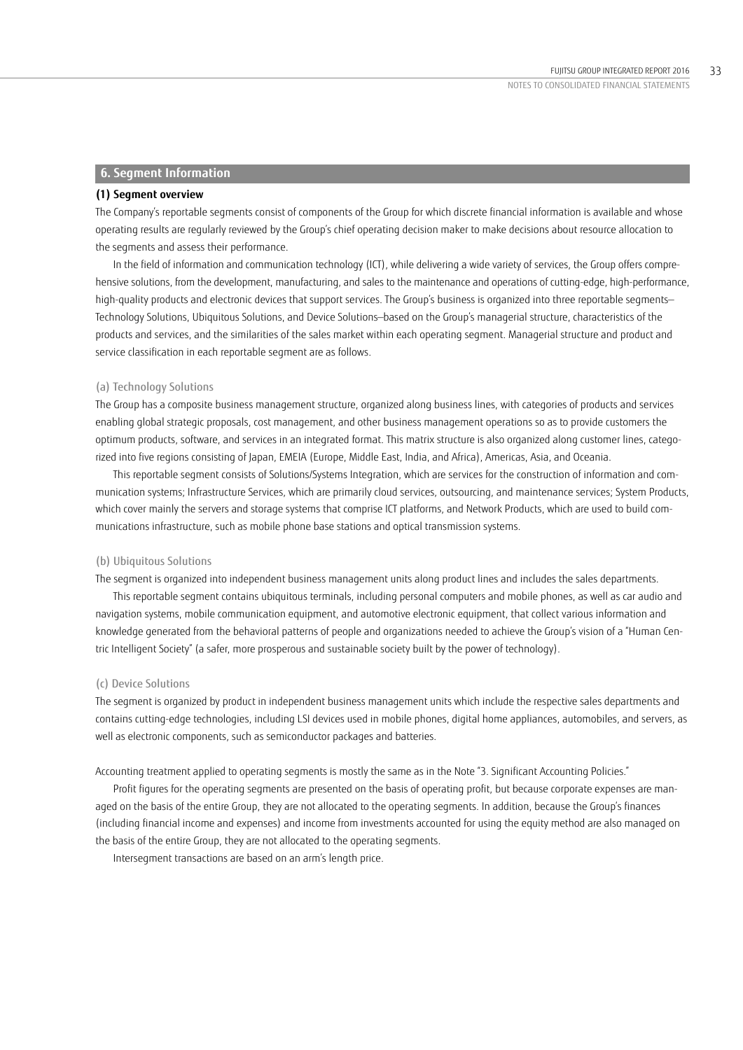## 6. Segment Information

### (1) Segment overview

The Company's reportable segments consist of components of the Group for which discrete financial information is available and whose operating results are regularly reviewed by the Group's chief operating decision maker to make decisions about resource allocation to the segments and assess their performance.

In the field of information and communication technology (ICT), while delivering a wide variety of services, the Group offers comprehensive solutions, from the development, manufacturing, and sales to the maintenance and operations of cutting-edge, high-performance, high-quality products and electronic devices that support services. The Group's business is organized into three reportable segments—Technology Solutions, Ubiquitous Solutions, and Device Solutions—based on the Group's managerial structure, characteristics of the products and services, and the similarities of the sales market within each operating segment. Managerial structure and product and service classification in each reportable segment are as follows.

#### (a) Technology Solutions

The Group has a composite business management structure, organized along business lines, with categories of products and services enabling global strategic proposals, cost management, and other business management operations so as to provide customers the optimum products, software, and services in an integrated format. This matrix structure is also organized along customer lines, categorized into five regions consisting of Japan, EMEIA (Europe, Middle East, India, and Africa), Americas, Asia, and Oceania.

This reportable segment consists of Solutions/Systems Integration, which are services for the construction of information and communication systems; Infrastructure Services, which are primarily cloud services, outsourcing, and maintenance services; System Products, which cover mainly the servers and storage systems that comprise ICT platforms, and Network Products, which are used to build communications infrastructure, such as mobile phone base stations and optical transmission systems.

#### (b) Ubiquitous Solutions

The segment is organized into independent business management units along product lines and includes the sales departments.

This reportable segment contains ubiquitous terminals, including personal computers and mobile phones, as well as car audio and navigation systems, mobile communication equipment, and automotive electronic equipment, that collect various information and knowledge generated from the behavioral patterns of people and organizations needed to achieve the Group's vision of a "Human Centric Intelligent Society" (a safer, more prosperous and sustainable society built by the power of technology).

#### (c) Device Solutions

The segment is organized by product in independent business management units which include the respective sales departments and contains cutting-edge technologies, including LSI devices used in mobile phones, digital home appliances, automobiles, and servers, as well as electronic components, such as semiconductor packages and batteries.

Accounting treatment applied to operating segments is mostly the same as in the Note "3. Significant Accounting Policies."

Profit figures for the operating segments are presented on the basis of operating profit, but because corporate expenses are managed on the basis of the entire Group, they are not allocated to the operating segments. In addition, because the Group's finances (including financial income and expenses) and income from investments accounted for using the equity method are also managed on the basis of the entire Group, they are not allocated to the operating segments.

Intersegment transactions are based on an arm's length price.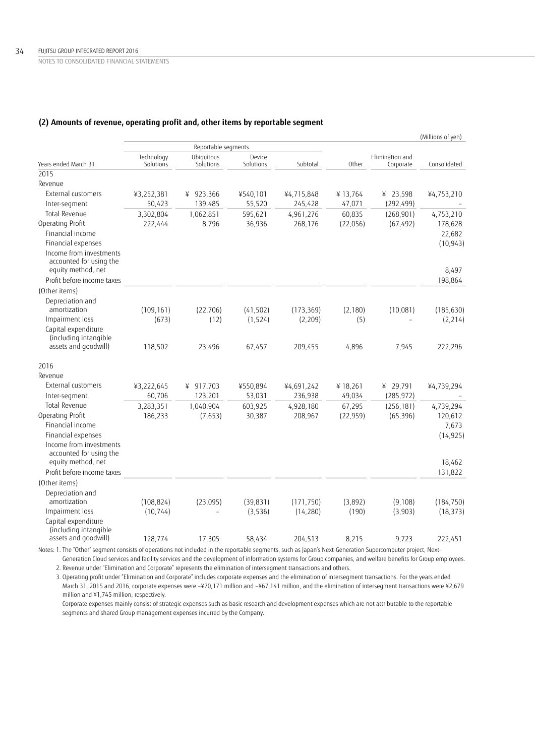### (2) Amounts of revenue, operating profit and, other items by reportable segment

(Millions of yen)

| Years ended March 31 | Reportable segments | | | | Other | Elimination and Corporate | Consolidated |
|---|---|---|---|---|---|---|---|
| | Technology Solutions | Ubiquitous Solutions | Device Solutions | Subtotal | | | |
| **2015** | | | | | | | |
| Revenue | | | | | | | |
| External customers | ¥3,252,381 | ¥ 923,366 | ¥540,101 | ¥4,715,848 | ¥ 13,764 | ¥ 23,598 | ¥4,753,210 |
| Inter-segment | 50,423 | 139,485 | 55,520 | 245,428 | 47,071 | (292,499) | – |
| Total Revenue | 3,302,804 | 1,062,851 | 595,621 | 4,961,276 | 60,835 | (268,901) | 4,753,210 |
| Operating Profit | 222,444 | 8,796 | 36,936 | 268,176 | (22,056) | (67,492) | 178,628 |
| Financial income | | | | | | | 22,682 |
| Financial expenses | | | | | | | (10,943) |
| Income from investments accounted for using the equity method, net | | | | | | | 8,497 |
| Profit before income taxes | | | | | | | 198,864 |
| (Other items) | | | | | | | |
| Depreciation and amortization | (109,161) | (22,706) | (41,502) | (173,369) | (2,180) | (10,081) | (185,630) |
| Impairment loss | (673) | (12) | (1,524) | (2,209) | (5) | – | (2,214) |
| Capital expenditure (including intangible assets and goodwill) | 118,502 | 23,496 | 67,457 | 209,455 | 4,896 | 7,945 | 222,296 |
| **2016** | | | | | | | |
| Revenue | | | | | | | |
| External customers | ¥3,222,645 | ¥ 917,703 | ¥550,894 | ¥4,691,242 | ¥ 18,261 | ¥ 29,791 | ¥4,739,294 |
| Inter-segment | 60,706 | 123,201 | 53,031 | 236,938 | 49,034 | (285,972) | – |
| Total Revenue | 3,283,351 | 1,040,904 | 603,925 | 4,928,180 | 67,295 | (256,181) | 4,739,294 |
| Operating Profit | 186,233 | (7,653) | 30,387 | 208,967 | (22,959) | (65,396) | 120,612 |
| Financial income | | | | | | | 7,673 |
| Financial expenses | | | | | | | (14,925) |
| Income from investments accounted for using the equity method, net | | | | | | | 18,462 |
| Profit before income taxes | | | | | | | 131,822 |
| (Other items) | | | | | | | |
| Depreciation and amortization | (108,824) | (23,095) | (39,831) | (171,750) | (3,892) | (9,108) | (184,750) |
| Impairment loss | (10,744) | – | (3,536) | (14,280) | (190) | (3,903) | (18,373) |
| Capital expenditure (including intangible assets and goodwill) | 128,774 | 17,305 | 58,434 | 204,513 | 8,215 | 9,723 | 222,451 |

Notes: 1. The "Other" segment consists of operations not included in the reportable segments, such as Japan's Next-Generation Supercomputer project, Next-Generation Cloud services and facility services and the development of information systems for Group companies, and welfare benefits for Group employees.

2. Revenue under "Elimination and Corporate" represents the elimination of intersegment transactions and others.

3. Operating profit under "Elimination and Corporate" includes corporate expenses and the elimination of intersegment transactions. For the years ended March 31, 2015 and 2016, corporate expenses were −¥70,171 million and −¥67,141 million, and the elimination of intersegment transactions were ¥2,679 million and ¥1,745 million, respectively.

Corporate expenses mainly consist of strategic expenses such as basic research and development expenses which are not attributable to the reportable segments and shared Group management expenses incurred by the Company.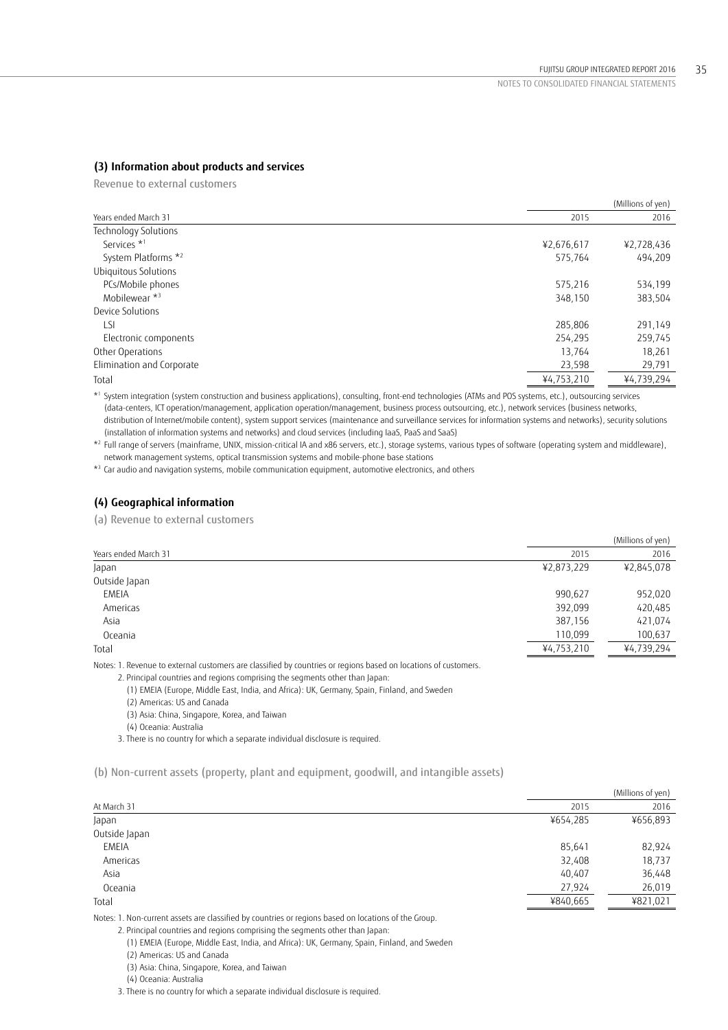### (3) Information about products and services

Revenue to external customers

| Years ended March 31 | 2015 | 2016 |
|---|---|---|
| | | (Millions of yen) |
| Technology Solutions | | |
| Services *[1] | ¥2,676,617 | ¥2,728,436 |
| System Platforms *[2] | 575,764 | 494,209 |
| Ubiquitous Solutions | | |
| PCs/Mobile phones | 575,216 | 534,199 |
| Mobilewear *[3] | 348,150 | 383,504 |
| Device Solutions | | |
| LSI | 285,806 | 291,149 |
| Electronic components | 254,295 | 259,745 |
| Other Operations | 13,764 | 18,261 |
| Elimination and Corporate | 23,598 | 29,791 |
| Total | ¥4,753,210 | ¥4,739,294 |

*[1] System integration (system construction and business applications), consulting, front-end technologies (ATMs and POS systems, etc.), outsourcing services (data-centers, ICT operation/management, application operation/management, business process outsourcing, etc.), network services (business networks, distribution of Internet/mobile content), system support services (maintenance and surveillance services for information systems and networks), security solutions (installation of information systems and networks) and cloud services (including IaaS, PaaS and SaaS)

*[2] Full range of servers (mainframe, UNIX, mission-critical IA and x86 servers, etc.), storage systems, various types of software (operating system and middleware), network management systems, optical transmission systems and mobile-phone base stations

*[3] Car audio and navigation systems, mobile communication equipment, automotive electronics, and others

### (4) Geographical information

(a) Revenue to external customers

| Years ended March 31 | 2015 | 2016 |
|---|---|---|
| | | (Millions of yen) |
| Japan | ¥2,873,229 | ¥2,845,078 |
| Outside Japan | | |
| EMEIA | 990,627 | 952,020 |
| Americas | 392,099 | 420,485 |
| Asia | 387,156 | 421,074 |
| Oceania | 110,099 | 100,637 |
| Total | ¥4,753,210 | ¥4,739,294 |

Notes: 1. Revenue to external customers are classified by countries or regions based on locations of customers.

2. Principal countries and regions comprising the segments other than Japan:

(1) EMEIA (Europe, Middle East, India, and Africa): UK, Germany, Spain, Finland, and Sweden

(2) Americas: US and Canada

(3) Asia: China, Singapore, Korea, and Taiwan

(4) Oceania: Australia

3. There is no country for which a separate individual disclosure is required.

(b) Non-current assets (property, plant and equipment, goodwill, and intangible assets)

| At March 31 | 2015 | 2016 |
|---|---|---|
| | | (Millions of yen) |
| Japan | ¥654,285 | ¥656,893 |
| Outside Japan | | |
| EMEIA | 85,641 | 82,924 |
| Americas | 32,408 | 18,737 |
| Asia | 40,407 | 36,448 |
| Oceania | 27,924 | 26,019 |
| Total | ¥840,665 | ¥821,021 |

Notes: 1. Non-current assets are classified by countries or regions based on locations of the Group.

2. Principal countries and regions comprising the segments other than Japan:

(1) EMEIA (Europe, Middle East, India, and Africa): UK, Germany, Spain, Finland, and Sweden

(2) Americas: US and Canada

(3) Asia: China, Singapore, Korea, and Taiwan

(4) Oceania: Australia

3. There is no country for which a separate individual disclosure is required.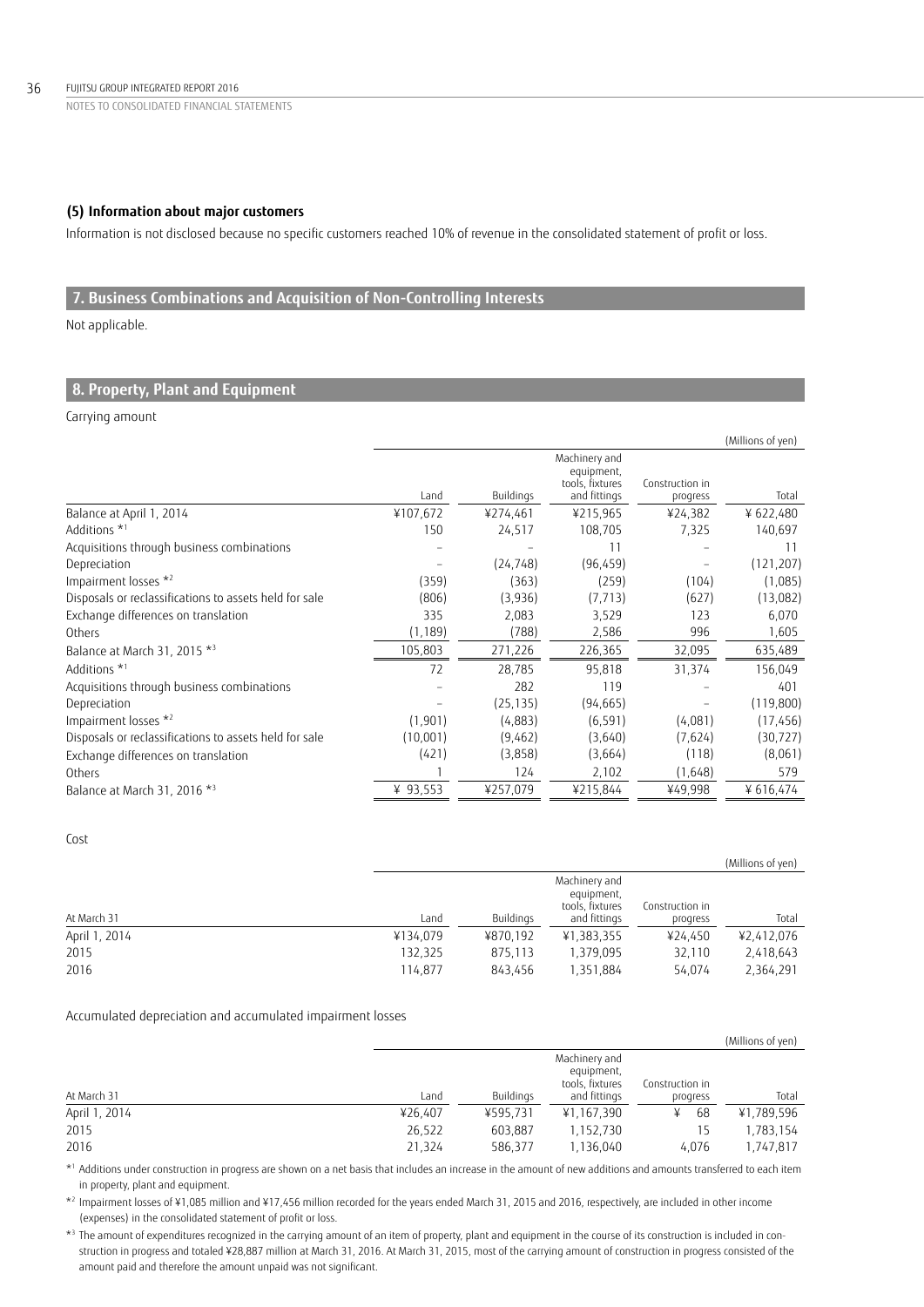### (5) Information about major customers

Information is not disclosed because no specific customers reached 10% of revenue in the consolidated statement of profit or loss.

## 7. Business Combinations and Acquisition of Non-Controlling Interests

Not applicable.

## 8. Property, Plant and Equipment

Carrying amount

(Millions of yen)

| | Land | Buildings | Machinery and equipment, tools, fixtures and fittings | Construction in progress | Total |
|---|---|---|---|---|---|
| Balance at April 1, 2014 | ¥107,672 | ¥274,461 | ¥215,965 | ¥24,382 | ¥ 622,480 |
| Additions *1 | 150 | 24,517 | 108,705 | 7,325 | 140,697 |
| Acquisitions through business combinations | – | – | 11 | – | 11 |
| Depreciation | – | (24,748) | (96,459) | – | (121,207) |
| Impairment losses *2 | (359) | (363) | (259) | (104) | (1,085) |
| Disposals or reclassifications to assets held for sale | (806) | (3,936) | (7,713) | (627) | (13,082) |
| Exchange differences on translation | 335 | 2,083 | 3,529 | 123 | 6,070 |
| Others | (1,189) | (788) | 2,586 | 996 | 1,605 |
| Balance at March 31, 2015 *3 | 105,803 | 271,226 | 226,365 | 32,095 | 635,489 |
| Additions *1 | 72 | 28,785 | 95,818 | 31,374 | 156,049 |
| Acquisitions through business combinations | – | 282 | 119 | – | 401 |
| Depreciation | – | (25,135) | (94,665) | – | (119,800) |
| Impairment losses *2 | (1,901) | (4,883) | (6,591) | (4,081) | (17,456) |
| Disposals or reclassifications to assets held for sale | (10,001) | (9,462) | (3,640) | (7,624) | (30,727) |
| Exchange differences on translation | (421) | (3,858) | (3,664) | (118) | (8,061) |
| Others | 1 | 124 | 2,102 | (1,648) | 579 |
| Balance at March 31, 2016 *3 | ¥ 93,553 | ¥257,079 | ¥215,844 | ¥49,998 | ¥ 616,474 |

Cost

(Millions of yen)

| At March 31 | Land | Buildings | Machinery and equipment, tools, fixtures and fittings | Construction in progress | Total |
|---|---|---|---|---|---|
| April 1, 2014 | ¥134,079 | ¥870,192 | ¥1,383,355 | ¥24,450 | ¥2,412,076 |
| 2015 | 132,325 | 875,113 | 1,379,095 | 32,110 | 2,418,643 |
| 2016 | 114,877 | 843,456 | 1,351,884 | 54,074 | 2,364,291 |

Accumulated depreciation and accumulated impairment losses

(Millions of yen)

| At March 31 | Land | Buildings | Machinery and equipment, tools, fixtures and fittings | Construction in progress | Total |
|---|---|---|---|---|---|
| April 1, 2014 | ¥26,407 | ¥595,731 | ¥1,167,390 | ¥ 68 | ¥1,789,596 |
| 2015 | 26,522 | 603,887 | 1,152,730 | 15 | 1,783,154 |
| 2016 | 21,324 | 586,377 | 1,136,040 | 4,076 | 1,747,817 |

*1 Additions under construction in progress are shown on a net basis that includes an increase in the amount of new additions and amounts transferred to each item in property, plant and equipment.

*2 Impairment losses of ¥1,085 million and ¥17,456 million recorded for the years ended March 31, 2015 and 2016, respectively, are included in other income (expenses) in the consolidated statement of profit or loss.

*3 The amount of expenditures recognized in the carrying amount of an item of property, plant and equipment in the course of its construction is included in construction in progress and totaled ¥28,887 million at March 31, 2016. At March 31, 2015, most of the carrying amount of construction in progress consisted of the amount paid and therefore the amount unpaid was not significant.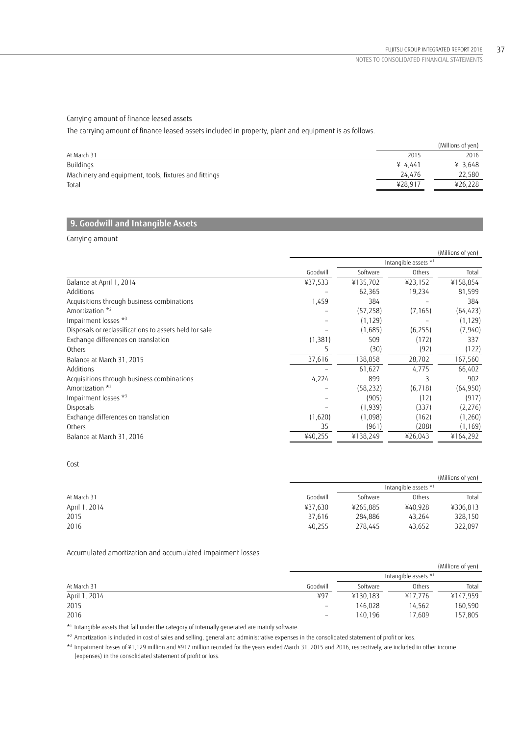Carrying amount of finance leased assets

The carrying amount of finance leased assets included in property, plant and equipment is as follows.

| | | (Millions of yen) |
|---|---|---|
| At March 31 | 2015 | 2016 |
| Buildings | ¥ 4,441 | ¥ 3,648 |
| Machinery and equipment, tools, fixtures and fittings | 24,476 | 22,580 |
| Total | ¥28,917 | ¥26,228 |

## 9. Goodwill and Intangible Assets

Carrying amount

| | | | | (Millions of yen) |
|---|---|---|---|---|
| | | Intangible assets *1 | | |
| | Goodwill | Software | Others | Total |
| Balance at April 1, 2014 | ¥37,533 | ¥135,702 | ¥23,152 | ¥158,854 |
| Additions | – | 62,365 | 19,234 | 81,599 |
| Acquisitions through business combinations | 1,459 | 384 | – | 384 |
| Amortization *2 | – | (57,258) | (7,165) | (64,423) |
| Impairment losses *3 | – | (1,129) | – | (1,129) |
| Disposals or reclassifications to assets held for sale | – | (1,685) | (6,255) | (7,940) |
| Exchange differences on translation | (1,381) | 509 | (172) | 337 |
| Others | 5 | (30) | (92) | (122) |
| Balance at March 31, 2015 | 37,616 | 138,858 | 28,702 | 167,560 |
| Additions | – | 61,627 | 4,775 | 66,402 |
| Acquisitions through business combinations | 4,224 | 899 | 3 | 902 |
| Amortization *2 | – | (58,232) | (6,718) | (64,950) |
| Impairment losses *3 | – | (905) | (12) | (917) |
| Disposals | – | (1,939) | (337) | (2,276) |
| Exchange differences on translation | (1,620) | (1,098) | (162) | (1,260) |
| Others | 35 | (961) | (208) | (1,169) |
| Balance at March 31, 2016 | ¥40,255 | ¥138,249 | ¥26,043 | ¥164,292 |

Cost

| | | | | (Millions of yen) |
|---|---|---|---|---|
| | | Intangible assets *1 | | |
| At March 31 | Goodwill | Software | Others | Total |
| April 1, 2014 | ¥37,630 | ¥265,885 | ¥40,928 | ¥306,813 |
| 2015 | 37,616 | 284,886 | 43,264 | 328,150 |
| 2016 | 40,255 | 278,445 | 43,652 | 322,097 |

Accumulated amortization and accumulated impairment losses

| | | | | (Millions of yen) |
|---|---|---|---|---|
| | | Intangible assets *1 | | |
| At March 31 | Goodwill | Software | Others | Total |
| April 1, 2014 | ¥97 | ¥130,183 | ¥17,776 | ¥147,959 |
| 2015 | – | 146,028 | 14,562 | 160,590 |
| 2016 | – | 140,196 | 17,609 | 157,805 |

*1 Intangible assets that fall under the category of internally generated are mainly software.

*2 Amortization is included in cost of sales and selling, general and administrative expenses in the consolidated statement of profit or loss.

*3 Impairment losses of ¥1,129 million and ¥917 million recorded for the years ended March 31, 2015 and 2016, respectively, are included in other income (expenses) in the consolidated statement of profit or loss.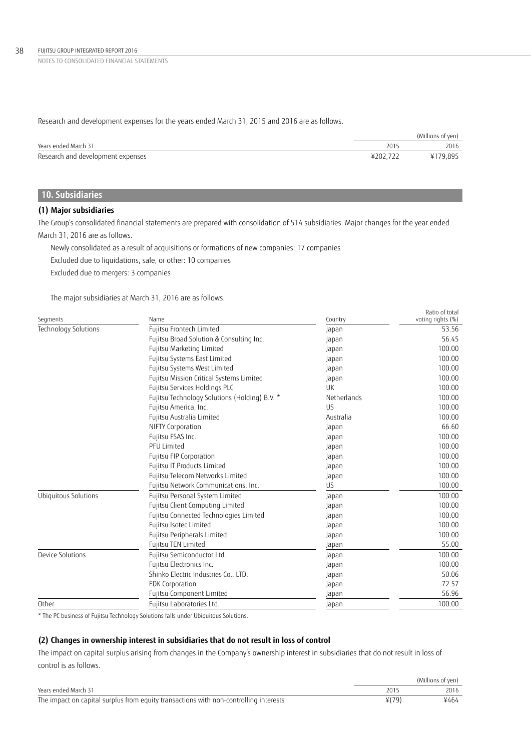Research and development expenses for the years ended March 31, 2015 and 2016 are as follows.

| | | (Millions of yen) |
|---|---|---|
| Years ended March 31 | 2015 | 2016 |
| Research and development expenses | ¥202,722 | ¥179,895 |

## 10. Subsidiaries

### (1) Major subsidiaries

The Group's consolidated financial statements are prepared with consolidation of 514 subsidiaries. Major changes for the year ended March 31, 2016 are as follows.

Newly consolidated as a result of acquisitions or formations of new companies: 17 companies

Excluded due to liquidations, sale, or other: 10 companies

Excluded due to mergers: 3 companies

The major subsidiaries at March 31, 2016 are as follows.

| Segments | Name | Country | Ratio of total voting rights (%) |
|---|---|---|---|
| Technology Solutions | Fujitsu Frontech Limited | Japan | 53.56 |
| | Fujitsu Broad Solution & Consulting Inc. | Japan | 56.45 |
| | Fujitsu Marketing Limited | Japan | 100.00 |
| | Fujitsu Systems East Limited | Japan | 100.00 |
| | Fujitsu Systems West Limited | Japan | 100.00 |
| | Fujitsu Mission Critical Systems Limited | Japan | 100.00 |
| | Fujitsu Services Holdings PLC | UK | 100.00 |
| | Fujitsu Technology Solutions (Holding) B.V. * | Netherlands | 100.00 |
| | Fujitsu America, Inc. | US | 100.00 |
| | Fujitsu Australia Limited | Australia | 100.00 |
| | NIFTY Corporation | Japan | 66.60 |
| | Fujitsu FSAS Inc. | Japan | 100.00 |
| | PFU Limited | Japan | 100.00 |
| | Fujitsu FIP Corporation | Japan | 100.00 |
| | Fujitsu IT Products Limited | Japan | 100.00 |
| | Fujitsu Telecom Networks Limited | Japan | 100.00 |
| | Fujitsu Network Communications, Inc. | US | 100.00 |
| Ubiquitous Solutions | Fujitsu Personal System Limited | Japan | 100.00 |
| | Fujitsu Client Computing Limited | Japan | 100.00 |
| | Fujitsu Connected Technologies Limited | Japan | 100.00 |
| | Fujitsu Isotec Limited | Japan | 100.00 |
| | Fujitsu Peripherals Limited | Japan | 100.00 |
| | Fujitsu TEN Limited | Japan | 55.00 |
| Device Solutions | Fujitsu Semiconductor Ltd. | Japan | 100.00 |
| | Fujitsu Electronics Inc. | Japan | 100.00 |
| | Shinko Electric Industries Co., LTD. | Japan | 50.06 |
| | FDK Corporation | Japan | 72.57 |
| | Fujitsu Component Limited | Japan | 56.96 |
| Other | Fujitsu Laboratories Ltd. | Japan | 100.00 |

* The PC business of Fujitsu Technology Solutions falls under Ubiquitous Solutions.

### (2) Changes in ownership interest in subsidiaries that do not result in loss of control

The impact on capital surplus arising from changes in the Company's ownership interest in subsidiaries that do not result in loss of control is as follows.

| | | (Millions of yen) |
|---|---|---|
| Years ended March 31 | 2015 | 2016 |
| The impact on capital surplus from equity transactions with non-controlling interests | ¥(79) | ¥464 |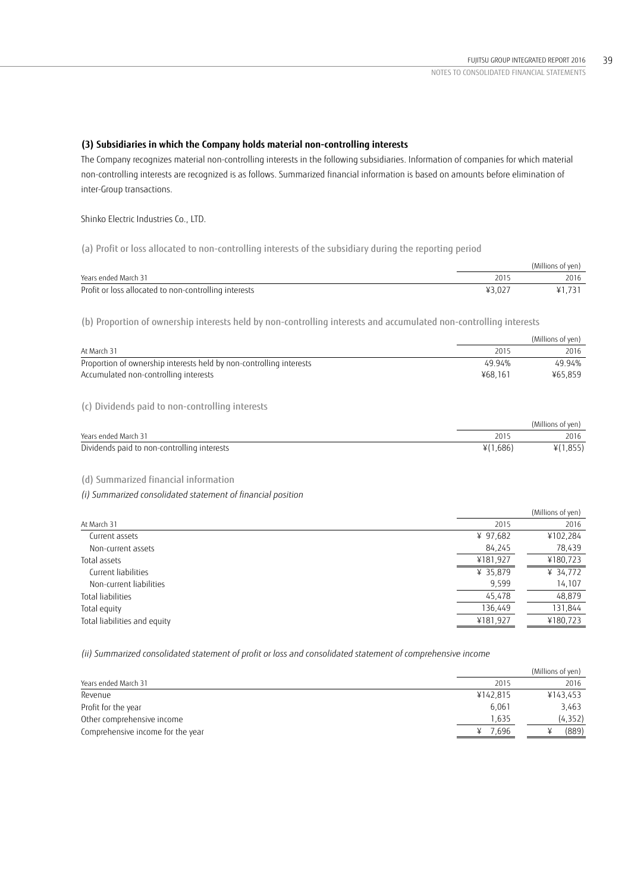### (3) Subsidiaries in which the Company holds material non-controlling interests

The Company recognizes material non-controlling interests in the following subsidiaries. Information of companies for which material non-controlling interests are recognized is as follows. Summarized financial information is based on amounts before elimination of inter-Group transactions.

Shinko Electric Industries Co., LTD.

(a) Profit or loss allocated to non-controlling interests of the subsidiary during the reporting period

| Years ended March 31 | 2015 | 2016 |
|---|---|---|
| | | (Millions of yen) |
| Profit or loss allocated to non-controlling interests | ¥3,027 | ¥1,731 |

(b) Proportion of ownership interests held by non-controlling interests and accumulated non-controlling interests

| At March 31 | 2015 | 2016 |
|---|---|---|
| | | (Millions of yen) |
| Proportion of ownership interests held by non-controlling interests | 49.94% | 49.94% |
| Accumulated non-controlling interests | ¥68,161 | ¥65,859 |

(c) Dividends paid to non-controlling interests

| Years ended March 31 | 2015 | 2016 |
|---|---|---|
| | | (Millions of yen) |
| Dividends paid to non-controlling interests | ¥(1,686) | ¥(1,855) |

(d) Summarized financial information

*(i) Summarized consolidated statement of financial position*

| At March 31 | 2015 | 2016 |
|---|---|---|
| | | (Millions of yen) |
| Current assets | ¥ 97,682 | ¥102,284 |
| Non-current assets | 84,245 | 78,439 |
| Total assets | ¥181,927 | ¥180,723 |
| Current liabilities | ¥ 35,879 | ¥ 34,772 |
| Non-current liabilities | 9,599 | 14,107 |
| Total liabilities | 45,478 | 48,879 |
| Total equity | 136,449 | 131,844 |
| Total liabilities and equity | ¥181,927 | ¥180,723 |

*(ii) Summarized consolidated statement of profit or loss and consolidated statement of comprehensive income*

| Years ended March 31 | 2015 | 2016 |
|---|---|---|
| | | (Millions of yen) |
| Revenue | ¥142,815 | ¥143,453 |
| Profit for the year | 6,061 | 3,463 |
| Other comprehensive income | 1,635 | (4,352) |
| Comprehensive income for the year | ¥ 7,696 | ¥ (889) |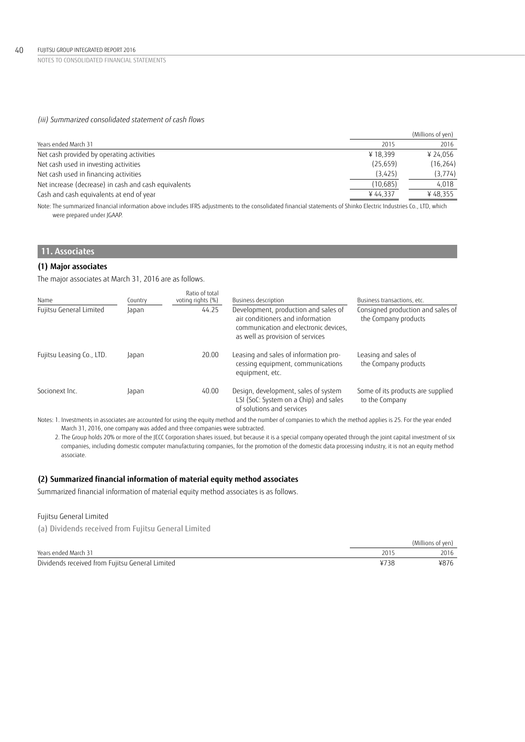*(iii) Summarized consolidated statement of cash flows*

| | | (Millions of yen) |
|---|---|---|
| Years ended March 31 | 2015 | 2016 |
| Net cash provided by operating activities | ¥ 18,399 | ¥ 24,056 |
| Net cash used in investing activities | (25,659) | (16,264) |
| Net cash used in financing activities | (3,425) | (3,774) |
| Net increase (decrease) in cash and cash equivalents | (10,685) | 4,018 |
| Cash and cash equivalents at end of year | ¥ 44,337 | ¥ 48,355 |

Note: The summarized financial information above includes IFRS adjustments to the consolidated financial statements of Shinko Electric Industries Co., LTD, which were prepared under JGAAP.

## 11. Associates

### (1) Major associates

The major associates at March 31, 2016 are as follows.

| Name | Country | Ratio of total voting rights (%) | Business description | Business transactions, etc. |
|---|---|---|---|---|
| Fujitsu General Limited | Japan | 44.25 | Development, production and sales of air conditioners and information communication and electronic devices, as well as provision of services | Consigned production and sales of the Company products |
| Fujitsu Leasing Co., LTD. | Japan | 20.00 | Leasing and sales of information processing equipment, communications equipment, etc. | Leasing and sales of the Company products |
| Socionext Inc. | Japan | 40.00 | Design, development, sales of system LSI (SoC: System on a Chip) and sales of solutions and services | Some of its products are supplied to the Company |

Notes: 1. Investments in associates are accounted for using the equity method and the number of companies to which the method applies is 25. For the year ended March 31, 2016, one company was added and three companies were subtracted.

2. The Group holds 20% or more of the JECC Corporation shares issued, but because it is a special company operated through the joint capital investment of six companies, including domestic computer manufacturing companies, for the promotion of the domestic data processing industry, it is not an equity method associate.

### (2) Summarized financial information of material equity method associates

Summarized financial information of material equity method associates is as follows.

Fujitsu General Limited

(a) Dividends received from Fujitsu General Limited

| | | (Millions of yen) |
|---|---|---|
| Years ended March 31 | 2015 | 2016 |
| Dividends received from Fujitsu General Limited | ¥738 | ¥876 |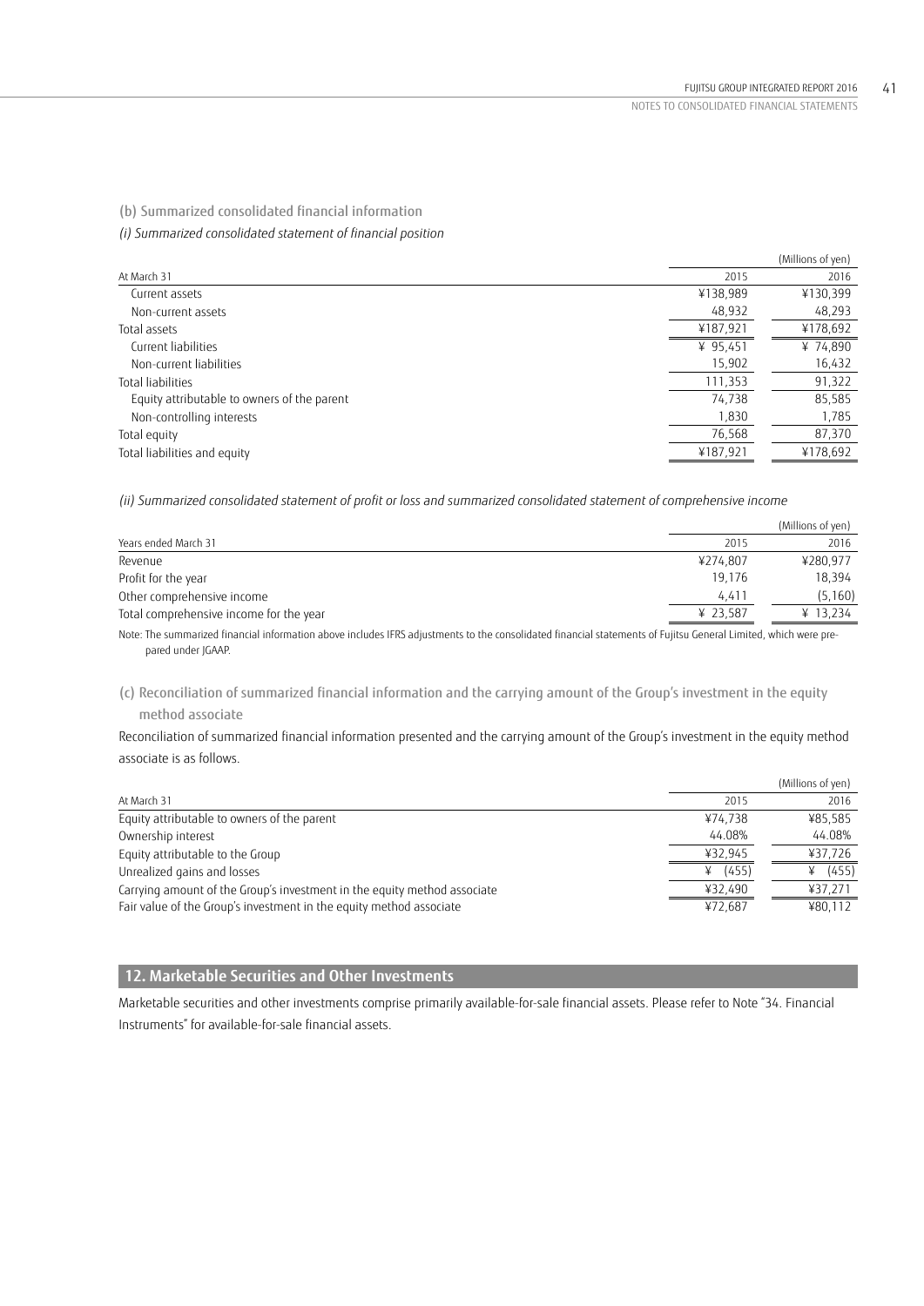(b) Summarized consolidated financial information

*(i) Summarized consolidated statement of financial position*

(Millions of yen)

| At March 31 | 2015 | 2016 |
|---|---|---|
| Current assets | ¥138,989 | ¥130,399 |
| Non-current assets | 48,932 | 48,293 |
| Total assets | ¥187,921 | ¥178,692 |
| Current liabilities | ¥ 95,451 | ¥ 74,890 |
| Non-current liabilities | 15,902 | 16,432 |
| Total liabilities | 111,353 | 91,322 |
| Equity attributable to owners of the parent | 74,738 | 85,585 |
| Non-controlling interests | 1,830 | 1,785 |
| Total equity | 76,568 | 87,370 |
| Total liabilities and equity | ¥187,921 | ¥178,692 |

*(ii) Summarized consolidated statement of profit or loss and summarized consolidated statement of comprehensive income*

(Millions of yen)

| Years ended March 31 | 2015 | 2016 |
|---|---|---|
| Revenue | ¥274,807 | ¥280,977 |
| Profit for the year | 19,176 | 18,394 |
| Other comprehensive income | 4,411 | (5,160) |
| Total comprehensive income for the year | ¥ 23,587 | ¥ 13,234 |

Note: The summarized financial information above includes IFRS adjustments to the consolidated financial statements of Fujitsu General Limited, which were prepared under JGAAP.

(c) Reconciliation of summarized financial information and the carrying amount of the Group's investment in the equity method associate

Reconciliation of summarized financial information presented and the carrying amount of the Group's investment in the equity method associate is as follows.

(Millions of yen)

| At March 31 | 2015 | 2016 |
|---|---|---|
| Equity attributable to owners of the parent | ¥74,738 | ¥85,585 |
| Ownership interest | 44.08% | 44.08% |
| Equity attributable to the Group | ¥32,945 | ¥37,726 |
| Unrealized gains and losses | ¥ (455) | ¥ (455) |
| Carrying amount of the Group's investment in the equity method associate | ¥32,490 | ¥37,271 |
| Fair value of the Group's investment in the equity method associate | ¥72,687 | ¥80,112 |

## 12. Marketable Securities and Other Investments

Marketable securities and other investments comprise primarily available-for-sale financial assets. Please refer to Note "34. Financial Instruments" for available-for-sale financial assets.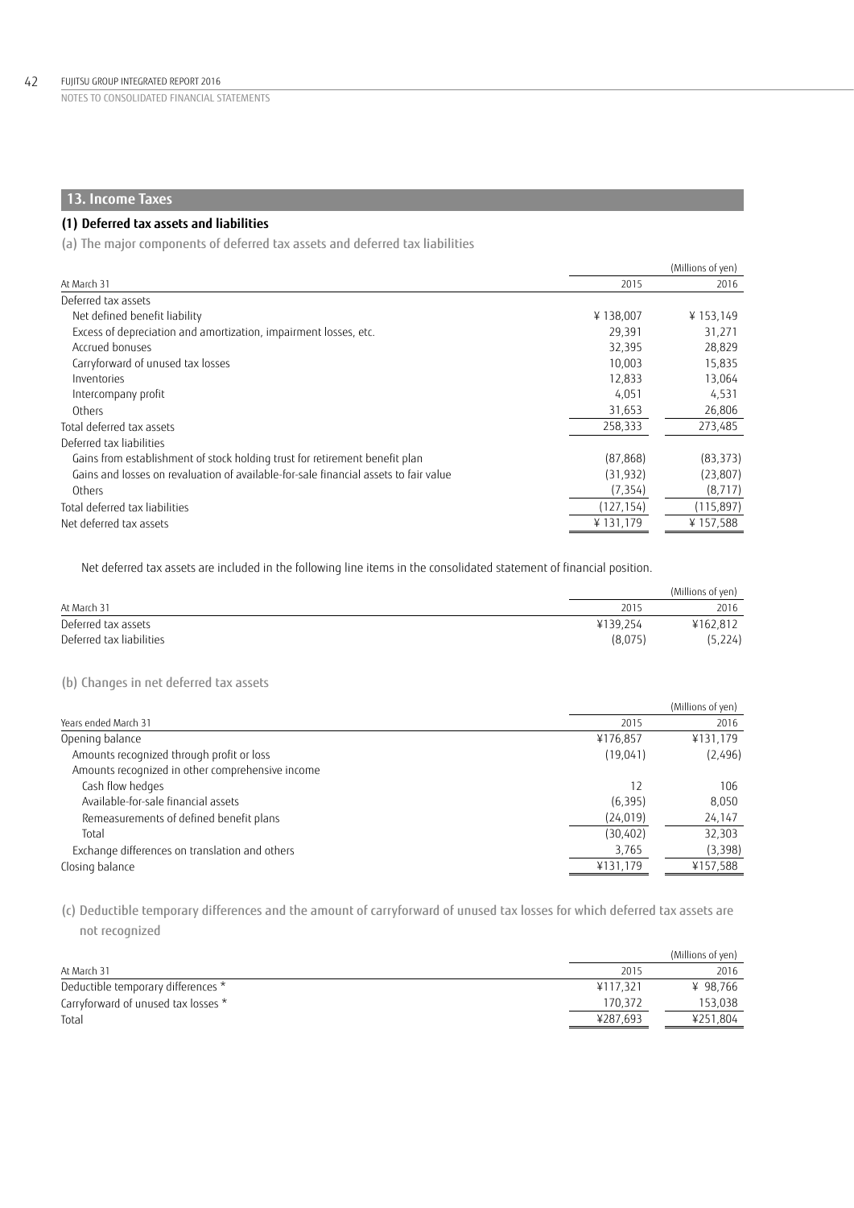## 13. Income Taxes

### (1) Deferred tax assets and liabilities

(a) The major components of deferred tax assets and deferred tax liabilities

| At March 31 | 2015 | 2016 |
|---|---|---|
| | | (Millions of yen) |
| Deferred tax assets | | |
| Net defined benefit liability | ¥ 138,007 | ¥ 153,149 |
| Excess of depreciation and amortization, impairment losses, etc. | 29,391 | 31,271 |
| Accrued bonuses | 32,395 | 28,829 |
| Carryforward of unused tax losses | 10,003 | 15,835 |
| Inventories | 12,833 | 13,064 |
| Intercompany profit | 4,051 | 4,531 |
| Others | 31,653 | 26,806 |
| Total deferred tax assets | 258,333 | 273,485 |
| Deferred tax liabilities | | |
| Gains from establishment of stock holding trust for retirement benefit plan | (87,868) | (83,373) |
| Gains and losses on revaluation of available-for-sale financial assets to fair value | (31,932) | (23,807) |
| Others | (7,354) | (8,717) |
| Total deferred tax liabilities | (127,154) | (115,897) |
| Net deferred tax assets | ¥ 131,179 | ¥ 157,588 |

Net deferred tax assets are included in the following line items in the consolidated statement of financial position.

| At March 31 | 2015 | 2016 |
|---|---|---|
| | | (Millions of yen) |
| Deferred tax assets | ¥139,254 | ¥162,812 |
| Deferred tax liabilities | (8,075) | (5,224) |

(b) Changes in net deferred tax assets

| Years ended March 31 | 2015 | 2016 |
|---|---|---|
| | | (Millions of yen) |
| Opening balance | ¥176,857 | ¥131,179 |
| Amounts recognized through profit or loss | (19,041) | (2,496) |
| Amounts recognized in other comprehensive income | | |
| Cash flow hedges | 12 | 106 |
| Available-for-sale financial assets | (6,395) | 8,050 |
| Remeasurements of defined benefit plans | (24,019) | 24,147 |
| Total | (30,402) | 32,303 |
| Exchange differences on translation and others | 3,765 | (3,398) |
| Closing balance | ¥131,179 | ¥157,588 |

(c) Deductible temporary differences and the amount of carryforward of unused tax losses for which deferred tax assets are not recognized

| At March 31 | 2015 | 2016 |
|---|---|---|
| | | (Millions of yen) |
| Deductible temporary differences * | ¥117,321 | ¥ 98,766 |
| Carryforward of unused tax losses * | 170,372 | 153,038 |
| Total | ¥287,693 | ¥251,804 |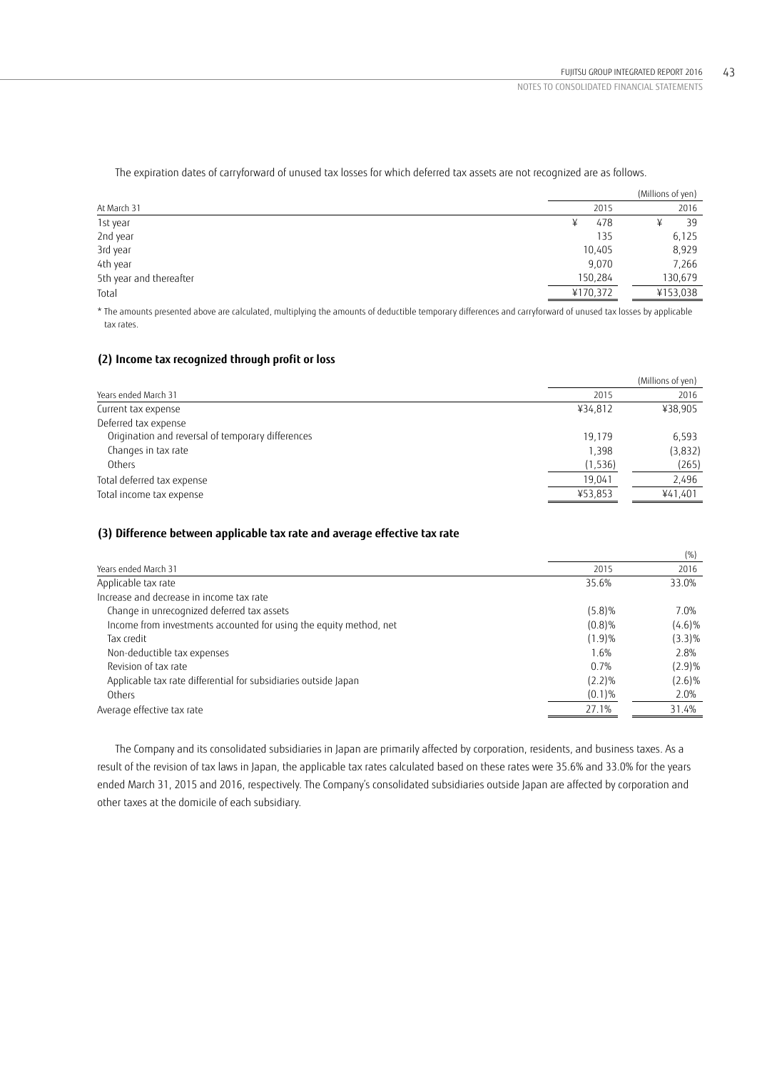The expiration dates of carryforward of unused tax losses for which deferred tax assets are not recognized are as follows.

| At March 31 | 2015 | 2016 |
|---|---|---|
| | | (Millions of yen) |
| 1st year | ¥ 478 | ¥ 39 |
| 2nd year | 135 | 6,125 |
| 3rd year | 10,405 | 8,929 |
| 4th year | 9,070 | 7,266 |
| 5th year and thereafter | 150,284 | 130,679 |
| Total | ¥170,372 | ¥153,038 |

* The amounts presented above are calculated, multiplying the amounts of deductible temporary differences and carryforward of unused tax losses by applicable tax rates.

### (2) Income tax recognized through profit or loss

| Years ended March 31 | 2015 | 2016 |
|---|---|---|
| | | (Millions of yen) |
| Current tax expense | ¥34,812 | ¥38,905 |
| Deferred tax expense | | |
| Origination and reversal of temporary differences | 19,179 | 6,593 |
| Changes in tax rate | 1,398 | (3,832) |
| Others | (1,536) | (265) |
| Total deferred tax expense | 19,041 | 2,496 |
| Total income tax expense | ¥53,853 | ¥41,401 |

### (3) Difference between applicable tax rate and average effective tax rate

| Years ended March 31 | 2015 | 2016 |
|---|---|---|
| | | (%) |
| Applicable tax rate | 35.6% | 33.0% |
| Increase and decrease in income tax rate | | |
| Change in unrecognized deferred tax assets | (5.8)% | 7.0% |
| Income from investments accounted for using the equity method, net | (0.8)% | (4.6)% |
| Tax credit | (1.9)% | (3.3)% |
| Non-deductible tax expenses | 1.6% | 2.8% |
| Revision of tax rate | 0.7% | (2.9)% |
| Applicable tax rate differential for subsidiaries outside Japan | (2.2)% | (2.6)% |
| Others | (0.1)% | 2.0% |
| Average effective tax rate | 27.1% | 31.4% |

The Company and its consolidated subsidiaries in Japan are primarily affected by corporation, residents, and business taxes. As a result of the revision of tax laws in Japan, the applicable tax rates calculated based on these rates were 35.6% and 33.0% for the years ended March 31, 2015 and 2016, respectively. The Company's consolidated subsidiaries outside Japan are affected by corporation and other taxes at the domicile of each subsidiary.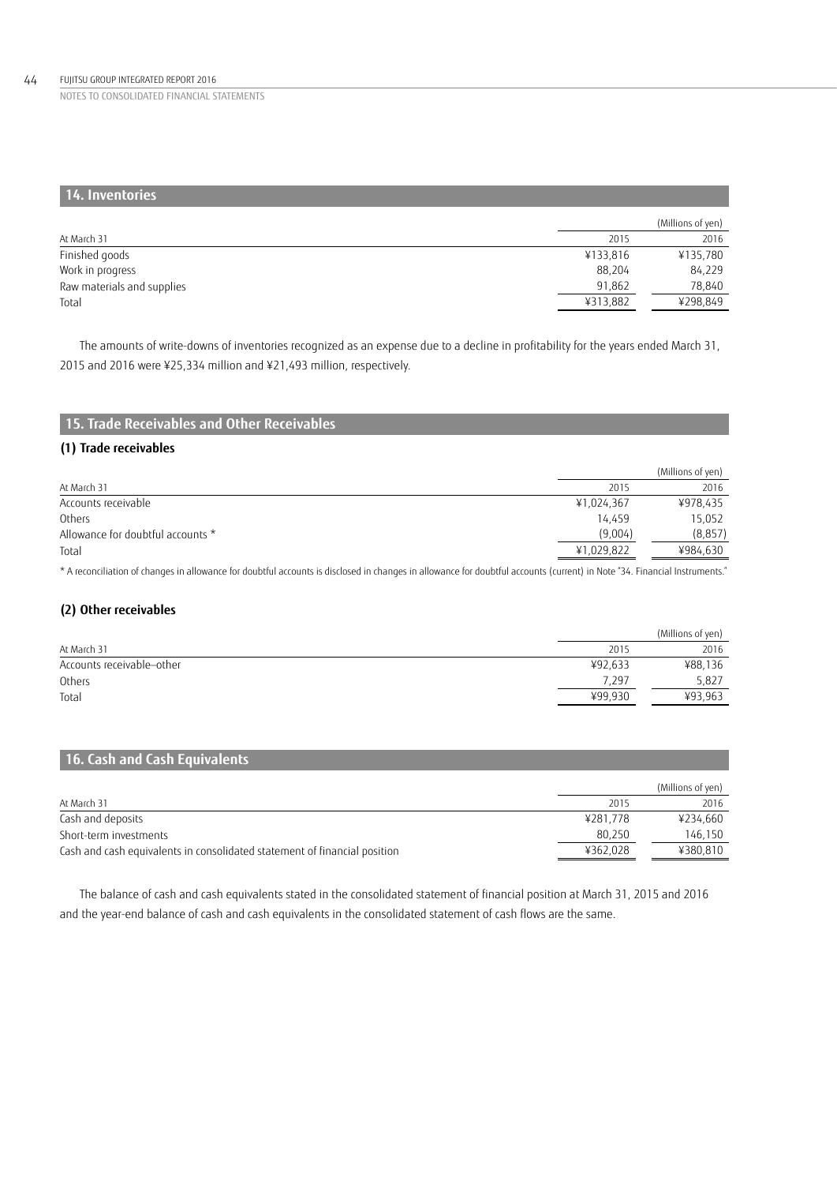## 14. Inventories

| At March 31 | 2015 | 2016 |
|---|---|---|
| | (Millions of yen) | |
| Finished goods | ¥133,816 | ¥135,780 |
| Work in progress | 88,204 | 84,229 |
| Raw materials and supplies | 91,862 | 78,840 |
| Total | ¥313,882 | ¥298,849 |

The amounts of write-downs of inventories recognized as an expense due to a decline in profitability for the years ended March 31, 2015 and 2016 were ¥25,334 million and ¥21,493 million, respectively.

## 15. Trade Receivables and Other Receivables

### (1) Trade receivables

| At March 31 | 2015 | 2016 |
|---|---|---|
| | (Millions of yen) | |
| Accounts receivable | ¥1,024,367 | ¥978,435 |
| Others | 14,459 | 15,052 |
| Allowance for doubtful accounts * | (9,004) | (8,857) |
| Total | ¥1,029,822 | ¥984,630 |

* A reconciliation of changes in allowance for doubtful accounts is disclosed in changes in allowance for doubtful accounts (current) in Note "34. Financial Instruments."

### (2) Other receivables

| At March 31 | 2015 | 2016 |
|---|---|---|
| | (Millions of yen) | |
| Accounts receivable–other | ¥92,633 | ¥88,136 |
| Others | 7,297 | 5,827 |
| Total | ¥99,930 | ¥93,963 |

## 16. Cash and Cash Equivalents

| At March 31 | 2015 | 2016 |
|---|---|---|
| | (Millions of yen) | |
| Cash and deposits | ¥281,778 | ¥234,660 |
| Short-term investments | 80,250 | 146,150 |
| Cash and cash equivalents in consolidated statement of financial position | ¥362,028 | ¥380,810 |

The balance of cash and cash equivalents stated in the consolidated statement of financial position at March 31, 2015 and 2016 and the year-end balance of cash and cash equivalents in the consolidated statement of cash flows are the same.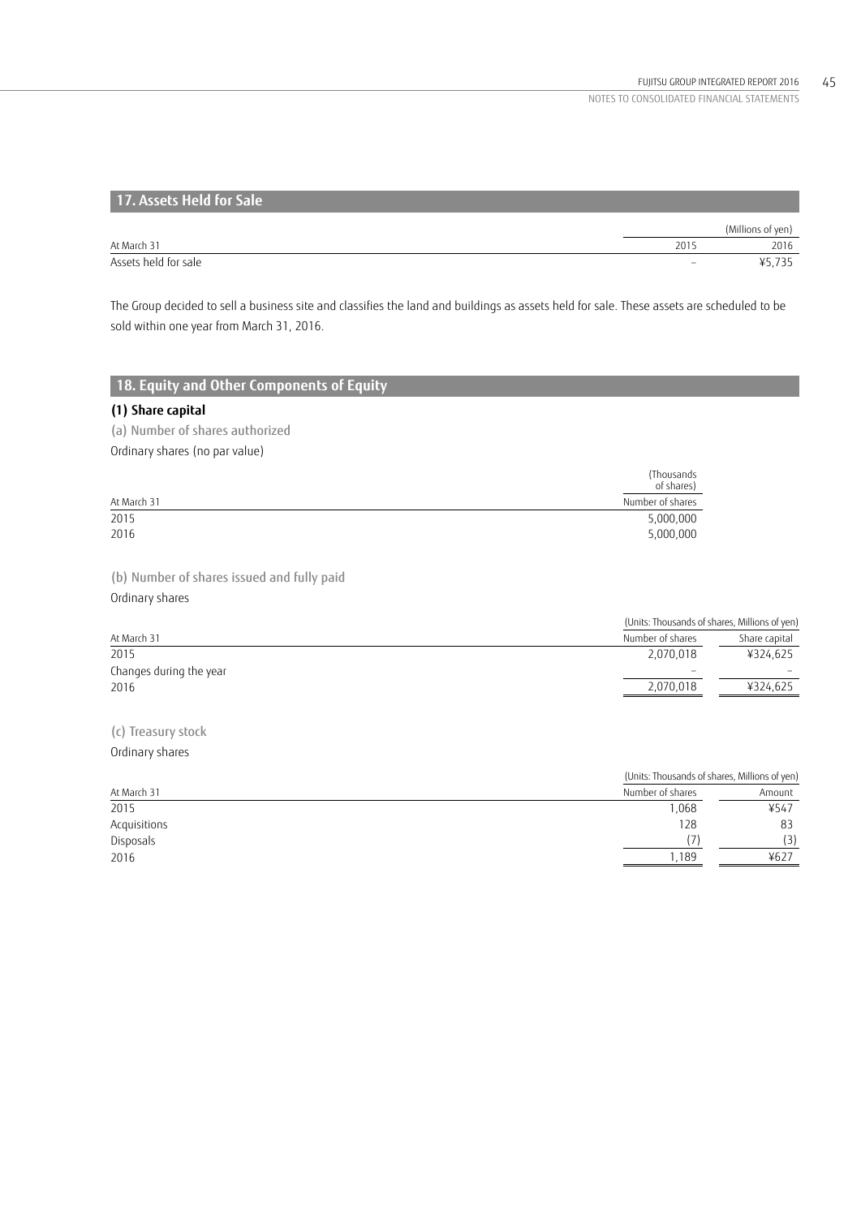## 17. Assets Held for Sale

| | | (Millions of yen) |
|---|---|---|
| At March 31 | 2015 | 2016 |
| Assets held for sale | – | ¥5,735 |

The Group decided to sell a business site and classifies the land and buildings as assets held for sale. These assets are scheduled to be sold within one year from March 31, 2016.

## 18. Equity and Other Components of Equity

### (1) Share capital

(a) Number of shares authorized

Ordinary shares (no par value)

| | (Thousands of shares) |
|---|---|
| At March 31 | Number of shares |
| 2015 | 5,000,000 |
| 2016 | 5,000,000 |

(b) Number of shares issued and fully paid

Ordinary shares

| | (Units: Thousands of shares, Millions of yen) | |
|---|---|---|
| At March 31 | Number of shares | Share capital |
| 2015 | 2,070,018 | ¥324,625 |
| Changes during the year | – | – |
| 2016 | 2,070,018 | ¥324,625 |

(c) Treasury stock

Ordinary shares

| | (Units: Thousands of shares, Millions of yen) | |
|---|---|---|
| At March 31 | Number of shares | Amount |
| 2015 | 1,068 | ¥547 |
| Acquisitions | 128 | 83 |
| Disposals | (7) | (3) |
| 2016 | 1,189 | ¥627 |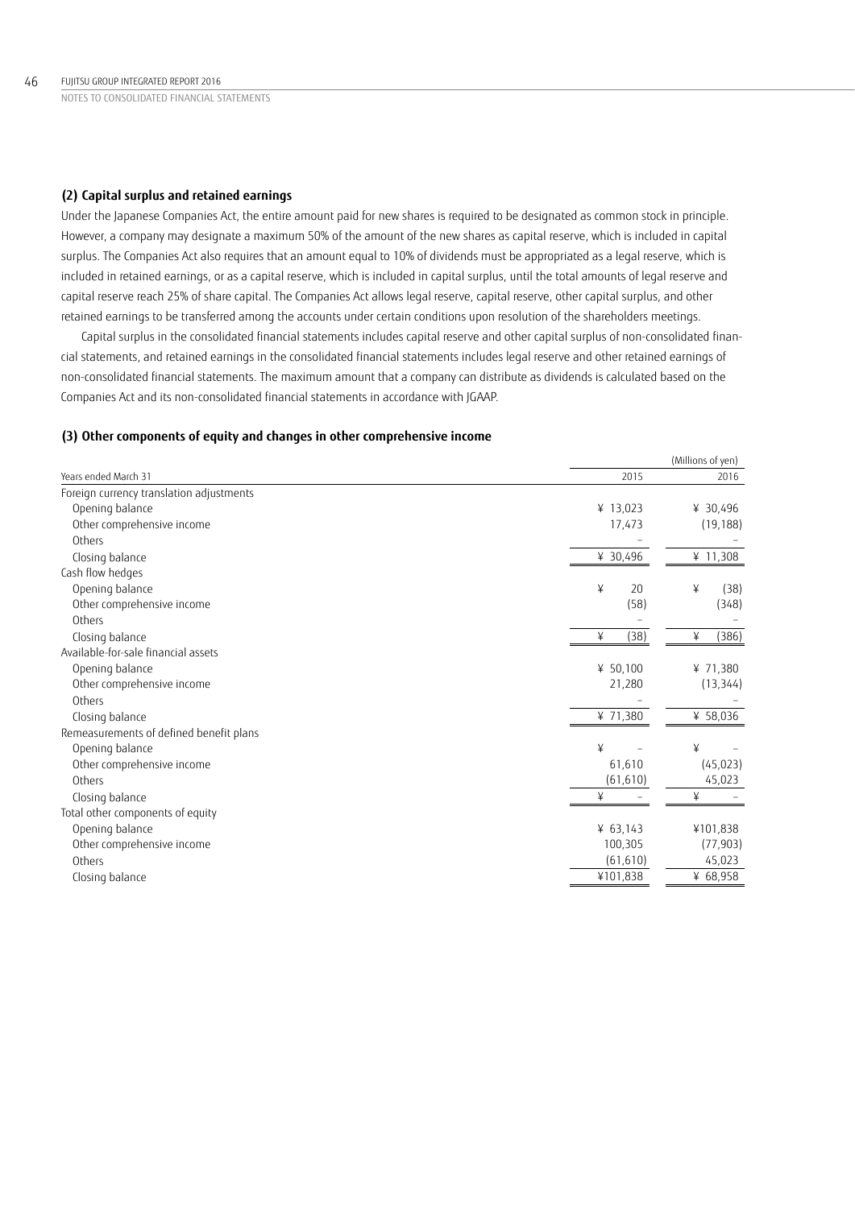### (2) Capital surplus and retained earnings

Under the Japanese Companies Act, the entire amount paid for new shares is required to be designated as common stock in principle. However, a company may designate a maximum 50% of the amount of the new shares as capital reserve, which is included in capital surplus. The Companies Act also requires that an amount equal to 10% of dividends must be appropriated as a legal reserve, which is included in retained earnings, or as a capital reserve, which is included in capital surplus, until the total amounts of legal reserve and capital reserve reach 25% of share capital. The Companies Act allows legal reserve, capital reserve, other capital surplus, and other retained earnings to be transferred among the accounts under certain conditions upon resolution of the shareholders meetings.

Capital surplus in the consolidated financial statements includes capital reserve and other capital surplus of non-consolidated financial statements, and retained earnings in the consolidated financial statements includes legal reserve and other retained earnings of non-consolidated financial statements. The maximum amount that a company can distribute as dividends is calculated based on the Companies Act and its non-consolidated financial statements in accordance with JGAAP.

### (3) Other components of equity and changes in other comprehensive income

| | (Millions of yen) | |
|---|---|---|
| Years ended March 31 | 2015 | 2016 |
| Foreign currency translation adjustments | | |
| Opening balance | ¥ 13,023 | ¥ 30,496 |
| Other comprehensive income | 17,473 | (19,188) |
| Others | – | – |
| Closing balance | ¥ 30,496 | ¥ 11,308 |
| Cash flow hedges | | |
| Opening balance | ¥ 20 | ¥ (38) |
| Other comprehensive income | (58) | (348) |
| Others | – | – |
| Closing balance | ¥ (38) | ¥ (386) |
| Available-for-sale financial assets | | |
| Opening balance | ¥ 50,100 | ¥ 71,380 |
| Other comprehensive income | 21,280 | (13,344) |
| Others | – | – |
| Closing balance | ¥ 71,380 | ¥ 58,036 |
| Remeasurements of defined benefit plans | | |
| Opening balance | ¥ – | ¥ – |
| Other comprehensive income | 61,610 | (45,023) |
| Others | (61,610) | 45,023 |
| Closing balance | ¥ – | ¥ – |
| Total other components of equity | | |
| Opening balance | ¥ 63,143 | ¥101,838 |
| Other comprehensive income | 100,305 | (77,903) |
| Others | (61,610) | 45,023 |
| Closing balance | ¥101,838 | ¥ 68,958 |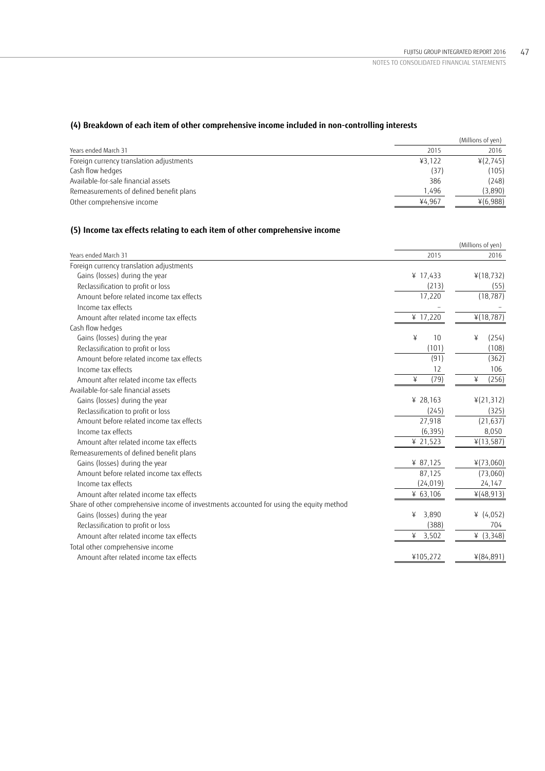### (4) Breakdown of each item of other comprehensive income included in non-controlling interests

(Millions of yen)

| Years ended March 31 | 2015 | 2016 |
|---|---|---|
| Foreign currency translation adjustments | ¥3,122 | ¥(2,745) |
| Cash flow hedges | (37) | (105) |
| Available-for-sale financial assets | 386 | (248) |
| Remeasurements of defined benefit plans | 1,496 | (3,890) |
| Other comprehensive income | ¥4,967 | ¥(6,988) |

### (5) Income tax effects relating to each item of other comprehensive income

(Millions of yen)

| Years ended March 31 | 2015 | 2016 |
|---|---|---|
| Foreign currency translation adjustments | | |
| Gains (losses) during the year | ¥ 17,433 | ¥(18,732) |
| Reclassification to profit or loss | (213) | (55) |
| Amount before related income tax effects | 17,220 | (18,787) |
| Income tax effects | – | – |
| Amount after related income tax effects | ¥ 17,220 | ¥(18,787) |
| Cash flow hedges | | |
| Gains (losses) during the year | ¥ 10 | ¥ (254) |
| Reclassification to profit or loss | (101) | (108) |
| Amount before related income tax effects | (91) | (362) |
| Income tax effects | 12 | 106 |
| Amount after related income tax effects | ¥ (79) | ¥ (256) |
| Available-for-sale financial assets | | |
| Gains (losses) during the year | ¥ 28,163 | ¥(21,312) |
| Reclassification to profit or loss | (245) | (325) |
| Amount before related income tax effects | 27,918 | (21,637) |
| Income tax effects | (6,395) | 8,050 |
| Amount after related income tax effects | ¥ 21,523 | ¥(13,587) |
| Remeasurements of defined benefit plans | | |
| Gains (losses) during the year | ¥ 87,125 | ¥(73,060) |
| Amount before related income tax effects | 87,125 | (73,060) |
| Income tax effects | (24,019) | 24,147 |
| Amount after related income tax effects | ¥ 63,106 | ¥(48,913) |
| Share of other comprehensive income of investments accounted for using the equity method | | |
| Gains (losses) during the year | ¥ 3,890 | ¥ (4,052) |
| Reclassification to profit or loss | (388) | 704 |
| Amount after related income tax effects | ¥ 3,502 | ¥ (3,348) |
| Total other comprehensive income | | |
| Amount after related income tax effects | ¥105,272 | ¥(84,891) |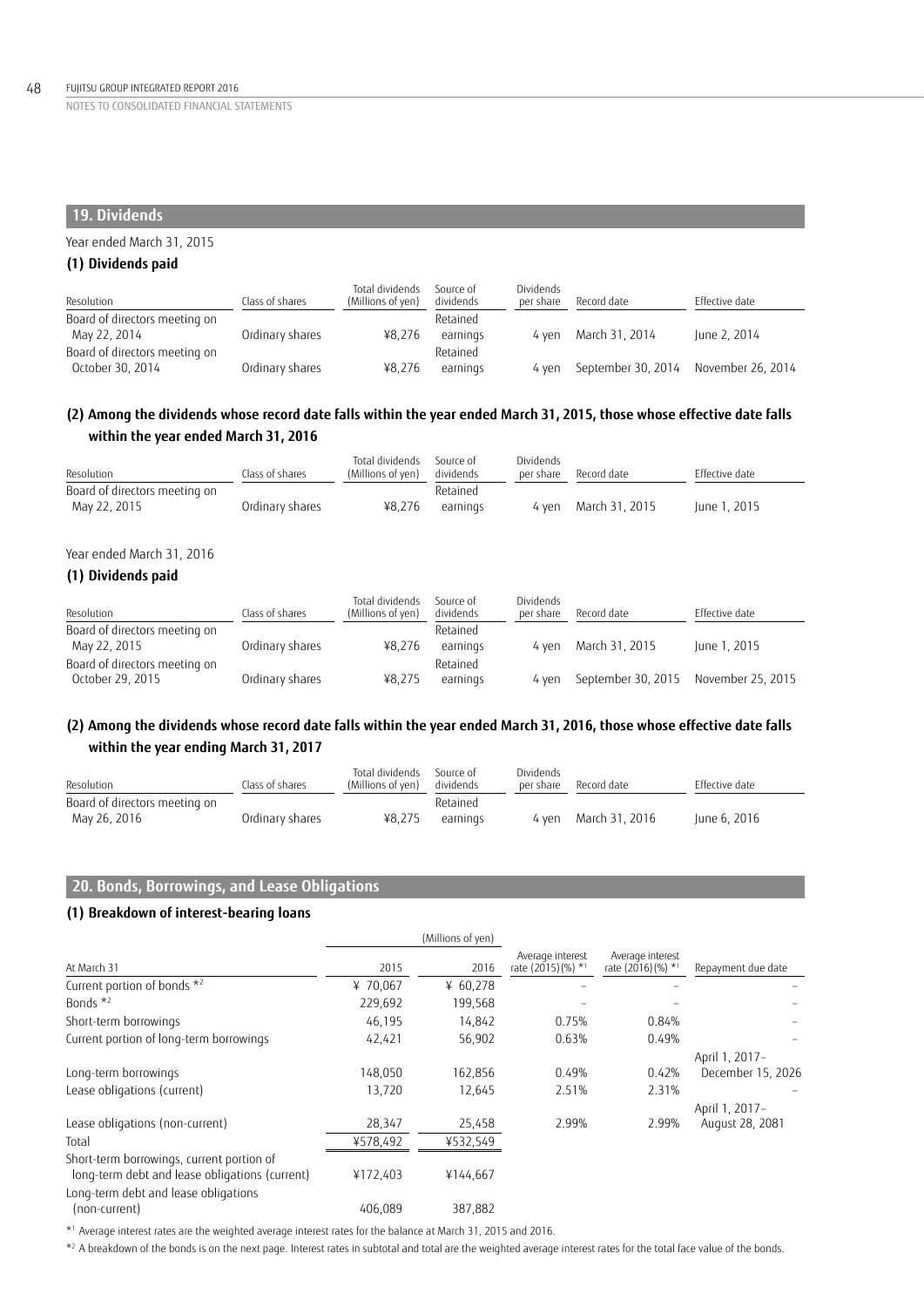## 19. Dividends

Year ended March 31, 2015

### (1) Dividends paid

| Resolution | Class of shares | Total dividends (Millions of yen) | Source of dividends | Dividends per share | Record date | Effective date |
|---|---|---|---|---|---|---|
| Board of directors meeting on May 22, 2014 | Ordinary shares | ¥8,276 | Retained earnings | 4 yen | March 31, 2014 | June 2, 2014 |
| Board of directors meeting on October 30, 2014 | Ordinary shares | ¥8,276 | Retained earnings | 4 yen | September 30, 2014 | November 26, 2014 |

### (2) Among the dividends whose record date falls within the year ended March 31, 2015, those whose effective date falls within the year ended March 31, 2016

| Resolution | Class of shares | Total dividends (Millions of yen) | Source of dividends | Dividends per share | Record date | Effective date |
|---|---|---|---|---|---|---|
| Board of directors meeting on May 22, 2015 | Ordinary shares | ¥8,276 | Retained earnings | 4 yen | March 31, 2015 | June 1, 2015 |

Year ended March 31, 2016

### (1) Dividends paid

| Resolution | Class of shares | Total dividends (Millions of yen) | Source of dividends | Dividends per share | Record date | Effective date |
|---|---|---|---|---|---|---|
| Board of directors meeting on May 22, 2015 | Ordinary shares | ¥8,276 | Retained earnings | 4 yen | March 31, 2015 | June 1, 2015 |
| Board of directors meeting on October 29, 2015 | Ordinary shares | ¥8,275 | Retained earnings | 4 yen | September 30, 2015 | November 25, 2015 |

### (2) Among the dividends whose record date falls within the year ended March 31, 2016, those whose effective date falls within the year ending March 31, 2017

| Resolution | Class of shares | Total dividends (Millions of yen) | Source of dividends | Dividends per share | Record date | Effective date |
|---|---|---|---|---|---|---|
| Board of directors meeting on May 26, 2016 | Ordinary shares | ¥8,275 | Retained earnings | 4 yen | March 31, 2016 | June 6, 2016 |

## 20. Bonds, Borrowings, and Lease Obligations

### (1) Breakdown of interest-bearing loans

| At March 31 | 2015 (Millions of yen) | 2016 (Millions of yen) | Average interest rate (2015) (%) *1 | Average interest rate (2016) (%) *1 | Repayment due date |
|---|---|---|---|---|---|
| Current portion of bonds *2 | ¥ 70,067 | ¥ 60,278 | – | – | – |
| Bonds *2 | 229,692 | 199,568 | – | – | – |
| Short-term borrowings | 46,195 | 14,842 | 0.75% | 0.84% | – |
| Current portion of long-term borrowings | 42,421 | 56,902 | 0.63% | 0.49% | – |
| Long-term borrowings | 148,050 | 162,856 | 0.49% | 0.42% | April 1, 2017– December 15, 2026 |
| Lease obligations (current) | 13,720 | 12,645 | 2.51% | 2.31% | – |
| Lease obligations (non-current) | 28,347 | 25,458 | 2.99% | 2.99% | April 1, 2017– August 28, 2081 |
| Total | ¥578,492 | ¥532,549 | | | |
| Short-term borrowings, current portion of long-term debt and lease obligations (current) | ¥172,403 | ¥144,667 | | | |
| Long-term debt and lease obligations (non-current) | 406,089 | 387,882 | | | |

*1 Average interest rates are the weighted average interest rates for the balance at March 31, 2015 and 2016.

*2 A breakdown of the bonds is on the next page. Interest rates in subtotal and total are the weighted average interest rates for the total face value of the bonds.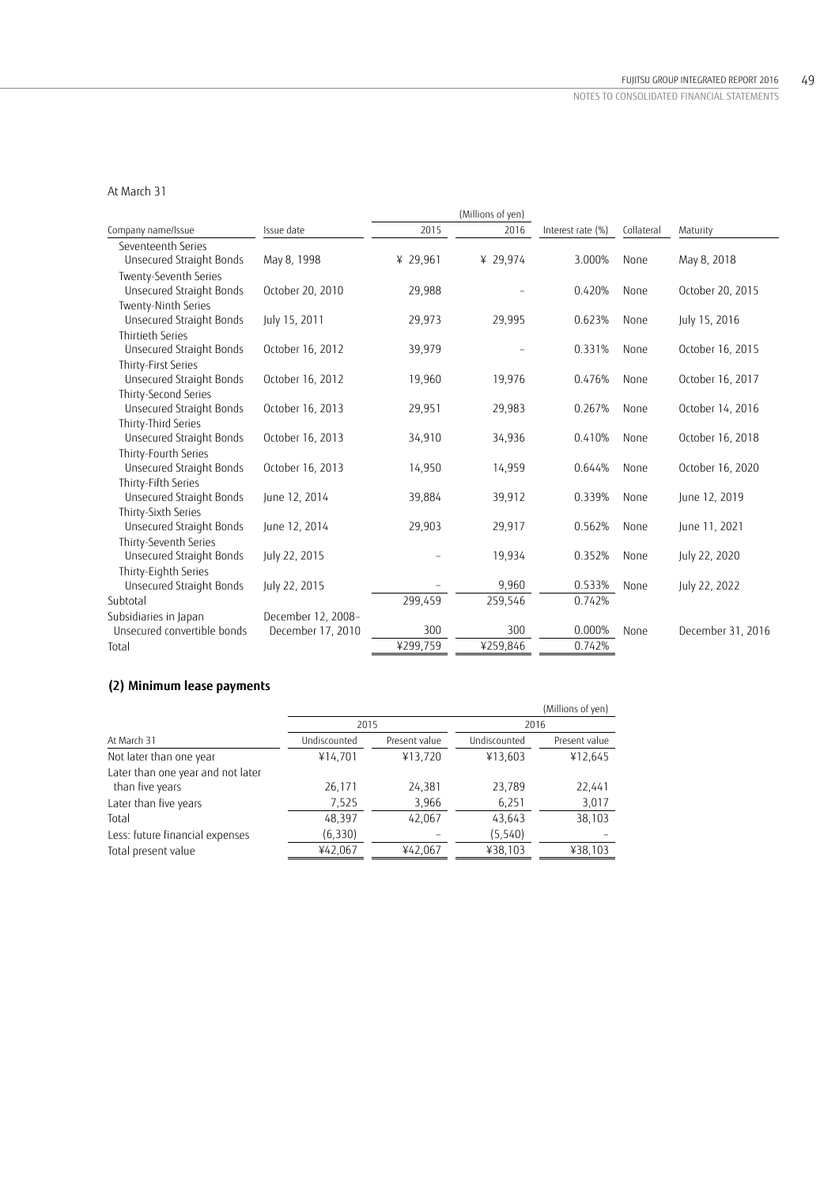At March 31

| Company name/Issue | Issue date | (Millions of yen) 2015 | 2016 | Interest rate (%) | Collateral | Maturity |
|---|---|---|---|---|---|---|
| Seventeenth Series Unsecured Straight Bonds | May 8, 1998 | ¥ 29,961 | ¥ 29,974 | 3.000% | None | May 8, 2018 |
| Twenty-Seventh Series Unsecured Straight Bonds | October 20, 2010 | 29,988 | – | 0.420% | None | October 20, 2015 |
| Twenty-Ninth Series Unsecured Straight Bonds | July 15, 2011 | 29,973 | 29,995 | 0.623% | None | July 15, 2016 |
| Thirtieth Series Unsecured Straight Bonds | October 16, 2012 | 39,979 | – | 0.331% | None | October 16, 2015 |
| Thirty-First Series Unsecured Straight Bonds | October 16, 2012 | 19,960 | 19,976 | 0.476% | None | October 16, 2017 |
| Thirty-Second Series Unsecured Straight Bonds | October 16, 2013 | 29,951 | 29,983 | 0.267% | None | October 14, 2016 |
| Thirty-Third Series Unsecured Straight Bonds | October 16, 2013 | 34,910 | 34,936 | 0.410% | None | October 16, 2018 |
| Thirty-Fourth Series Unsecured Straight Bonds | October 16, 2013 | 14,950 | 14,959 | 0.644% | None | October 16, 2020 |
| Thirty-Fifth Series Unsecured Straight Bonds | June 12, 2014 | 39,884 | 39,912 | 0.339% | None | June 12, 2019 |
| Thirty-Sixth Series Unsecured Straight Bonds | June 12, 2014 | 29,903 | 29,917 | 0.562% | None | June 11, 2021 |
| Thirty-Seventh Series Unsecured Straight Bonds | July 22, 2015 | – | 19,934 | 0.352% | None | July 22, 2020 |
| Thirty-Eighth Series Unsecured Straight Bonds | July 22, 2015 | – | 9,960 | 0.533% | None | July 22, 2022 |
| Subtotal | | 299,459 | 259,546 | 0.742% | | |
| Subsidiaries in Japan Unsecured convertible bonds | December 12, 2008– December 17, 2010 | 300 | 300 | 0.000% | None | December 31, 2016 |
| Total | | ¥299,759 | ¥259,846 | 0.742% | | |

## (2) Minimum lease payments

(Millions of yen)

| At March 31 | 2015 Undiscounted | 2015 Present value | 2016 Undiscounted | 2016 Present value |
|---|---|---|---|---|
| Not later than one year | ¥14,701 | ¥13,720 | ¥13,603 | ¥12,645 |
| Later than one year and not later than five years | 26,171 | 24,381 | 23,789 | 22,441 |
| Later than five years | 7,525 | 3,966 | 6,251 | 3,017 |
| Total | 48,397 | 42,067 | 43,643 | 38,103 |
| Less: future financial expenses | (6,330) | – | (5,540) | – |
| Total present value | ¥42,067 | ¥42,067 | ¥38,103 | ¥38,103 |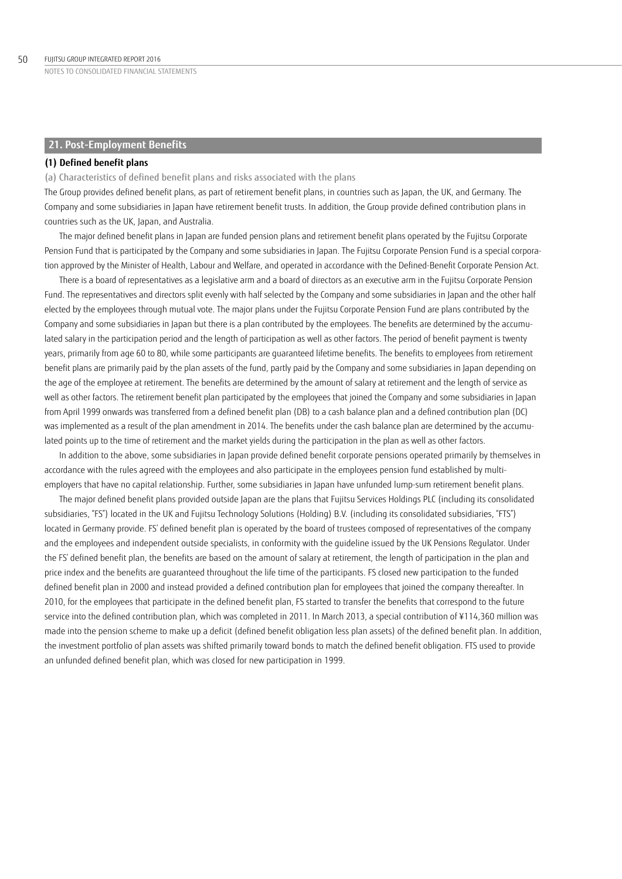## 21. Post-Employment Benefits

### (1) Defined benefit plans

(a) Characteristics of defined benefit plans and risks associated with the plans

The Group provides defined benefit plans, as part of retirement benefit plans, in countries such as Japan, the UK, and Germany. The Company and some subsidiaries in Japan have retirement benefit trusts. In addition, the Group provide defined contribution plans in countries such as the UK, Japan, and Australia.

The major defined benefit plans in Japan are funded pension plans and retirement benefit plans operated by the Fujitsu Corporate Pension Fund that is participated by the Company and some subsidiaries in Japan. The Fujitsu Corporate Pension Fund is a special corporation approved by the Minister of Health, Labour and Welfare, and operated in accordance with the Defined-Benefit Corporate Pension Act.

There is a board of representatives as a legislative arm and a board of directors as an executive arm in the Fujitsu Corporate Pension Fund. The representatives and directors split evenly with half selected by the Company and some subsidiaries in Japan and the other half elected by the employees through mutual vote. The major plans under the Fujitsu Corporate Pension Fund are plans contributed by the Company and some subsidiaries in Japan but there is a plan contributed by the employees. The benefits are determined by the accumulated salary in the participation period and the length of participation as well as other factors. The period of benefit payment is twenty years, primarily from age 60 to 80, while some participants are guaranteed lifetime benefits. The benefits to employees from retirement benefit plans are primarily paid by the plan assets of the fund, partly paid by the Company and some subsidiaries in Japan depending on the age of the employee at retirement. The benefits are determined by the amount of salary at retirement and the length of service as well as other factors. The retirement benefit plan participated by the employees that joined the Company and some subsidiaries in Japan from April 1999 onwards was transferred from a defined benefit plan (DB) to a cash balance plan and a defined contribution plan (DC) was implemented as a result of the plan amendment in 2014. The benefits under the cash balance plan are determined by the accumulated points up to the time of retirement and the market yields during the participation in the plan as well as other factors.

In addition to the above, some subsidiaries in Japan provide defined benefit corporate pensions operated primarily by themselves in accordance with the rules agreed with the employees and also participate in the employees pension fund established by multi-employers that have no capital relationship. Further, some subsidiaries in Japan have unfunded lump-sum retirement benefit plans.

The major defined benefit plans provided outside Japan are the plans that Fujitsu Services Holdings PLC (including its consolidated subsidiaries, "FS") located in the UK and Fujitsu Technology Solutions (Holding) B.V. (including its consolidated subsidiaries, "FTS") located in Germany provide. FS' defined benefit plan is operated by the board of trustees composed of representatives of the company and the employees and independent outside specialists, in conformity with the guideline issued by the UK Pensions Regulator. Under the FS' defined benefit plan, the benefits are based on the amount of salary at retirement, the length of participation in the plan and price index and the benefits are guaranteed throughout the life time of the participants. FS closed new participation to the funded defined benefit plan in 2000 and instead provided a defined contribution plan for employees that joined the company thereafter. In 2010, for the employees that participate in the defined benefit plan, FS started to transfer the benefits that correspond to the future service into the defined contribution plan, which was completed in 2011. In March 2013, a special contribution of ¥114,360 million was made into the pension scheme to make up a deficit (defined benefit obligation less plan assets) of the defined benefit plan. In addition, the investment portfolio of plan assets was shifted primarily toward bonds to match the defined benefit obligation. FTS used to provide an unfunded defined benefit plan, which was closed for new participation in 1999.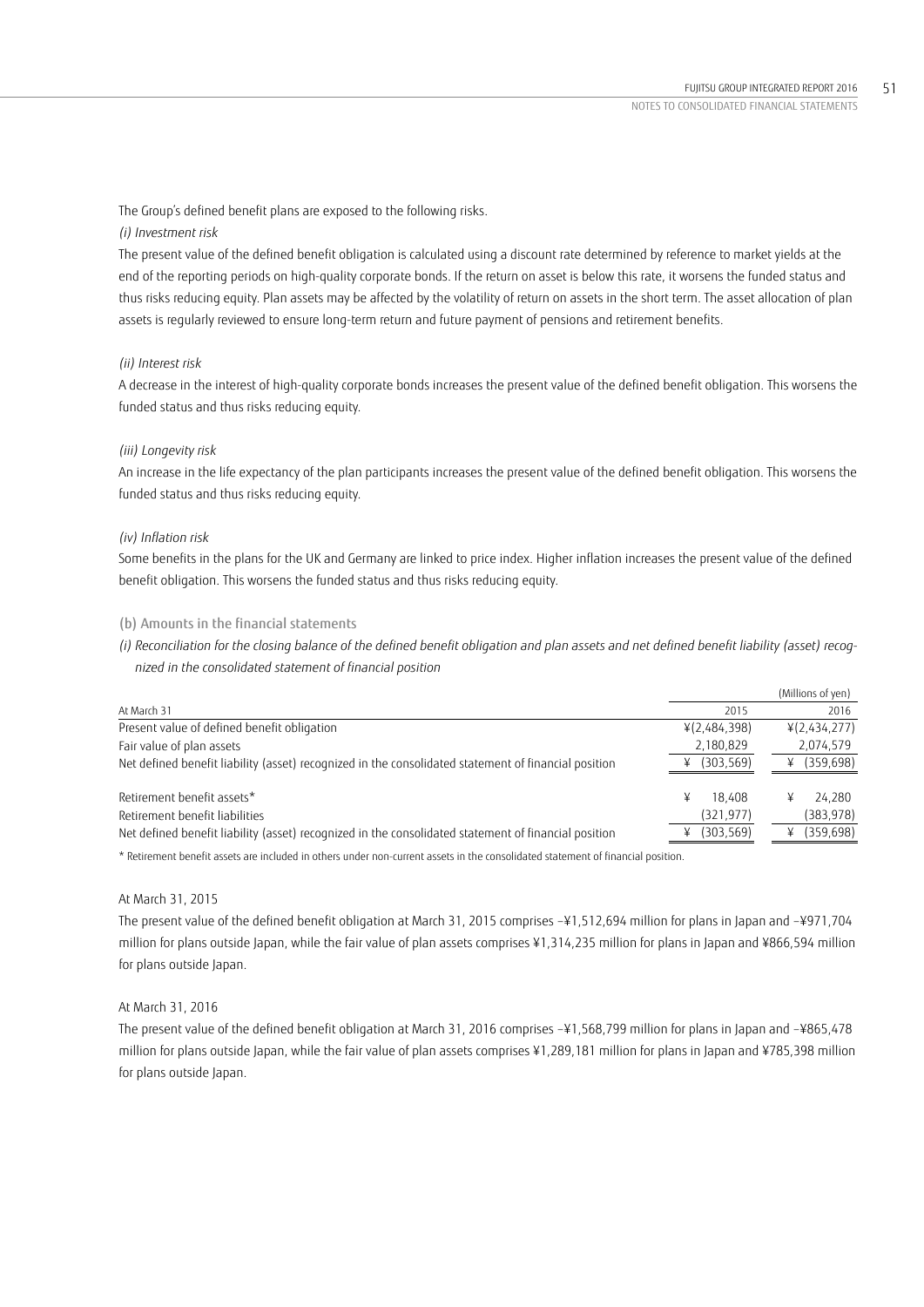The Group's defined benefit plans are exposed to the following risks.

*(i) Investment risk*

The present value of the defined benefit obligation is calculated using a discount rate determined by reference to market yields at the end of the reporting periods on high-quality corporate bonds. If the return on asset is below this rate, it worsens the funded status and thus risks reducing equity. Plan assets may be affected by the volatility of return on assets in the short term. The asset allocation of plan assets is regularly reviewed to ensure long-term return and future payment of pensions and retirement benefits.

*(ii) Interest risk*

A decrease in the interest of high-quality corporate bonds increases the present value of the defined benefit obligation. This worsens the funded status and thus risks reducing equity.

*(iii) Longevity risk*

An increase in the life expectancy of the plan participants increases the present value of the defined benefit obligation. This worsens the funded status and thus risks reducing equity.

*(iv) Inflation risk*

Some benefits in the plans for the UK and Germany are linked to price index. Higher inflation increases the present value of the defined benefit obligation. This worsens the funded status and thus risks reducing equity.

(b) Amounts in the financial statements

*(i) Reconciliation for the closing balance of the defined benefit obligation and plan assets and net defined benefit liability (asset) recognized in the consolidated statement of financial position*

(Millions of yen)

| At March 31 | 2015 | 2016 |
|---|---|---|
| Present value of defined benefit obligation | ¥(2,484,398) | ¥(2,434,277) |
| Fair value of plan assets | 2,180,829 | 2,074,579 |
| Net defined benefit liability (asset) recognized in the consolidated statement of financial position | ¥ (303,569) | ¥ (359,698) |
| Retirement benefit assets* | ¥ 18,408 | ¥ 24,280 |
| Retirement benefit liabilities | (321,977) | (383,978) |
| Net defined benefit liability (asset) recognized in the consolidated statement of financial position | ¥ (303,569) | ¥ (359,698) |

* Retirement benefit assets are included in others under non-current assets in the consolidated statement of financial position.

At March 31, 2015

The present value of the defined benefit obligation at March 31, 2015 comprises –¥1,512,694 million for plans in Japan and –¥971,704 million for plans outside Japan, while the fair value of plan assets comprises ¥1,314,235 million for plans in Japan and ¥866,594 million for plans outside Japan.

At March 31, 2016

The present value of the defined benefit obligation at March 31, 2016 comprises –¥1,568,799 million for plans in Japan and –¥865,478 million for plans outside Japan, while the fair value of plan assets comprises ¥1,289,181 million for plans in Japan and ¥785,398 million for plans outside Japan.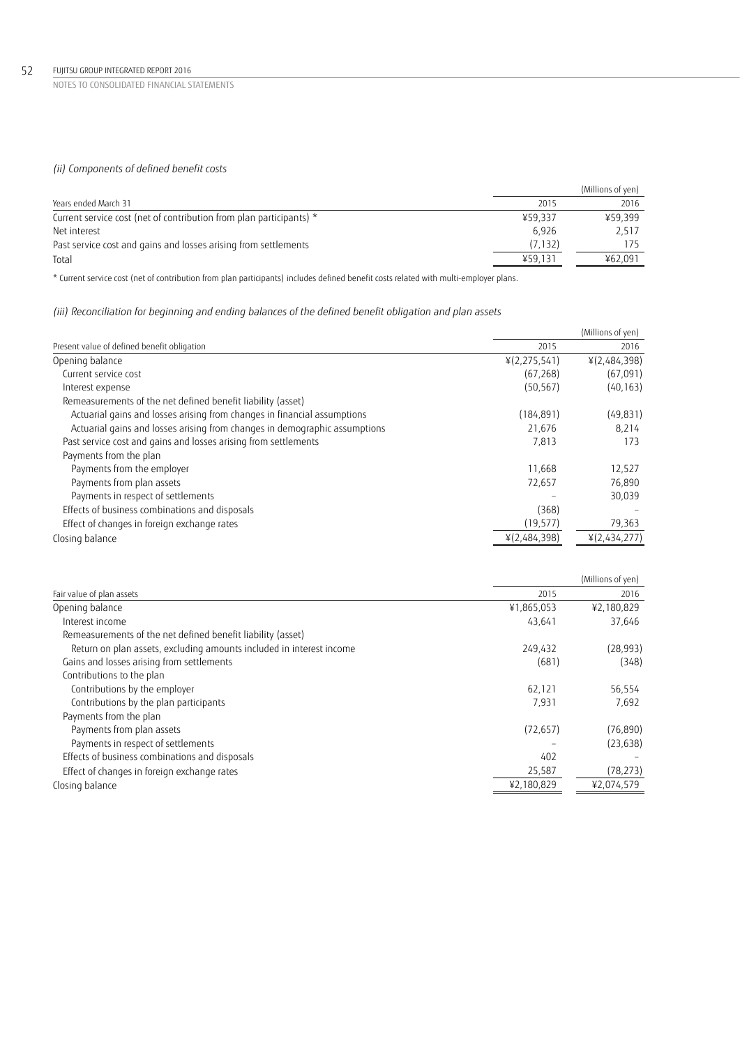*(ii) Components of defined benefit costs*

| Years ended March 31 | 2015 | 2016 |
|---|---|---|
| | | (Millions of yen) |
| Current service cost (net of contribution from plan participants) * | ¥59,337 | ¥59,399 |
| Net interest | 6,926 | 2,517 |
| Past service cost and gains and losses arising from settlements | (7,132) | 175 |
| Total | ¥59,131 | ¥62,091 |

* Current service cost (net of contribution from plan participants) includes defined benefit costs related with multi-employer plans.

*(iii) Reconciliation for beginning and ending balances of the defined benefit obligation and plan assets*

| Present value of defined benefit obligation | 2015 | 2016 |
|---|---|---|
| | | (Millions of yen) |
| Opening balance | ¥(2,275,541) | ¥(2,484,398) |
| Current service cost | (67,268) | (67,091) |
| Interest expense | (50,567) | (40,163) |
| Remeasurements of the net defined benefit liability (asset) | | |
| Actuarial gains and losses arising from changes in financial assumptions | (184,891) | (49,831) |
| Actuarial gains and losses arising from changes in demographic assumptions | 21,676 | 8,214 |
| Past service cost and gains and losses arising from settlements | 7,813 | 173 |
| Payments from the plan | | |
| Payments from the employer | 11,668 | 12,527 |
| Payments from plan assets | 72,657 | 76,890 |
| Payments in respect of settlements | – | 30,039 |
| Effects of business combinations and disposals | (368) | – |
| Effect of changes in foreign exchange rates | (19,577) | 79,363 |
| Closing balance | ¥(2,484,398) | ¥(2,434,277) |

| Fair value of plan assets | 2015 | 2016 |
|---|---|---|
| | | (Millions of yen) |
| Opening balance | ¥1,865,053 | ¥2,180,829 |
| Interest income | 43,641 | 37,646 |
| Remeasurements of the net defined benefit liability (asset) | | |
| Return on plan assets, excluding amounts included in interest income | 249,432 | (28,993) |
| Gains and losses arising from settlements | (681) | (348) |
| Contributions to the plan | | |
| Contributions by the employer | 62,121 | 56,554 |
| Contributions by the plan participants | 7,931 | 7,692 |
| Payments from the plan | | |
| Payments from plan assets | (72,657) | (76,890) |
| Payments in respect of settlements | – | (23,638) |
| Effects of business combinations and disposals | 402 | – |
| Effect of changes in foreign exchange rates | 25,587 | (78,273) |
| Closing balance | ¥2,180,829 | ¥2,074,579 |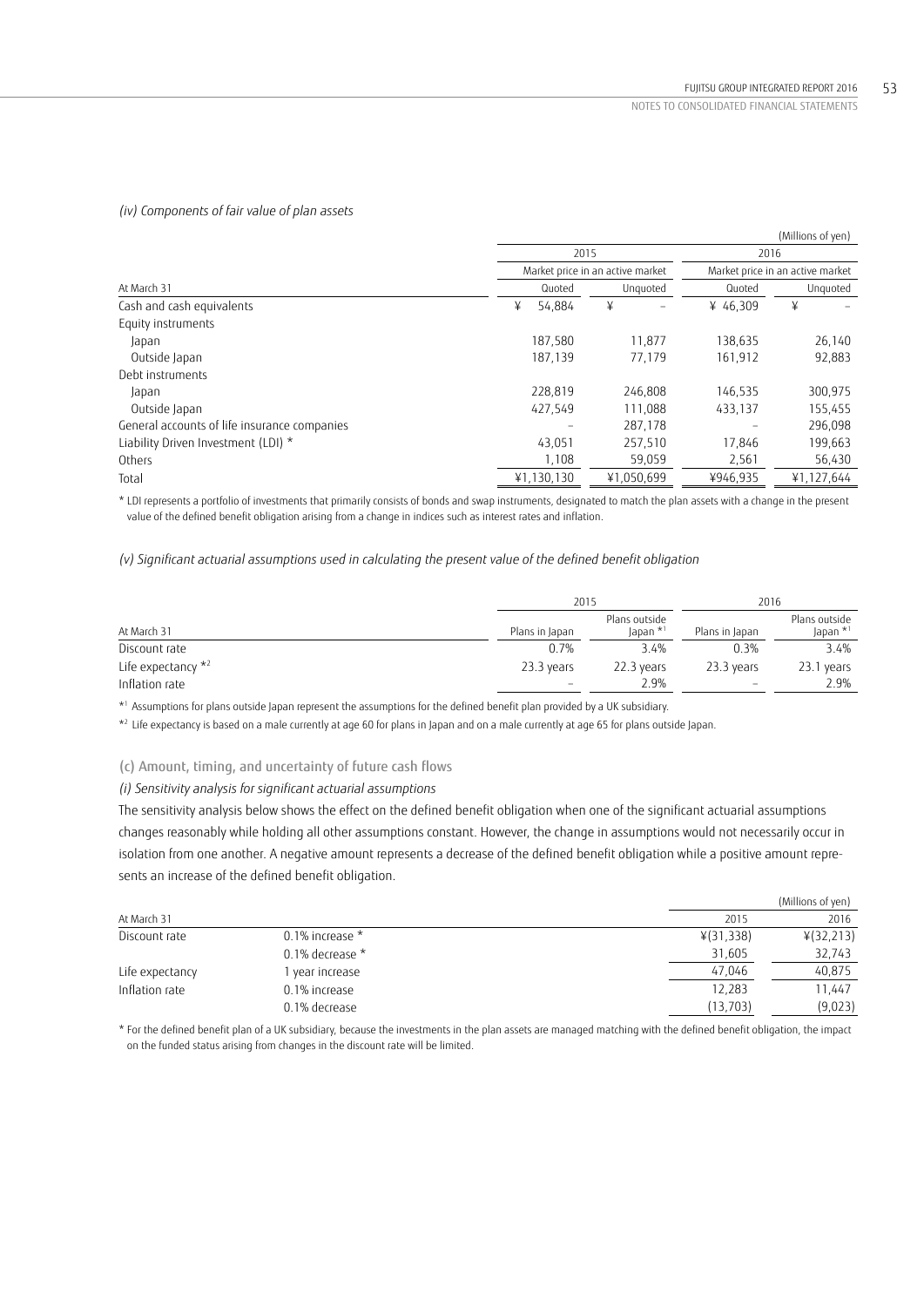*(iv) Components of fair value of plan assets*

(Millions of yen)

| At March 31 | 2015 | | 2016 | |
|---|---|---|---|---|
| | Market price in an active market | | Market price in an active market | |
| | Quoted | Unquoted | Quoted | Unquoted |
| Cash and cash equivalents | ¥ 54,884 | ¥ – | ¥ 46,309 | ¥ – |
| Equity instruments | | | | |
| Japan | 187,580 | 11,877 | 138,635 | 26,140 |
| Outside Japan | 187,139 | 77,179 | 161,912 | 92,883 |
| Debt instruments | | | | |
| Japan | 228,819 | 246,808 | 146,535 | 300,975 |
| Outside Japan | 427,549 | 111,088 | 433,137 | 155,455 |
| General accounts of life insurance companies | – | 287,178 | – | 296,098 |
| Liability Driven Investment (LDI) * | 43,051 | 257,510 | 17,846 | 199,663 |
| Others | 1,108 | 59,059 | 2,561 | 56,430 |
| Total | ¥1,130,130 | ¥1,050,699 | ¥946,935 | ¥1,127,644 |

* LDI represents a portfolio of investments that primarily consists of bonds and swap instruments, designated to match the plan assets with a change in the present value of the defined benefit obligation arising from a change in indices such as interest rates and inflation.

*(v) Significant actuarial assumptions used in calculating the present value of the defined benefit obligation*

| At March 31 | 2015 | | 2016 | |
|---|---|---|---|---|
| | Plans in Japan | Plans outside Japan *[1] | Plans in Japan | Plans outside Japan *[1] |
| Discount rate | 0.7% | 3.4% | 0.3% | 3.4% |
| Life expectancy *[2] | 23.3 years | 22.3 years | 23.3 years | 23.1 years |
| Inflation rate | – | 2.9% | – | 2.9% |

*[1] Assumptions for plans outside Japan represent the assumptions for the defined benefit plan provided by a UK subsidiary.

*[2] Life expectancy is based on a male currently at age 60 for plans in Japan and on a male currently at age 65 for plans outside Japan.

(c) Amount, timing, and uncertainty of future cash flows

*(i) Sensitivity analysis for significant actuarial assumptions*

The sensitivity analysis below shows the effect on the defined benefit obligation when one of the significant actuarial assumptions changes reasonably while holding all other assumptions constant. However, the change in assumptions would not necessarily occur in isolation from one another. A negative amount represents a decrease of the defined benefit obligation while a positive amount represents an increase of the defined benefit obligation.

(Millions of yen)

| At March 31 | | 2015 | 2016 |
|---|---|---|---|
| Discount rate | 0.1% increase * | ¥(31,338) | ¥(32,213) |
| | 0.1% decrease * | 31,605 | 32,743 |
| Life expectancy | 1 year increase | 47,046 | 40,875 |
| Inflation rate | 0.1% increase | 12,283 | 11,447 |
| | 0.1% decrease | (13,703) | (9,023) |

* For the defined benefit plan of a UK subsidiary, because the investments in the plan assets are managed matching with the defined benefit obligation, the impact on the funded status arising from changes in the discount rate will be limited.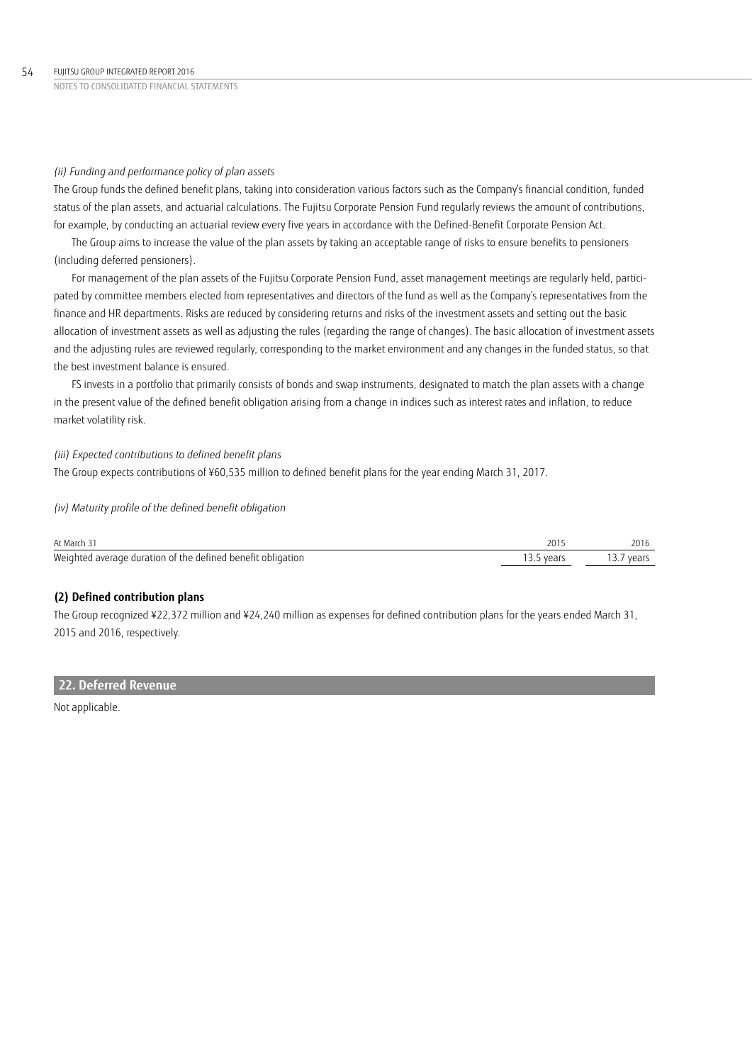*(ii) Funding and performance policy of plan assets*

The Group funds the defined benefit plans, taking into consideration various factors such as the Company's financial condition, funded status of the plan assets, and actuarial calculations. The Fujitsu Corporate Pension Fund regularly reviews the amount of contributions, for example, by conducting an actuarial review every five years in accordance with the Defined-Benefit Corporate Pension Act.

The Group aims to increase the value of the plan assets by taking an acceptable range of risks to ensure benefits to pensioners (including deferred pensioners).

For management of the plan assets of the Fujitsu Corporate Pension Fund, asset management meetings are regularly held, participated by committee members elected from representatives and directors of the fund as well as the Company's representatives from the finance and HR departments. Risks are reduced by considering returns and risks of the investment assets and setting out the basic allocation of investment assets as well as adjusting the rules (regarding the range of changes). The basic allocation of investment assets and the adjusting rules are reviewed regularly, corresponding to the market environment and any changes in the funded status, so that the best investment balance is ensured.

FS invests in a portfolio that primarily consists of bonds and swap instruments, designated to match the plan assets with a change in the present value of the defined benefit obligation arising from a change in indices such as interest rates and inflation, to reduce market volatility risk.

*(iii) Expected contributions to defined benefit plans*

The Group expects contributions of ¥60,535 million to defined benefit plans for the year ending March 31, 2017.

*(iv) Maturity profile of the defined benefit obligation*

| At March 31 | 2015 | 2016 |
|---|---|---|
| Weighted average duration of the defined benefit obligation | 13.5 years | 13.7 years |

**(2) Defined contribution plans**

The Group recognized ¥22,372 million and ¥24,240 million as expenses for defined contribution plans for the years ended March 31, 2015 and 2016, respectively.

## 22. Deferred Revenue

Not applicable.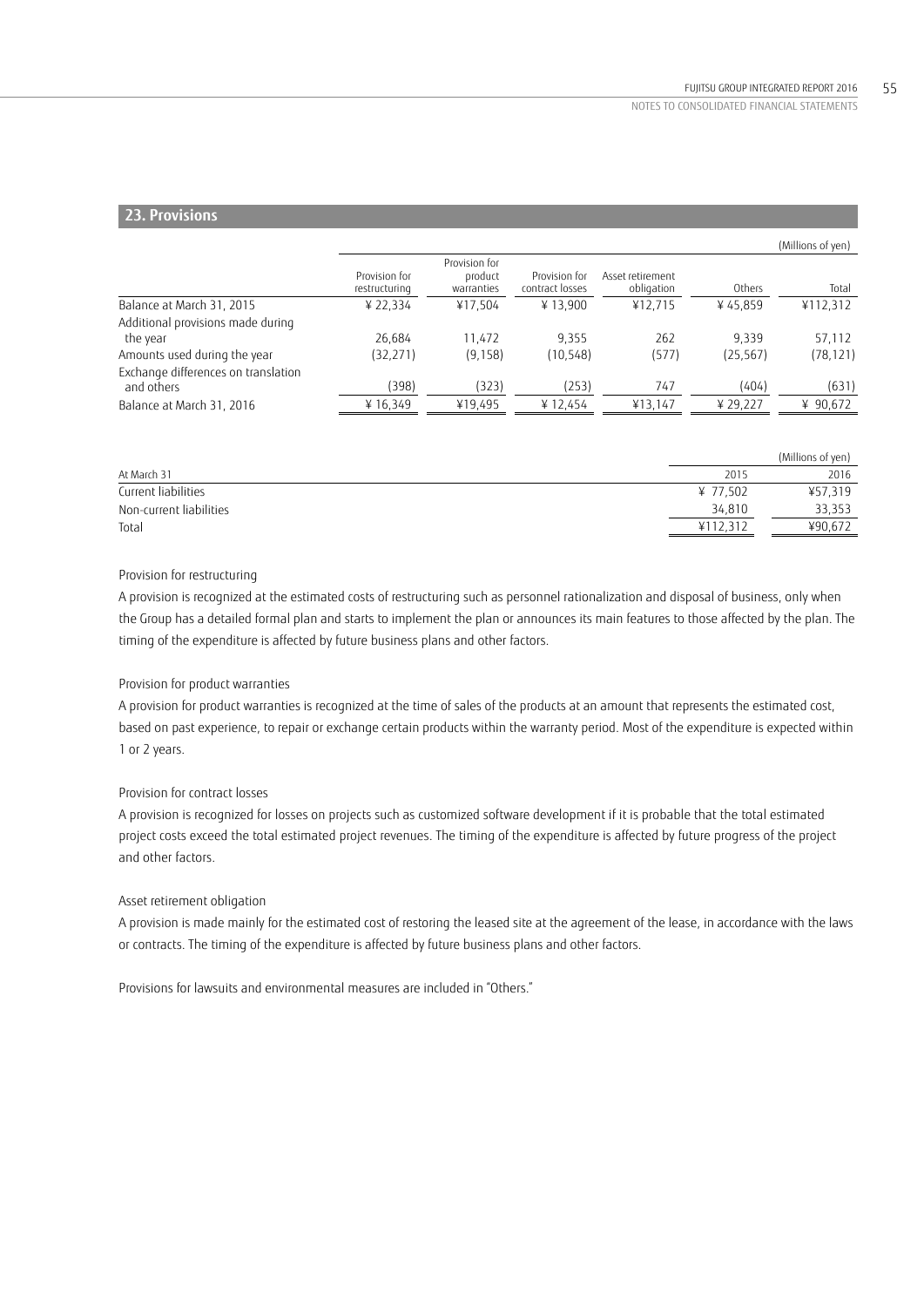## 23. Provisions

(Millions of yen)

| | Provision for restructuring | Provision for product warranties | Provision for contract losses | Asset retirement obligation | Others | Total |
|---|---|---|---|---|---|---|
| Balance at March 31, 2015 | ¥ 22,334 | ¥17,504 | ¥ 13,900 | ¥12,715 | ¥ 45,859 | ¥112,312 |
| Additional provisions made during the year | 26,684 | 11,472 | 9,355 | 262 | 9,339 | 57,112 |
| Amounts used during the year | (32,271) | (9,158) | (10,548) | (577) | (25,567) | (78,121) |
| Exchange differences on translation and others | (398) | (323) | (253) | 747 | (404) | (631) |
| Balance at March 31, 2016 | ¥ 16,349 | ¥19,495 | ¥ 12,454 | ¥13,147 | ¥ 29,227 | ¥ 90,672 |

(Millions of yen)

| At March 31 | 2015 | 2016 |
|---|---|---|
| Current liabilities | ¥ 77,502 | ¥57,319 |
| Non-current liabilities | 34,810 | 33,353 |
| Total | ¥112,312 | ¥90,672 |

Provision for restructuring

A provision is recognized at the estimated costs of restructuring such as personnel rationalization and disposal of business, only when the Group has a detailed formal plan and starts to implement the plan or announces its main features to those affected by the plan. The timing of the expenditure is affected by future business plans and other factors.

Provision for product warranties

A provision for product warranties is recognized at the time of sales of the products at an amount that represents the estimated cost, based on past experience, to repair or exchange certain products within the warranty period. Most of the expenditure is expected within 1 or 2 years.

Provision for contract losses

A provision is recognized for losses on projects such as customized software development if it is probable that the total estimated project costs exceed the total estimated project revenues. The timing of the expenditure is affected by future progress of the project and other factors.

Asset retirement obligation

A provision is made mainly for the estimated cost of restoring the leased site at the agreement of the lease, in accordance with the laws or contracts. The timing of the expenditure is affected by future business plans and other factors.

Provisions for lawsuits and environmental measures are included in "Others."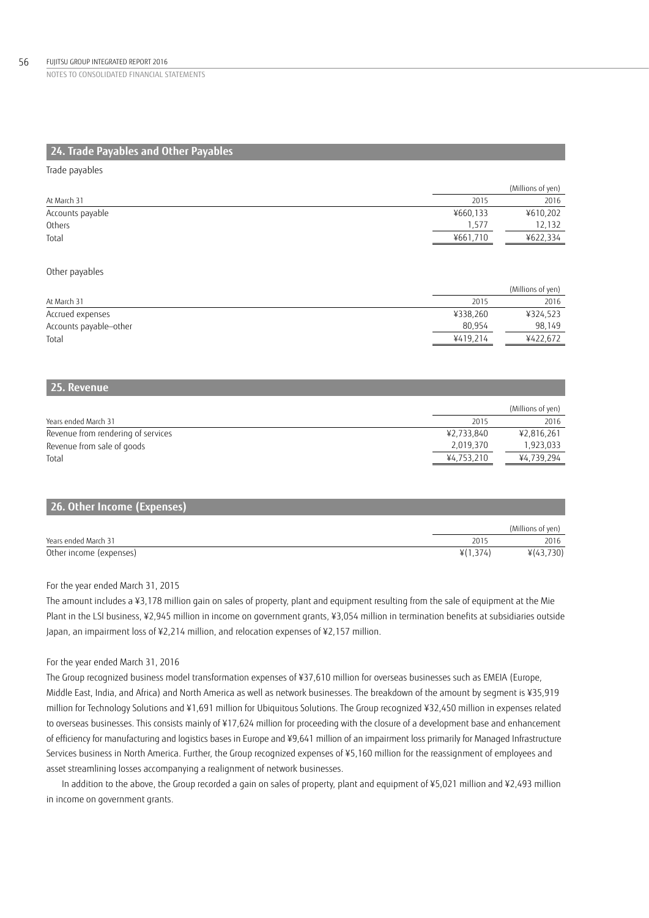## 24. Trade Payables and Other Payables

Trade payables

| At March 31 | 2015 | 2016 |
|---|---|---|
| | | (Millions of yen) |
| Accounts payable | ¥660,133 | ¥610,202 |
| Others | 1,577 | 12,132 |
| Total | ¥661,710 | ¥622,334 |

Other payables

| At March 31 | 2015 | 2016 |
|---|---|---|
| | | (Millions of yen) |
| Accrued expenses | ¥338,260 | ¥324,523 |
| Accounts payable–other | 80,954 | 98,149 |
| Total | ¥419,214 | ¥422,672 |

## 25. Revenue

| Years ended March 31 | 2015 | 2016 |
|---|---|---|
| | | (Millions of yen) |
| Revenue from rendering of services | ¥2,733,840 | ¥2,816,261 |
| Revenue from sale of goods | 2,019,370 | 1,923,033 |
| Total | ¥4,753,210 | ¥4,739,294 |

## 26. Other Income (Expenses)

| Years ended March 31 | 2015 | 2016 |
|---|---|---|
| | | (Millions of yen) |
| Other income (expenses) | ¥(1,374) | ¥(43,730) |

For the year ended March 31, 2015

The amount includes a ¥3,178 million gain on sales of property, plant and equipment resulting from the sale of equipment at the Mie Plant in the LSI business, ¥2,945 million in income on government grants, ¥3,054 million in termination benefits at subsidiaries outside Japan, an impairment loss of ¥2,214 million, and relocation expenses of ¥2,157 million.

For the year ended March 31, 2016

The Group recognized business model transformation expenses of ¥37,610 million for overseas businesses such as EMEIA (Europe, Middle East, India, and Africa) and North America as well as network businesses. The breakdown of the amount by segment is ¥35,919 million for Technology Solutions and ¥1,691 million for Ubiquitous Solutions. The Group recognized ¥32,450 million in expenses related to overseas businesses. This consists mainly of ¥17,624 million for proceeding with the closure of a development base and enhancement of efficiency for manufacturing and logistics bases in Europe and ¥9,641 million of an impairment loss primarily for Managed Infrastructure Services business in North America. Further, the Group recognized expenses of ¥5,160 million for the reassignment of employees and asset streamlining losses accompanying a realignment of network businesses.

In addition to the above, the Group recorded a gain on sales of property, plant and equipment of ¥5,021 million and ¥2,493 million in income on government grants.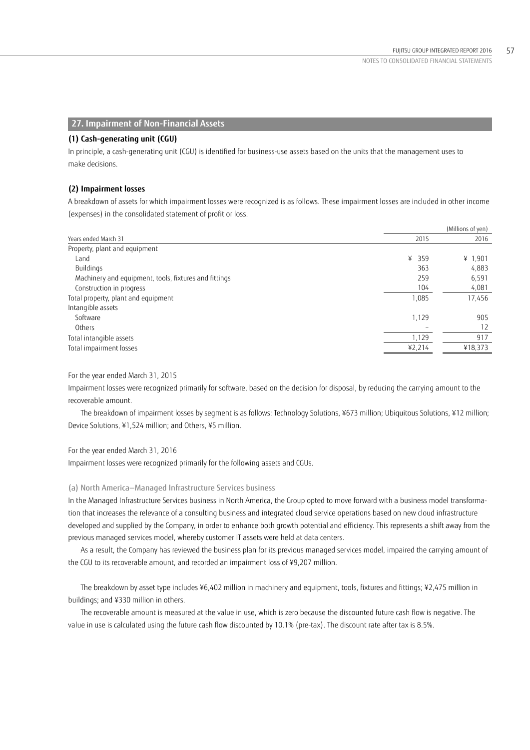## 27. Impairment of Non-Financial Assets

### (1) Cash-generating unit (CGU)

In principle, a cash-generating unit (CGU) is identified for business-use assets based on the units that the management uses to make decisions.

### (2) Impairment losses

A breakdown of assets for which impairment losses were recognized is as follows. These impairment losses are included in other income (expenses) in the consolidated statement of profit or loss.

(Millions of yen)

| Years ended March 31 | 2015 | 2016 |
|---|---|---|
| Property, plant and equipment | | |
| Land | ¥ 359 | ¥ 1,901 |
| Buildings | 363 | 4,883 |
| Machinery and equipment, tools, fixtures and fittings | 259 | 6,591 |
| Construction in progress | 104 | 4,081 |
| Total property, plant and equipment | 1,085 | 17,456 |
| Intangible assets | | |
| Software | 1,129 | 905 |
| Others | – | 12 |
| Total intangible assets | 1,129 | 917 |
| Total impairment losses | ¥2,214 | ¥18,373 |

For the year ended March 31, 2015

Impairment losses were recognized primarily for software, based on the decision for disposal, by reducing the carrying amount to the recoverable amount.

The breakdown of impairment losses by segment is as follows: Technology Solutions, ¥673 million; Ubiquitous Solutions, ¥12 million; Device Solutions, ¥1,524 million; and Others, ¥5 million.

For the year ended March 31, 2016

Impairment losses were recognized primarily for the following assets and CGUs.

(a) North America—Managed Infrastructure Services business

In the Managed Infrastructure Services business in North America, the Group opted to move forward with a business model transformation that increases the relevance of a consulting business and integrated cloud service operations based on new cloud infrastructure developed and supplied by the Company, in order to enhance both growth potential and efficiency. This represents a shift away from the previous managed services model, whereby customer IT assets were held at data centers.

As a result, the Company has reviewed the business plan for its previous managed services model, impaired the carrying amount of the CGU to its recoverable amount, and recorded an impairment loss of ¥9,207 million.

The breakdown by asset type includes ¥6,402 million in machinery and equipment, tools, fixtures and fittings; ¥2,475 million in buildings; and ¥330 million in others.

The recoverable amount is measured at the value in use, which is zero because the discounted future cash flow is negative. The value in use is calculated using the future cash flow discounted by 10.1% (pre-tax). The discount rate after tax is 8.5%.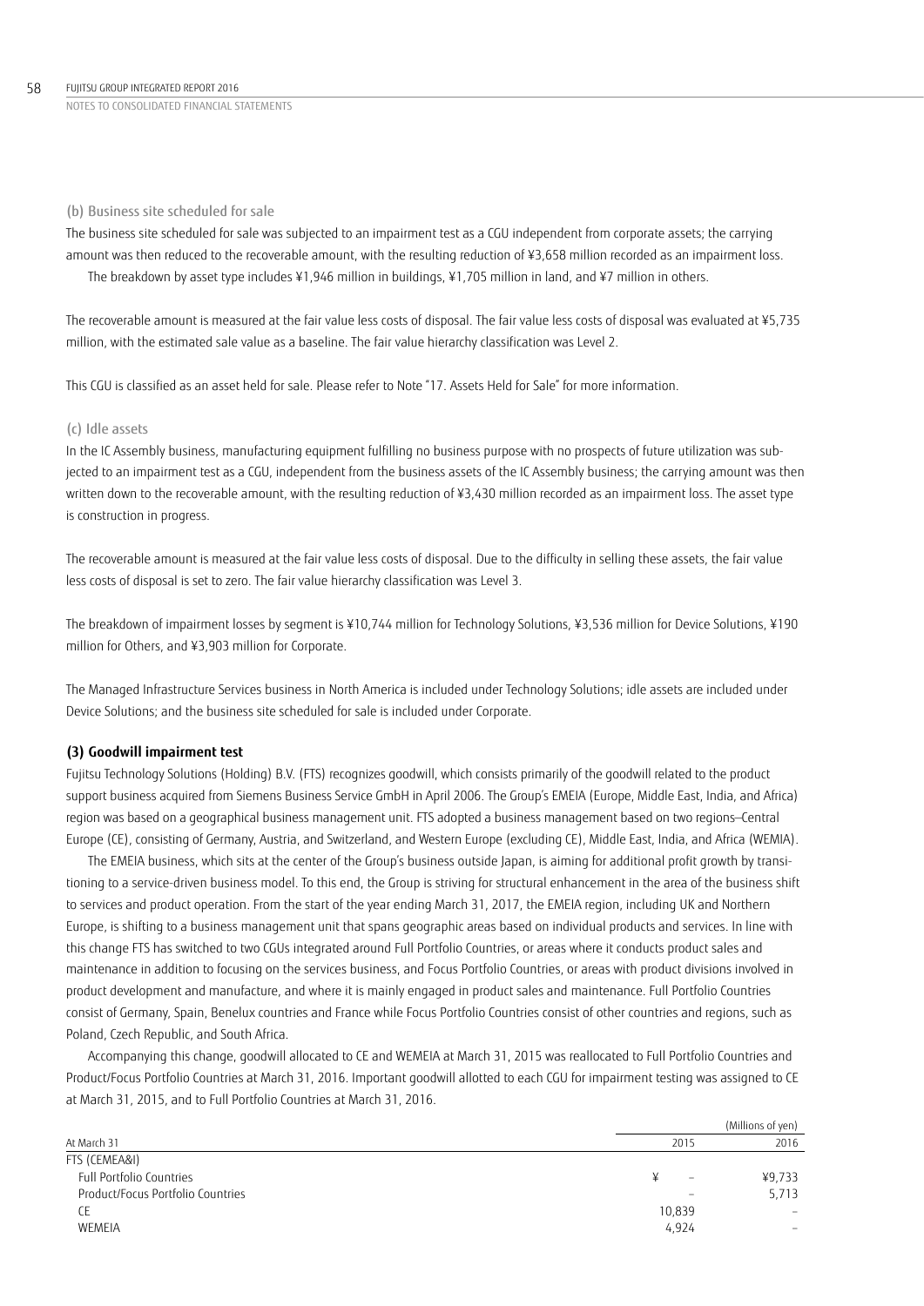(b) Business site scheduled for sale

The business site scheduled for sale was subjected to an impairment test as a CGU independent from corporate assets; the carrying amount was then reduced to the recoverable amount, with the resulting reduction of ¥3,658 million recorded as an impairment loss.

The breakdown by asset type includes ¥1,946 million in buildings, ¥1,705 million in land, and ¥7 million in others.

The recoverable amount is measured at the fair value less costs of disposal. The fair value less costs of disposal was evaluated at ¥5,735 million, with the estimated sale value as a baseline. The fair value hierarchy classification was Level 2.

This CGU is classified as an asset held for sale. Please refer to Note "17. Assets Held for Sale" for more information.

(c) Idle assets

In the IC Assembly business, manufacturing equipment fulfilling no business purpose with no prospects of future utilization was subjected to an impairment test as a CGU, independent from the business assets of the IC Assembly business; the carrying amount was then written down to the recoverable amount, with the resulting reduction of ¥3,430 million recorded as an impairment loss. The asset type is construction in progress.

The recoverable amount is measured at the fair value less costs of disposal. Due to the difficulty in selling these assets, the fair value less costs of disposal is set to zero. The fair value hierarchy classification was Level 3.

The breakdown of impairment losses by segment is ¥10,744 million for Technology Solutions, ¥3,536 million for Device Solutions, ¥190 million for Others, and ¥3,903 million for Corporate.

The Managed Infrastructure Services business in North America is included under Technology Solutions; idle assets are included under Device Solutions; and the business site scheduled for sale is included under Corporate.

**(3) Goodwill impairment test**

Fujitsu Technology Solutions (Holding) B.V. (FTS) recognizes goodwill, which consists primarily of the goodwill related to the product support business acquired from Siemens Business Service GmbH in April 2006. The Group's EMEIA (Europe, Middle East, India, and Africa) region was based on a geographical business management unit. FTS adopted a business management based on two regions—Central Europe (CE), consisting of Germany, Austria, and Switzerland, and Western Europe (excluding CE), Middle East, India, and Africa (WEMIA).

The EMEIA business, which sits at the center of the Group's business outside Japan, is aiming for additional profit growth by transitioning to a service-driven business model. To this end, the Group is striving for structural enhancement in the area of the business shift to services and product operation. From the start of the year ending March 31, 2017, the EMEIA region, including UK and Northern Europe, is shifting to a business management unit that spans geographic areas based on individual products and services. In line with this change FTS has switched to two CGUs integrated around Full Portfolio Countries, or areas where it conducts product sales and maintenance in addition to focusing on the services business, and Focus Portfolio Countries, or areas with product divisions involved in product development and manufacture, and where it is mainly engaged in product sales and maintenance. Full Portfolio Countries consist of Germany, Spain, Benelux countries and France while Focus Portfolio Countries consist of other countries and regions, such as Poland, Czech Republic, and South Africa.

Accompanying this change, goodwill allocated to CE and WEMEIA at March 31, 2015 was reallocated to Full Portfolio Countries and Product/Focus Portfolio Countries at March 31, 2016. Important goodwill allotted to each CGU for impairment testing was assigned to CE at March 31, 2015, and to Full Portfolio Countries at March 31, 2016.

(Millions of yen)

| At March 31 | 2015 | 2016 |
|---|---|---|
| FTS (CEMEA&I) | | |
| Full Portfolio Countries | ¥ – | ¥9,733 |
| Product/Focus Portfolio Countries | – | 5,713 |
| CE | 10,839 | – |
| WEMEIA | 4,924 | – |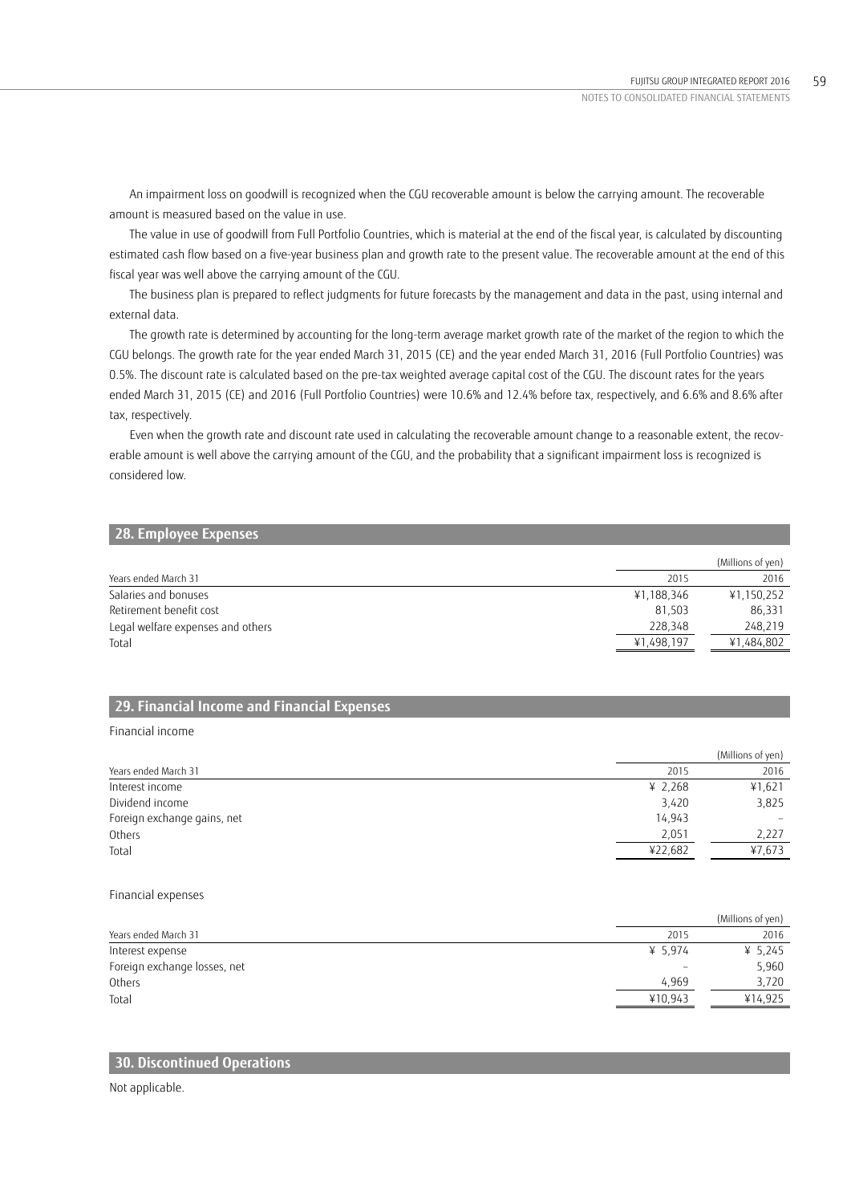An impairment loss on goodwill is recognized when the CGU recoverable amount is below the carrying amount. The recoverable amount is measured based on the value in use.

The value in use of goodwill from Full Portfolio Countries, which is material at the end of the fiscal year, is calculated by discounting estimated cash flow based on a five-year business plan and growth rate to the present value. The recoverable amount at the end of this fiscal year was well above the carrying amount of the CGU.

The business plan is prepared to reflect judgments for future forecasts by the management and data in the past, using internal and external data.

The growth rate is determined by accounting for the long-term average market growth rate of the market of the region to which the CGU belongs. The growth rate for the year ended March 31, 2015 (CE) and the year ended March 31, 2016 (Full Portfolio Countries) was 0.5%. The discount rate is calculated based on the pre-tax weighted average capital cost of the CGU. The discount rates for the years ended March 31, 2015 (CE) and 2016 (Full Portfolio Countries) were 10.6% and 12.4% before tax, respectively, and 6.6% and 8.6% after tax, respectively.

Even when the growth rate and discount rate used in calculating the recoverable amount change to a reasonable extent, the recoverable amount is well above the carrying amount of the CGU, and the probability that a significant impairment loss is recognized is considered low.

## 28. Employee Expenses

| Years ended March 31 | 2015 | 2016 (Millions of yen) |
|---|---|---|
| Salaries and bonuses | ¥1,188,346 | ¥1,150,252 |
| Retirement benefit cost | 81,503 | 86,331 |
| Legal welfare expenses and others | 228,348 | 248,219 |
| Total | ¥1,498,197 | ¥1,484,802 |

## 29. Financial Income and Financial Expenses

Financial income

| Years ended March 31 | 2015 | 2016 (Millions of yen) |
|---|---|---|
| Interest income | ¥ 2,268 | ¥1,621 |
| Dividend income | 3,420 | 3,825 |
| Foreign exchange gains, net | 14,943 | – |
| Others | 2,051 | 2,227 |
| Total | ¥22,682 | ¥7,673 |

Financial expenses

| Years ended March 31 | 2015 | 2016 (Millions of yen) |
|---|---|---|
| Interest expense | ¥ 5,974 | ¥ 5,245 |
| Foreign exchange losses, net | – | 5,960 |
| Others | 4,969 | 3,720 |
| Total | ¥10,943 | ¥14,925 |

## 30. Discontinued Operations

Not applicable.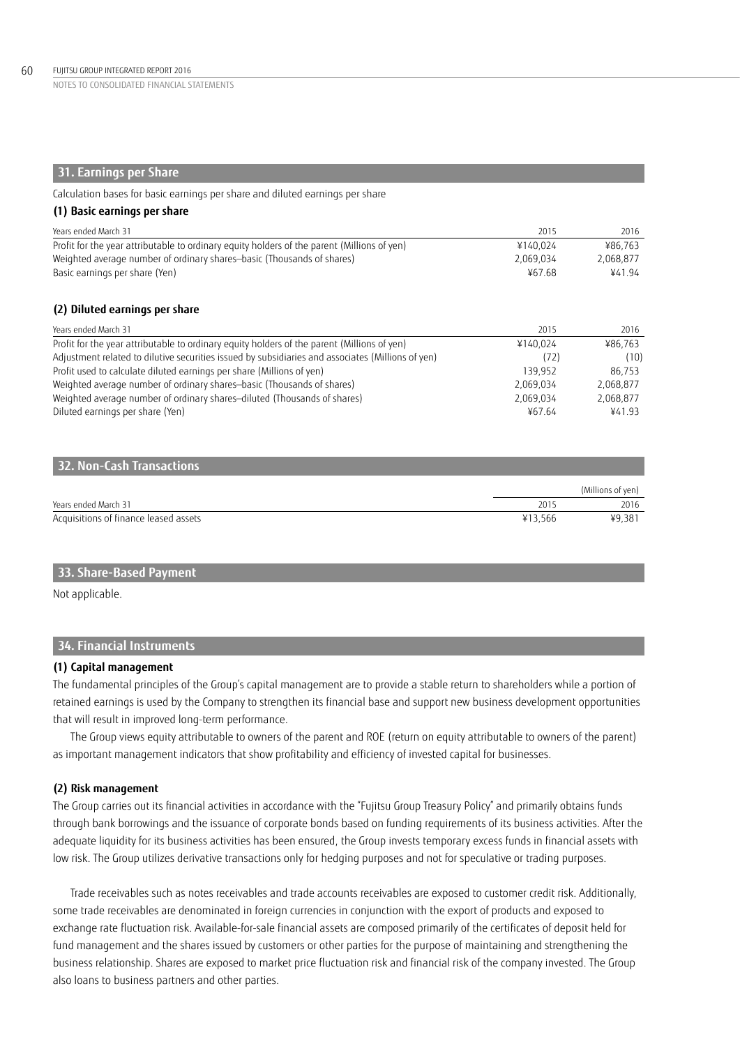## 31. Earnings per Share

Calculation bases for basic earnings per share and diluted earnings per share

### (1) Basic earnings per share

| Years ended March 31 | 2015 | 2016 |
|---|---|---|
| Profit for the year attributable to ordinary equity holders of the parent (Millions of yen) | ¥140,024 | ¥86,763 |
| Weighted average number of ordinary shares–basic (Thousands of shares) | 2,069,034 | 2,068,877 |
| Basic earnings per share (Yen) | ¥67.68 | ¥41.94 |

### (2) Diluted earnings per share

| Years ended March 31 | 2015 | 2016 |
|---|---|---|
| Profit for the year attributable to ordinary equity holders of the parent (Millions of yen) | ¥140,024 | ¥86,763 |
| Adjustment related to dilutive securities issued by subsidiaries and associates (Millions of yen) | (72) | (10) |
| Profit used to calculate diluted earnings per share (Millions of yen) | 139,952 | 86,753 |
| Weighted average number of ordinary shares–basic (Thousands of shares) | 2,069,034 | 2,068,877 |
| Weighted average number of ordinary shares–diluted (Thousands of shares) | 2,069,034 | 2,068,877 |
| Diluted earnings per share (Yen) | ¥67.64 | ¥41.93 |

## 32. Non-Cash Transactions

| | (Millions of yen) | |
|---|---|---|
| Years ended March 31 | 2015 | 2016 |
| Acquisitions of finance leased assets | ¥13,566 | ¥9,381 |

## 33. Share-Based Payment

Not applicable.

## 34. Financial Instruments

### (1) Capital management

The fundamental principles of the Group's capital management are to provide a stable return to shareholders while a portion of retained earnings is used by the Company to strengthen its financial base and support new business development opportunities that will result in improved long-term performance.

The Group views equity attributable to owners of the parent and ROE (return on equity attributable to owners of the parent) as important management indicators that show profitability and efficiency of invested capital for businesses.

### (2) Risk management

The Group carries out its financial activities in accordance with the "Fujitsu Group Treasury Policy" and primarily obtains funds through bank borrowings and the issuance of corporate bonds based on funding requirements of its business activities. After the adequate liquidity for its business activities has been ensured, the Group invests temporary excess funds in financial assets with low risk. The Group utilizes derivative transactions only for hedging purposes and not for speculative or trading purposes.

Trade receivables such as notes receivables and trade accounts receivables are exposed to customer credit risk. Additionally, some trade receivables are denominated in foreign currencies in conjunction with the export of products and exposed to exchange rate fluctuation risk. Available-for-sale financial assets are composed primarily of the certificates of deposit held for fund management and the shares issued by customers or other parties for the purpose of maintaining and strengthening the business relationship. Shares are exposed to market price fluctuation risk and financial risk of the company invested. The Group also loans to business partners and other parties.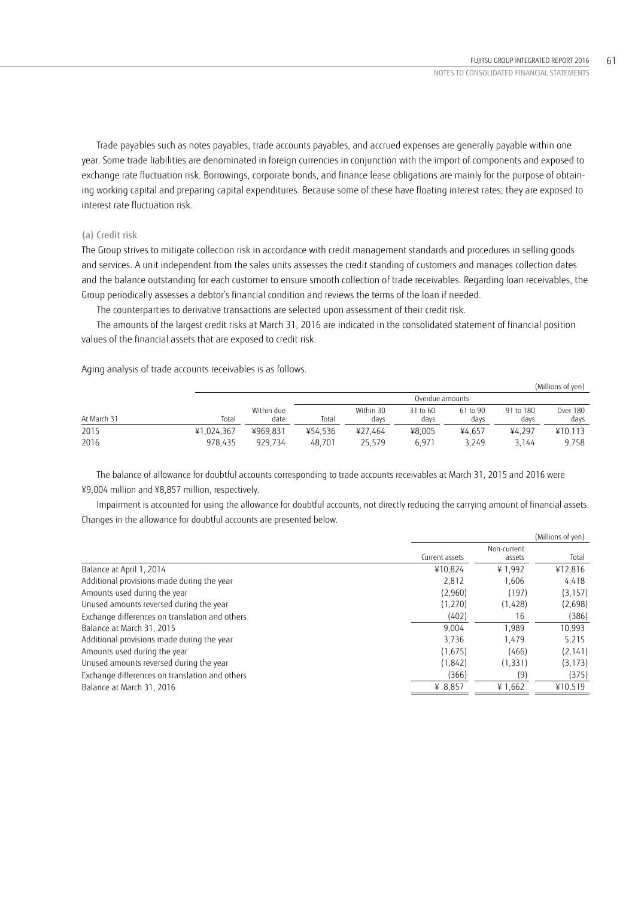Trade payables such as notes payables, trade accounts payables, and accrued expenses are generally payable within one year. Some trade liabilities are denominated in foreign currencies in conjunction with the import of components and exposed to exchange rate fluctuation risk. Borrowings, corporate bonds, and finance lease obligations are mainly for the purpose of obtaining working capital and preparing capital expenditures. Because some of these have floating interest rates, they are exposed to interest rate fluctuation risk.

(a) Credit risk

The Group strives to mitigate collection risk in accordance with credit management standards and procedures in selling goods and services. A unit independent from the sales units assesses the credit standing of customers and manages collection dates and the balance outstanding for each customer to ensure smooth collection of trade receivables. Regarding loan receivables, the Group periodically assesses a debtor's financial condition and reviews the terms of the loan if needed.

The counterparties to derivative transactions are selected upon assessment of their credit risk.

The amounts of the largest credit risks at March 31, 2016 are indicated in the consolidated statement of financial position values of the financial assets that are exposed to credit risk.

Aging analysis of trade accounts receivables is as follows.

(Millions of yen)

| | | | Overdue amounts | | | | | |
|---|---|---|---|---|---|---|---|---|
| At March 31 | Total | Within due date | Total | Within 30 days | 31 to 60 days | 61 to 90 days | 91 to 180 days | Over 180 days |
| 2015 | ¥1,024,367 | ¥969,831 | ¥54,536 | ¥27,464 | ¥8,005 | ¥4,657 | ¥4,297 | ¥10,113 |
| 2016 | 978,435 | 929,734 | 48,701 | 25,579 | 6,971 | 3,249 | 3,144 | 9,758 |

The balance of allowance for doubtful accounts corresponding to trade accounts receivables at March 31, 2015 and 2016 were ¥9,004 million and ¥8,857 million, respectively.

Impairment is accounted for using the allowance for doubtful accounts, not directly reducing the carrying amount of financial assets. Changes in the allowance for doubtful accounts are presented below.

(Millions of yen)

| | Current assets | Non-current assets | Total |
|---|---|---|---|
| Balance at April 1, 2014 | ¥10,824 | ¥ 1,992 | ¥12,816 |
| Additional provisions made during the year | 2,812 | 1,606 | 4,418 |
| Amounts used during the year | (2,960) | (197) | (3,157) |
| Unused amounts reversed during the year | (1,270) | (1,428) | (2,698) |
| Exchange differences on translation and others | (402) | 16 | (386) |
| Balance at March 31, 2015 | 9,004 | 1,989 | 10,993 |
| Additional provisions made during the year | 3,736 | 1,479 | 5,215 |
| Amounts used during the year | (1,675) | (466) | (2,141) |
| Unused amounts reversed during the year | (1,842) | (1,331) | (3,173) |
| Exchange differences on translation and others | (366) | (9) | (375) |
| Balance at March 31, 2016 | ¥ 8,857 | ¥ 1,662 | ¥10,519 |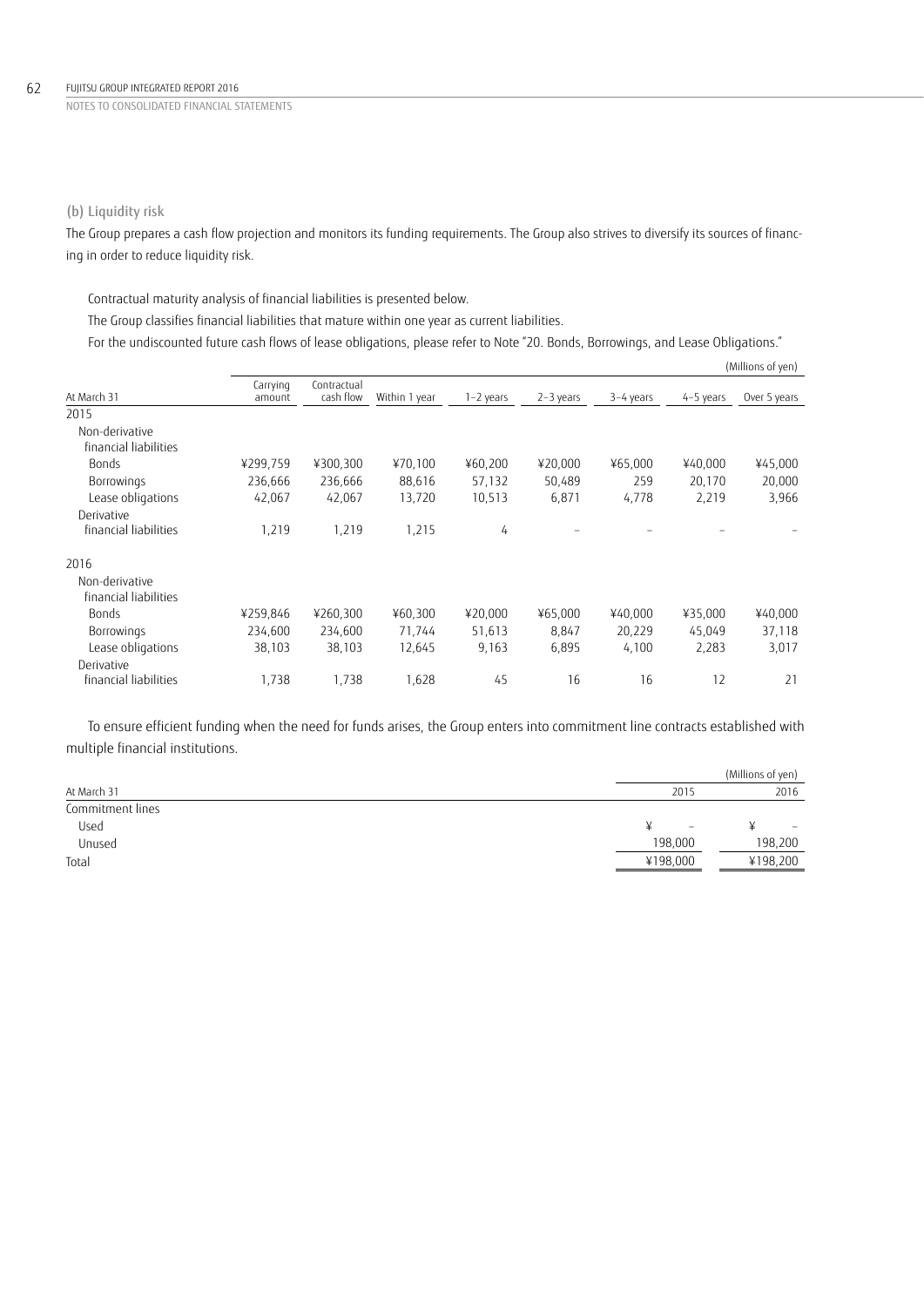### (b) Liquidity risk

The Group prepares a cash flow projection and monitors its funding requirements. The Group also strives to diversify its sources of financing in order to reduce liquidity risk.

Contractual maturity analysis of financial liabilities is presented below.

The Group classifies financial liabilities that mature within one year as current liabilities.

For the undiscounted future cash flows of lease obligations, please refer to Note "20. Bonds, Borrowings, and Lease Obligations."

(Millions of yen)

| At March 31 | Carrying amount | Contractual cash flow | Within 1 year | 1–2 years | 2–3 years | 3–4 years | 4–5 years | Over 5 years |
|---|---|---|---|---|---|---|---|---|
| 2015 | | | | | | | | |
| Non-derivative financial liabilities | | | | | | | | |
| Bonds | ¥299,759 | ¥300,300 | ¥70,100 | ¥60,200 | ¥20,000 | ¥65,000 | ¥40,000 | ¥45,000 |
| Borrowings | 236,666 | 236,666 | 88,616 | 57,132 | 50,489 | 259 | 20,170 | 20,000 |
| Lease obligations | 42,067 | 42,067 | 13,720 | 10,513 | 6,871 | 4,778 | 2,219 | 3,966 |
| Derivative financial liabilities | 1,219 | 1,219 | 1,215 | 4 | – | – | – | – |
| 2016 | | | | | | | | |
| Non-derivative financial liabilities | | | | | | | | |
| Bonds | ¥259,846 | ¥260,300 | ¥60,300 | ¥20,000 | ¥65,000 | ¥40,000 | ¥35,000 | ¥40,000 |
| Borrowings | 234,600 | 234,600 | 71,744 | 51,613 | 8,847 | 20,229 | 45,049 | 37,118 |
| Lease obligations | 38,103 | 38,103 | 12,645 | 9,163 | 6,895 | 4,100 | 2,283 | 3,017 |
| Derivative financial liabilities | 1,738 | 1,738 | 1,628 | 45 | 16 | 16 | 12 | 21 |

To ensure efficient funding when the need for funds arises, the Group enters into commitment line contracts established with multiple financial institutions.

(Millions of yen)

| At March 31 | 2015 | 2016 |
|---|---|---|
| Commitment lines | | |
| Used | ¥ – | ¥ – |
| Unused | 198,000 | 198,200 |
| Total | ¥198,000 | ¥198,200 |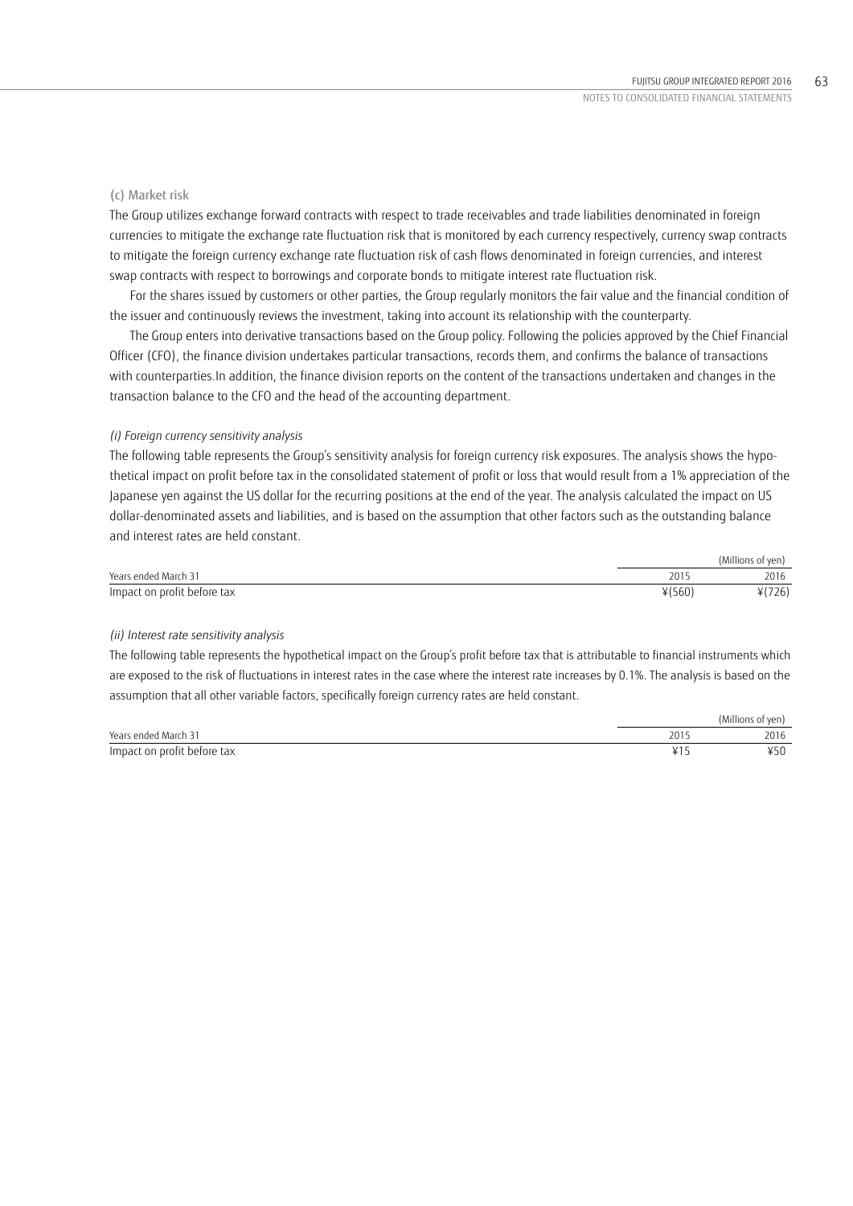### (c) Market risk

The Group utilizes exchange forward contracts with respect to trade receivables and trade liabilities denominated in foreign currencies to mitigate the exchange rate fluctuation risk that is monitored by each currency respectively, currency swap contracts to mitigate the foreign currency exchange rate fluctuation risk of cash flows denominated in foreign currencies, and interest swap contracts with respect to borrowings and corporate bonds to mitigate interest rate fluctuation risk.

For the shares issued by customers or other parties, the Group regularly monitors the fair value and the financial condition of the issuer and continuously reviews the investment, taking into account its relationship with the counterparty.

The Group enters into derivative transactions based on the Group policy. Following the policies approved by the Chief Financial Officer (CFO), the finance division undertakes particular transactions, records them, and confirms the balance of transactions with counterparties.In addition, the finance division reports on the content of the transactions undertaken and changes in the transaction balance to the CFO and the head of the accounting department.

*(i) Foreign currency sensitivity analysis*

The following table represents the Group's sensitivity analysis for foreign currency risk exposures. The analysis shows the hypothetical impact on profit before tax in the consolidated statement of profit or loss that would result from a 1% appreciation of the Japanese yen against the US dollar for the recurring positions at the end of the year. The analysis calculated the impact on US dollar-denominated assets and liabilities, and is based on the assumption that other factors such as the outstanding balance and interest rates are held constant.

| | | (Millions of yen) |
|---|---|---|
| Years ended March 31 | 2015 | 2016 |
| Impact on profit before tax | ¥(560) | ¥(726) |

*(ii) Interest rate sensitivity analysis*

The following table represents the hypothetical impact on the Group's profit before tax that is attributable to financial instruments which are exposed to the risk of fluctuations in interest rates in the case where the interest rate increases by 0.1%. The analysis is based on the assumption that all other variable factors, specifically foreign currency rates are held constant.

| | | (Millions of yen) |
|---|---|---|
| Years ended March 31 | 2015 | 2016 |
| Impact on profit before tax | ¥15 | ¥50 |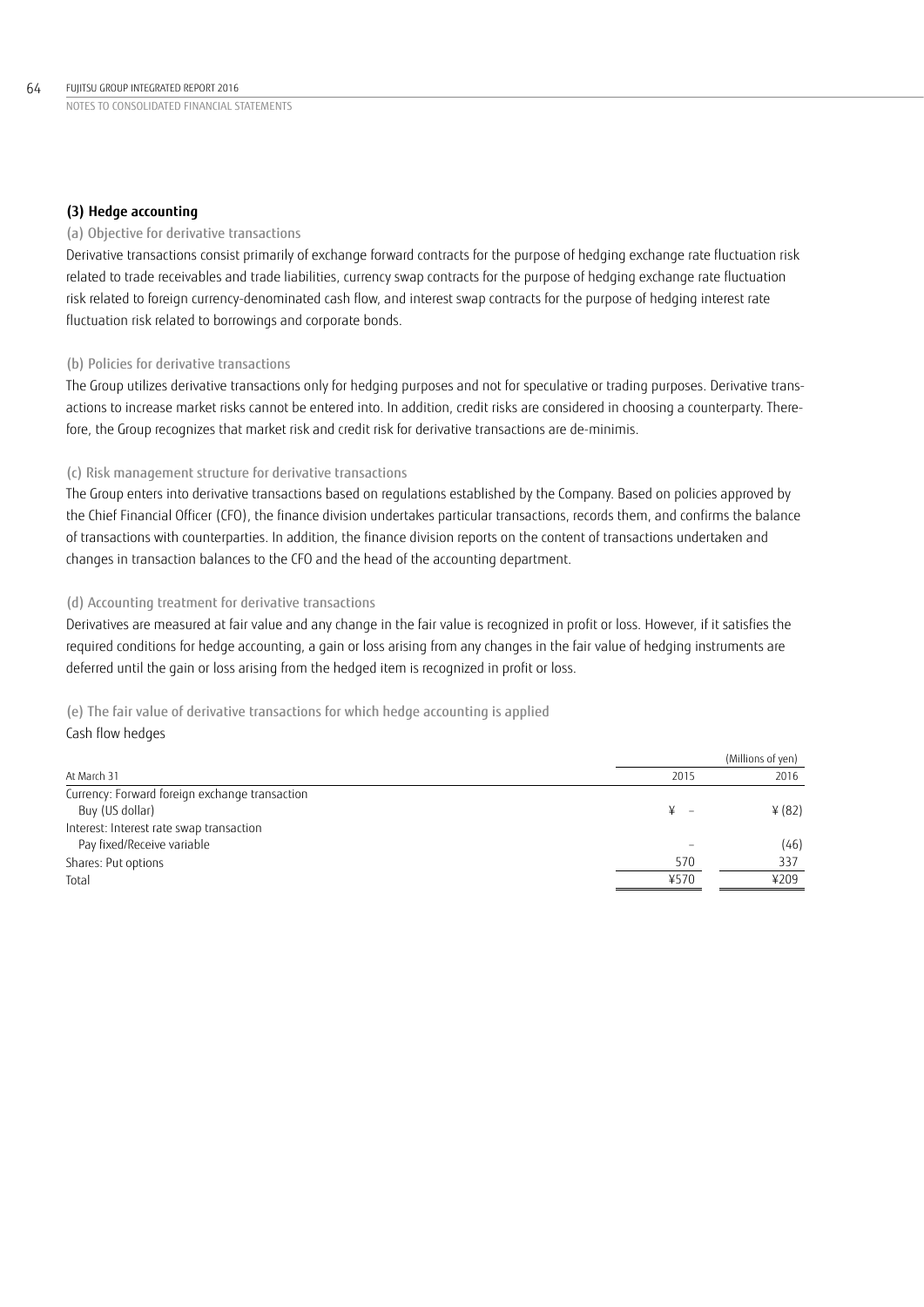### (3) Hedge accounting

(a) Objective for derivative transactions

Derivative transactions consist primarily of exchange forward contracts for the purpose of hedging exchange rate fluctuation risk related to trade receivables and trade liabilities, currency swap contracts for the purpose of hedging exchange rate fluctuation risk related to foreign currency-denominated cash flow, and interest swap contracts for the purpose of hedging interest rate fluctuation risk related to borrowings and corporate bonds.

(b) Policies for derivative transactions

The Group utilizes derivative transactions only for hedging purposes and not for speculative or trading purposes. Derivative transactions to increase market risks cannot be entered into. In addition, credit risks are considered in choosing a counterparty. Therefore, the Group recognizes that market risk and credit risk for derivative transactions are de-minimis.

(c) Risk management structure for derivative transactions

The Group enters into derivative transactions based on regulations established by the Company. Based on policies approved by the Chief Financial Officer (CFO), the finance division undertakes particular transactions, records them, and confirms the balance of transactions with counterparties. In addition, the finance division reports on the content of transactions undertaken and changes in transaction balances to the CFO and the head of the accounting department.

(d) Accounting treatment for derivative transactions

Derivatives are measured at fair value and any change in the fair value is recognized in profit or loss. However, if it satisfies the required conditions for hedge accounting, a gain or loss arising from any changes in the fair value of hedging instruments are deferred until the gain or loss arising from the hedged item is recognized in profit or loss.

(e) The fair value of derivative transactions for which hedge accounting is applied

Cash flow hedges

| | | (Millions of yen) |
|---|---|---|
| At March 31 | 2015 | 2016 |
| Currency: Forward foreign exchange transaction | | |
| Buy (US dollar) | ¥ – | ¥ (82) |
| Interest: Interest rate swap transaction | | |
| Pay fixed/Receive variable | – | (46) |
| Shares: Put options | 570 | 337 |
| Total | ¥570 | ¥209 |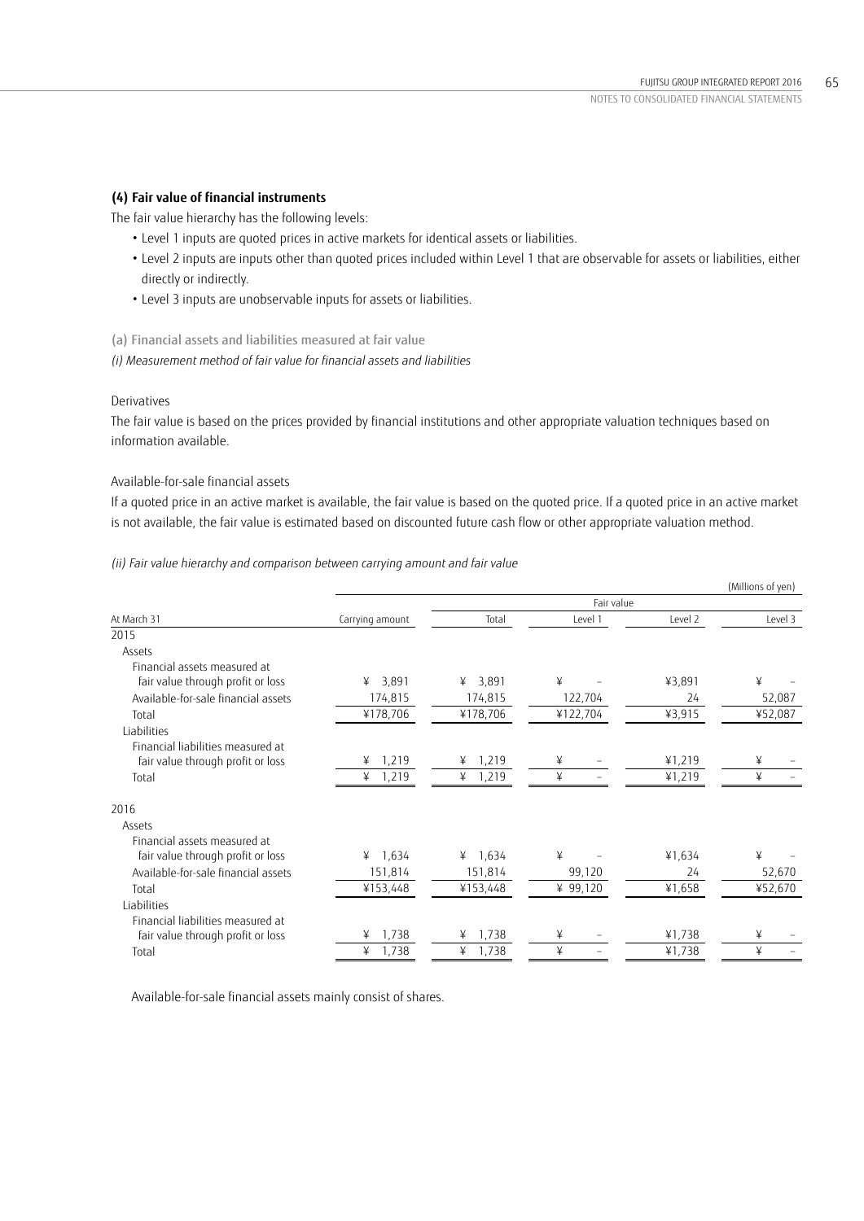### (4) Fair value of financial instruments

The fair value hierarchy has the following levels:

- Level 1 inputs are quoted prices in active markets for identical assets or liabilities.
- Level 2 inputs are inputs other than quoted prices included within Level 1 that are observable for assets or liabilities, either directly or indirectly.
- Level 3 inputs are unobservable inputs for assets or liabilities.

(a) Financial assets and liabilities measured at fair value

*(i) Measurement method of fair value for financial assets and liabilities*

Derivatives

The fair value is based on the prices provided by financial institutions and other appropriate valuation techniques based on information available.

Available-for-sale financial assets

If a quoted price in an active market is available, the fair value is based on the quoted price. If a quoted price in an active market is not available, the fair value is estimated based on discounted future cash flow or other appropriate valuation method.

*(ii) Fair value hierarchy and comparison between carrying amount and fair value*

(Millions of yen)

| | | Fair value | | | |
|---|---|---|---|---|---|
| At March 31 | Carrying amount | Total | Level 1 | Level 2 | Level 3 |
| **2015** | | | | | |
| Assets | | | | | |
| Financial assets measured at fair value through profit or loss | ¥ 3,891 | ¥ 3,891 | ¥ – | ¥3,891 | ¥ – |
| Available-for-sale financial assets | 174,815 | 174,815 | 122,704 | 24 | 52,087 |
| Total | ¥178,706 | ¥178,706 | ¥122,704 | ¥3,915 | ¥52,087 |
| Liabilities | | | | | |
| Financial liabilities measured at fair value through profit or loss | ¥ 1,219 | ¥ 1,219 | ¥ – | ¥1,219 | ¥ – |
| Total | ¥ 1,219 | ¥ 1,219 | ¥ – | ¥1,219 | ¥ – |
| **2016** | | | | | |
| Assets | | | | | |
| Financial assets measured at fair value through profit or loss | ¥ 1,634 | ¥ 1,634 | ¥ – | ¥1,634 | ¥ – |
| Available-for-sale financial assets | 151,814 | 151,814 | 99,120 | 24 | 52,670 |
| Total | ¥153,448 | ¥153,448 | ¥ 99,120 | ¥1,658 | ¥52,670 |
| Liabilities | | | | | |
| Financial liabilities measured at fair value through profit or loss | ¥ 1,738 | ¥ 1,738 | ¥ – | ¥1,738 | ¥ – |
| Total | ¥ 1,738 | ¥ 1,738 | ¥ – | ¥1,738 | ¥ – |

Available-for-sale financial assets mainly consist of shares.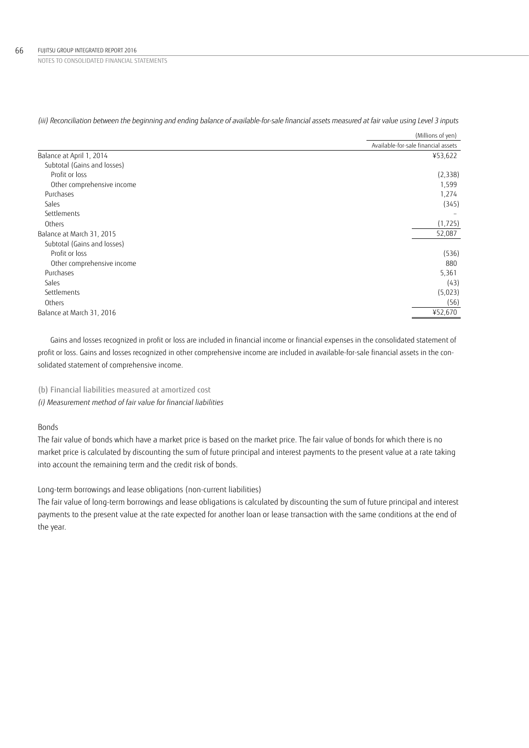*(iii) Reconciliation between the beginning and ending balance of available-for-sale financial assets measured at fair value using Level 3 inputs*

| | (Millions of yen) |
|---|---|
| | Available-for-sale financial assets |
| Balance at April 1, 2014 | ¥53,622 |
| Subtotal (Gains and losses) | |
| Profit or loss | (2,338) |
| Other comprehensive income | 1,599 |
| Purchases | 1,274 |
| Sales | (345) |
| Settlements | – |
| Others | (1,725) |
| Balance at March 31, 2015 | 52,087 |
| Subtotal (Gains and losses) | |
| Profit or loss | (536) |
| Other comprehensive income | 880 |
| Purchases | 5,361 |
| Sales | (43) |
| Settlements | (5,023) |
| Others | (56) |
| Balance at March 31, 2016 | ¥52,670 |

Gains and losses recognized in profit or loss are included in financial income or financial expenses in the consolidated statement of profit or loss. Gains and losses recognized in other comprehensive income are included in available-for-sale financial assets in the consolidated statement of comprehensive income.

(b) Financial liabilities measured at amortized cost

*(i) Measurement method of fair value for financial liabilities*

Bonds

The fair value of bonds which have a market price is based on the market price. The fair value of bonds for which there is no market price is calculated by discounting the sum of future principal and interest payments to the present value at a rate taking into account the remaining term and the credit risk of bonds.

Long-term borrowings and lease obligations (non-current liabilities)

The fair value of long-term borrowings and lease obligations is calculated by discounting the sum of future principal and interest payments to the present value at the rate expected for another loan or lease transaction with the same conditions at the end of the year.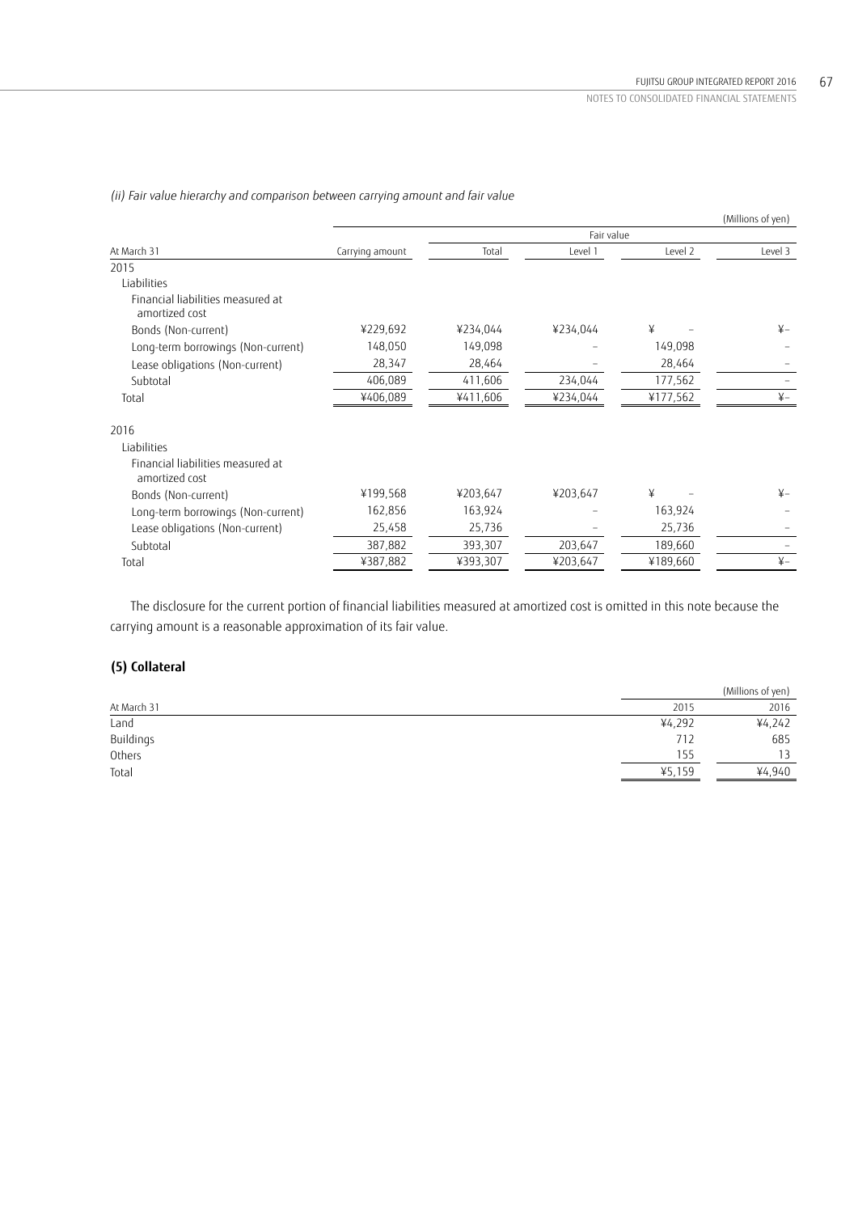*(ii) Fair value hierarchy and comparison between carrying amount and fair value*

(Millions of yen)

| At March 31 | Carrying amount | Fair value | | | |
|---|---|---|---|---|---|
| | | Total | Level 1 | Level 2 | Level 3 |
| 2015 | | | | | |
| Liabilities | | | | | |
| Financial liabilities measured at amortized cost | | | | | |
| Bonds (Non-current) | ¥229,692 | ¥234,044 | ¥234,044 | ¥ – | ¥– |
| Long-term borrowings (Non-current) | 148,050 | 149,098 | – | 149,098 | – |
| Lease obligations (Non-current) | 28,347 | 28,464 | – | 28,464 | – |
| Subtotal | 406,089 | 411,606 | 234,044 | 177,562 | – |
| Total | ¥406,089 | ¥411,606 | ¥234,044 | ¥177,562 | ¥– |
| 2016 | | | | | |
| Liabilities | | | | | |
| Financial liabilities measured at amortized cost | | | | | |
| Bonds (Non-current) | ¥199,568 | ¥203,647 | ¥203,647 | ¥ – | ¥– |
| Long-term borrowings (Non-current) | 162,856 | 163,924 | – | 163,924 | – |
| Lease obligations (Non-current) | 25,458 | 25,736 | – | 25,736 | – |
| Subtotal | 387,882 | 393,307 | 203,647 | 189,660 | – |
| Total | ¥387,882 | ¥393,307 | ¥203,647 | ¥189,660 | ¥– |

The disclosure for the current portion of financial liabilities measured at amortized cost is omitted in this note because the carrying amount is a reasonable approximation of its fair value.

## (5) Collateral

(Millions of yen)

| At March 31 | 2015 | 2016 |
|---|---|---|
| Land | ¥4,292 | ¥4,242 |
| Buildings | 712 | 685 |
| Others | 155 | 13 |
| Total | ¥5,159 | ¥4,940 |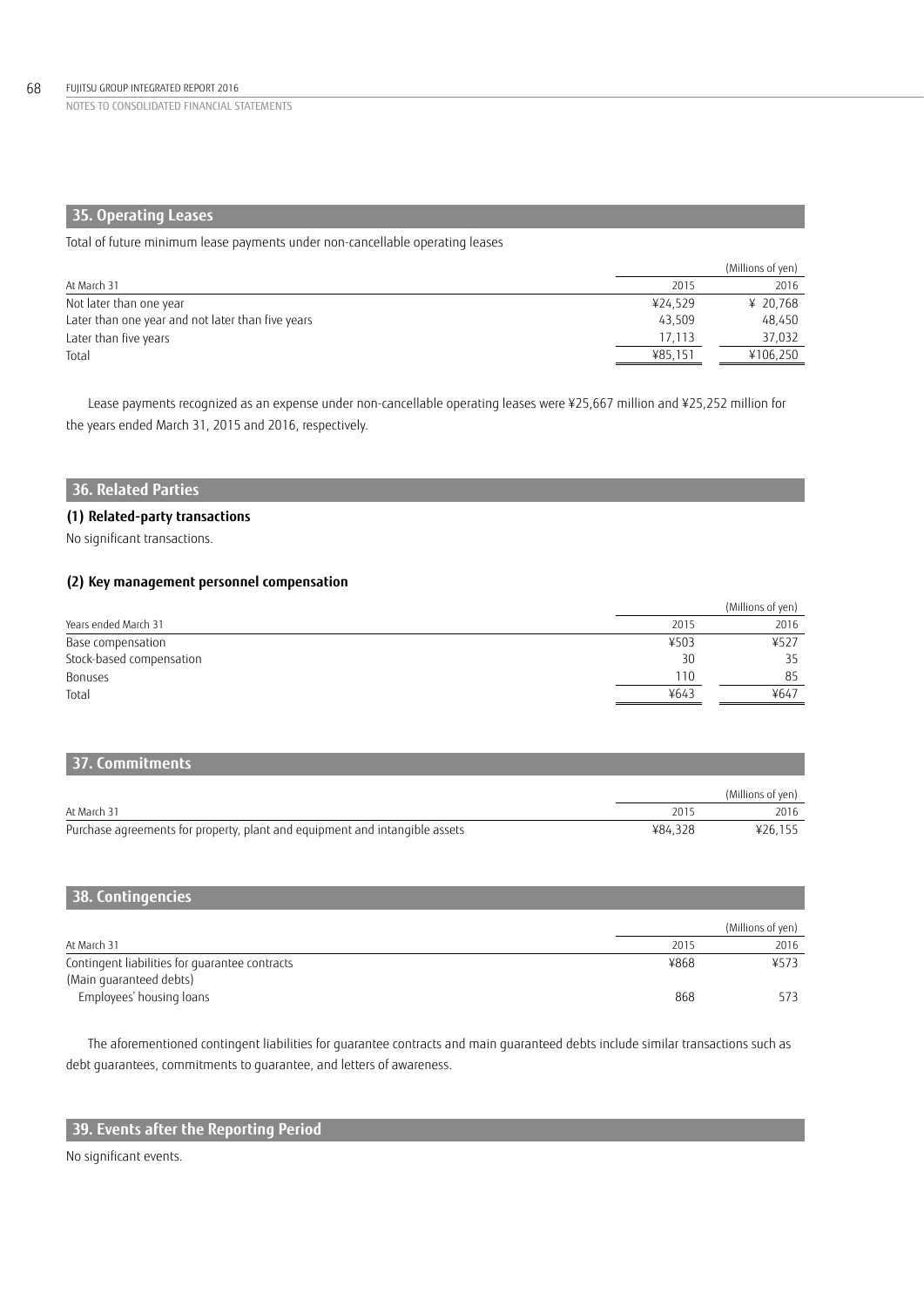## 35. Operating Leases

Total of future minimum lease payments under non-cancellable operating leases

| | | (Millions of yen) |
|---|---|---|
| At March 31 | 2015 | 2016 |
| Not later than one year | ¥24,529 | ¥ 20,768 |
| Later than one year and not later than five years | 43,509 | 48,450 |
| Later than five years | 17,113 | 37,032 |
| Total | ¥85,151 | ¥106,250 |

Lease payments recognized as an expense under non-cancellable operating leases were ¥25,667 million and ¥25,252 million for the years ended March 31, 2015 and 2016, respectively.

## 36. Related Parties

### (1) Related-party transactions

No significant transactions.

### (2) Key management personnel compensation

| | | (Millions of yen) |
|---|---|---|
| Years ended March 31 | 2015 | 2016 |
| Base compensation | ¥503 | ¥527 |
| Stock-based compensation | 30 | 35 |
| Bonuses | 110 | 85 |
| Total | ¥643 | ¥647 |

## 37. Commitments

| | | (Millions of yen) |
|---|---|---|
| At March 31 | 2015 | 2016 |
| Purchase agreements for property, plant and equipment and intangible assets | ¥84,328 | ¥26,155 |

## 38. Contingencies

| | | (Millions of yen) |
|---|---|---|
| At March 31 | 2015 | 2016 |
| Contingent liabilities for guarantee contracts | ¥868 | ¥573 |
| (Main guaranteed debts) | | |
| Employees' housing loans | 868 | 573 |

The aforementioned contingent liabilities for guarantee contracts and main guaranteed debts include similar transactions such as debt guarantees, commitments to guarantee, and letters of awareness.

## 39. Events after the Reporting Period

No significant events.